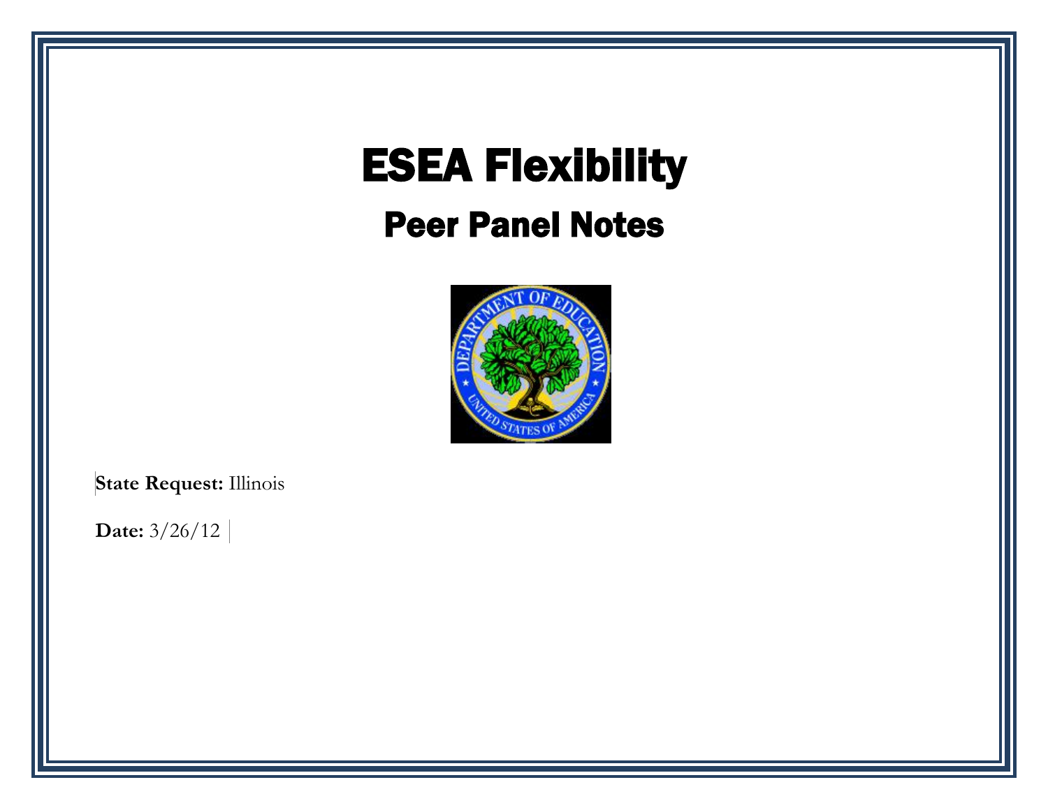# ESEA Flexibility

## Peer Panel Notes

**State Request:** Illinois

**Date:** 3/26/12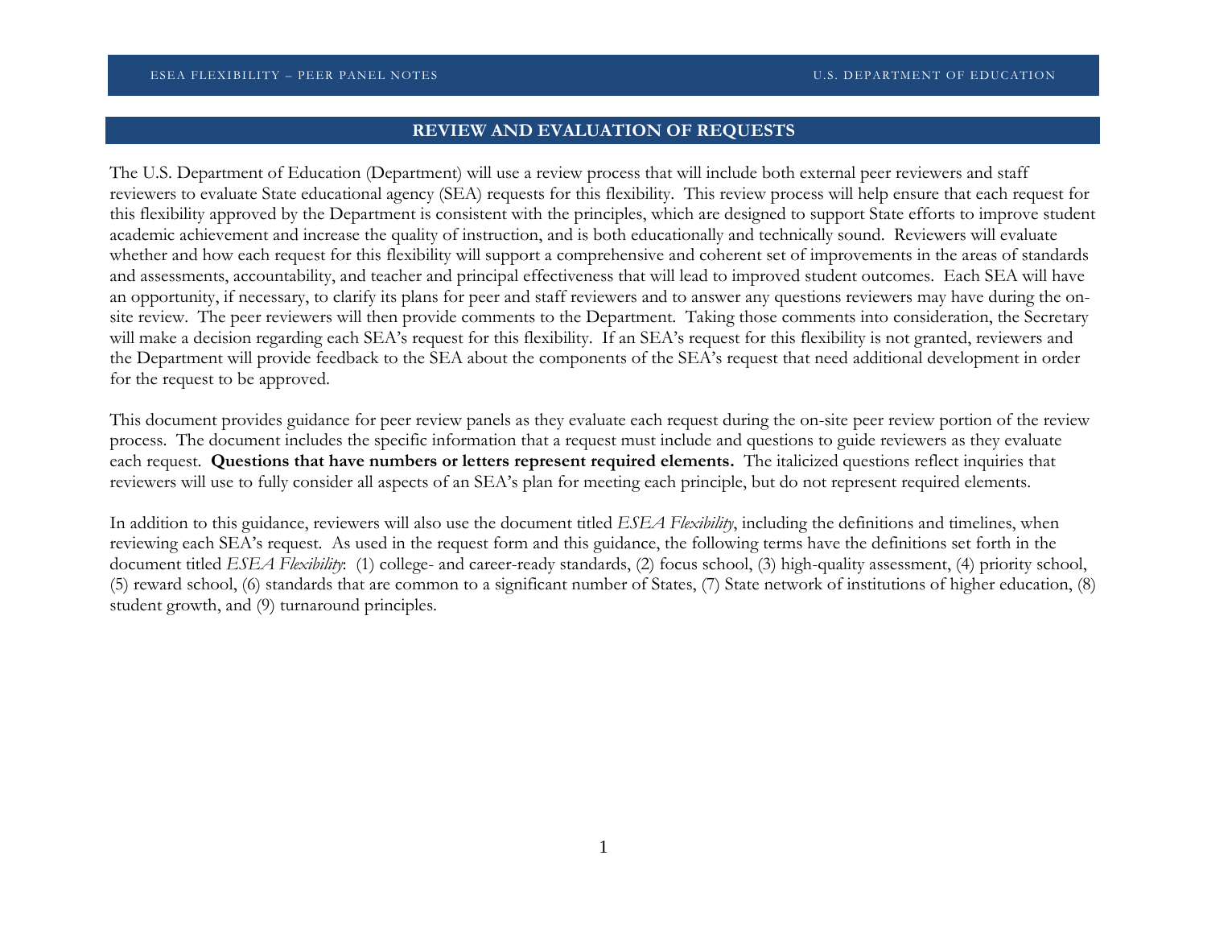## REVIEW AND EVALUATION OF REQUESTS

The U.S. Department of Education (Department) will use a review process that will include both external peer reviewers and staff reviewers to evaluate State educational agency (SEA) requests for this flexibility. This review process will help ensure that each request for this flexibility approved by the Department is consistent with the principles, which are designed to support State efforts to improve student academic achievement and increase the quality of instruction, and is both educationally and technically sound. Reviewers will evaluate whether and how each request for this flexibility will support a comprehensive and coherent set of improvements in the areas of standards and assessments, accountability, and teacher and principal effectiveness that will lead to improved student outcomes. Each SEA will have an opportunity, if necessary, to clarify its plans for peer and staff reviewers and to answer any questions reviewers may have during the on-site review. The peer reviewers will then provide comments to the Department. Taking those comments into consideration, the Secretary will make a decision regarding each SEA's request for this flexibility. If an SEA's request for this flexibility is not granted, reviewers and the Department will provide feedback to the SEA about the components of the SEA's request that need additional development in order for the request to be approved.

This document provides guidance for peer review panels as they evaluate each request during the on-site peer review portion of the review process. The document includes the specific information that a request must include and questions to guide reviewers as they evaluate each request. **Questions that have numbers or letters represent required elements.** The italicized questions reflect inquiries that reviewers will use to fully consider all aspects of an SEA's plan for meeting each principle, but do not represent required elements.

In addition to this guidance, reviewers will also use the document titled *ESEA Flexibility*, including the definitions and timelines, when reviewing each SEA's request. As used in the request form and this guidance, the following terms have the definitions set forth in the document titled *ESEA Flexibility*: (1) college- and career-ready standards, (2) focus school, (3) high-quality assessment, (4) priority school, (5) reward school, (6) standards that are common to a significant number of States, (7) State network of institutions of higher education, (8) student growth, and (9) turnaround principles.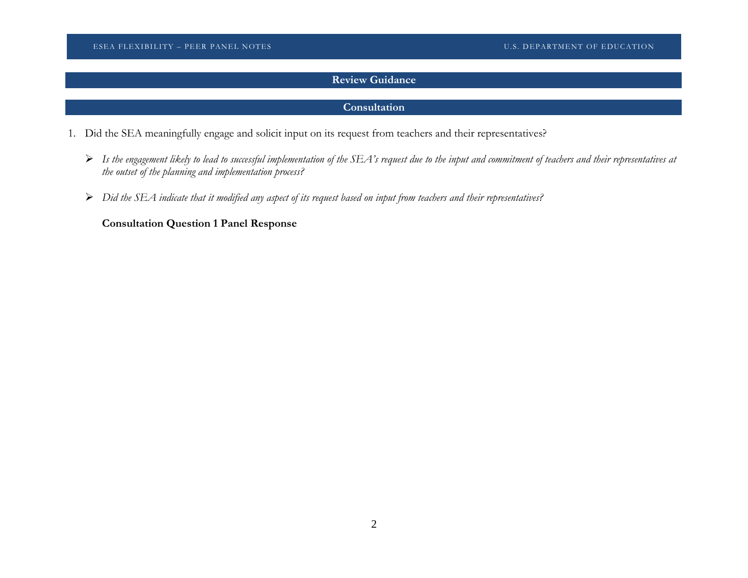## Review Guidance

### Consultation

1. Did the SEA meaningfully engage and solicit input on its request from teachers and their representatives?

   - *Is the engagement likely to lead to successful implementation of the SEA's request due to the input and commitment of teachers and their representatives at the outset of the planning and implementation process?*

   - *Did the SEA indicate that it modified any aspect of its request based on input from teachers and their representatives?*

   **Consultation Question 1 Panel Response**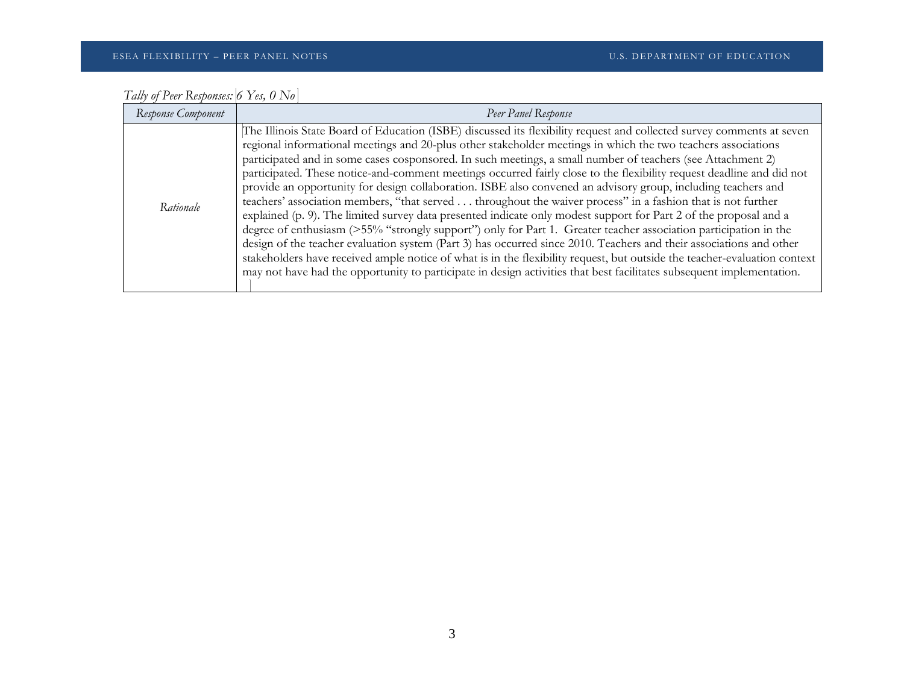*Tally of Peer Responses: 6 Yes, 0 No*

| *Response Component* | *Peer Panel Response* |
|---|---|
| *Rationale* | The Illinois State Board of Education (ISBE) discussed its flexibility request and collected survey comments at seven regional informational meetings and 20-plus other stakeholder meetings in which the two teachers associations participated and in some cases cosponsored. In such meetings, a small number of teachers (see Attachment 2) participated. These notice-and-comment meetings occurred fairly close to the flexibility request deadline and did not provide an opportunity for design collaboration. ISBE also convened an advisory group, including teachers and teachers' association members, "that served . . . throughout the waiver process" in a fashion that is not further explained (p. 9). The limited survey data presented indicate only modest support for Part 2 of the proposal and a degree of enthusiasm (>55% "strongly support") only for Part 1. Greater teacher association participation in the design of the teacher evaluation system (Part 3) has occurred since 2010. Teachers and their associations and other stakeholders have received ample notice of what is in the flexibility request, but outside the teacher-evaluation context may not have had the opportunity to participate in design activities that best facilitates subsequent implementation. |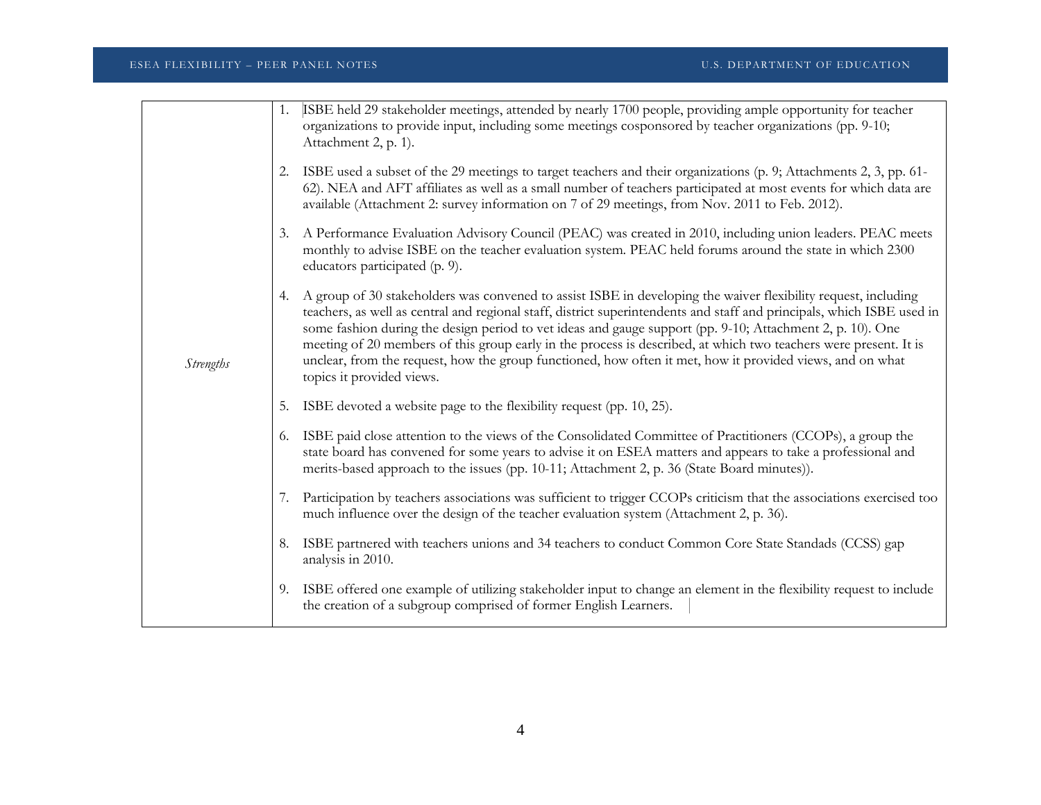| | |
|---|---|
| *Strengths* | 1. ISBE held 29 stakeholder meetings, attended by nearly 1700 people, providing ample opportunity for teacher organizations to provide input, including some meetings cosponsored by teacher organizations (pp. 9-10; Attachment 2, p. 1).<br><br>2. ISBE used a subset of the 29 meetings to target teachers and their organizations (p. 9; Attachments 2, 3, pp. 61-62). NEA and AFT affiliates as well as a small number of teachers participated at most events for which data are available (Attachment 2: survey information on 7 of 29 meetings, from Nov. 2011 to Feb. 2012).<br><br>3. A Performance Evaluation Advisory Council (PEAC) was created in 2010, including union leaders. PEAC meets monthly to advise ISBE on the teacher evaluation system. PEAC held forums around the state in which 2300 educators participated (p. 9).<br><br>4. A group of 30 stakeholders was convened to assist ISBE in developing the waiver flexibility request, including teachers, as well as central and regional staff, district superintendents and staff and principals, which ISBE used in some fashion during the design period to vet ideas and gauge support (pp. 9-10; Attachment 2, p. 10). One meeting of 20 members of this group early in the process is described, at which two teachers were present. It is unclear, from the request, how the group functioned, how often it met, how it provided views, and on what topics it provided views.<br><br>5. ISBE devoted a website page to the flexibility request (pp. 10, 25).<br><br>6. ISBE paid close attention to the views of the Consolidated Committee of Practitioners (CCOPs), a group the state board has convened for some years to advise it on ESEA matters and appears to take a professional and merits-based approach to the issues (pp. 10-11; Attachment 2, p. 36 (State Board minutes)).<br><br>7. Participation by teachers associations was sufficient to trigger CCOPs criticism that the associations exercised too much influence over the design of the teacher evaluation system (Attachment 2, p. 36).<br><br>8. ISBE partnered with teachers unions and 34 teachers to conduct Common Core State Standads (CCSS) gap analysis in 2010.<br><br>9. ISBE offered one example of utilizing stakeholder input to change an element in the flexibility request to include the creation of a subgroup comprised of former English Learners. |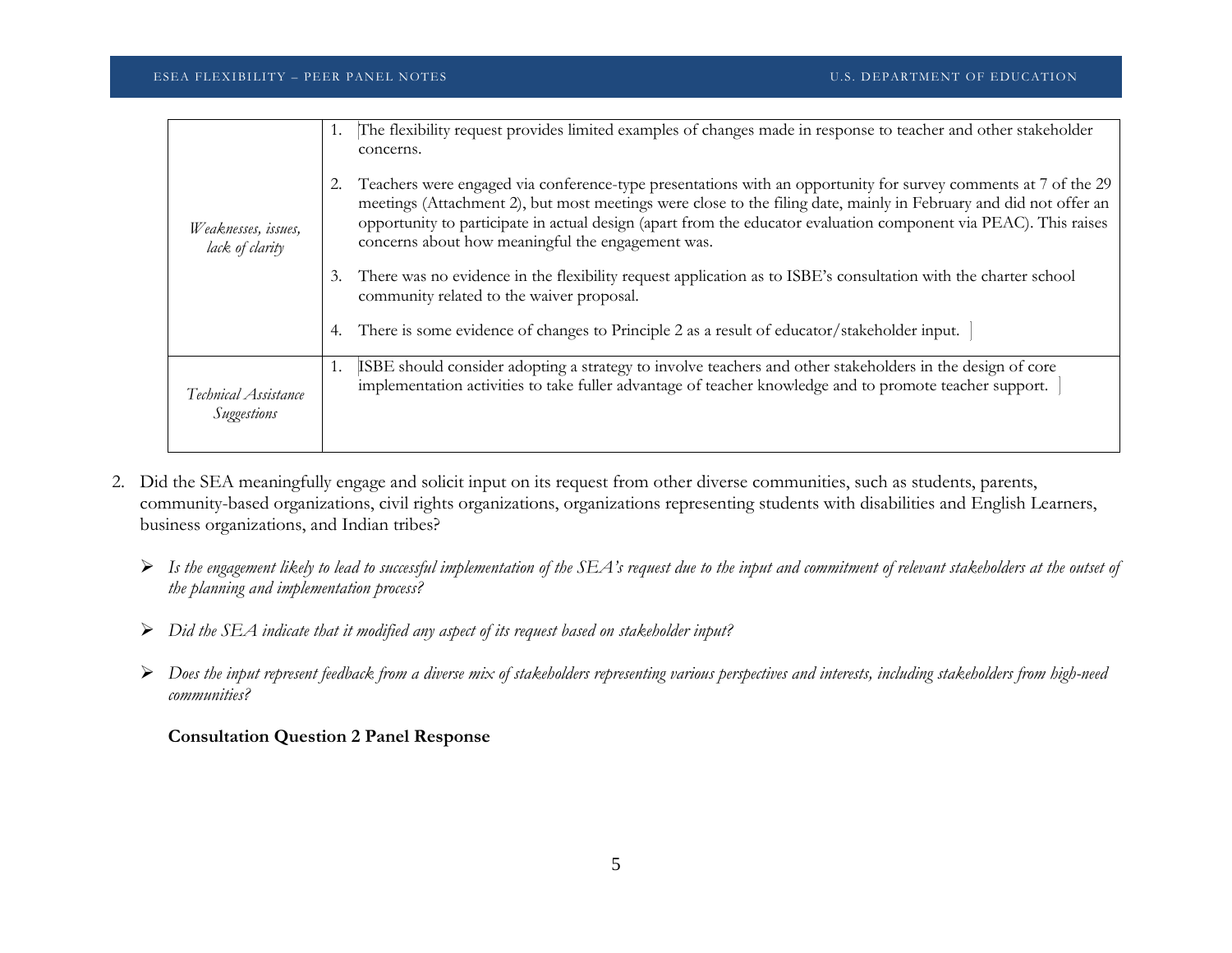| | |
|---|---|
| *Weaknesses, issues, lack of clarity* | 1. The flexibility request provides limited examples of changes made in response to teacher and other stakeholder concerns.<br><br>2. Teachers were engaged via conference-type presentations with an opportunity for survey comments at 7 of the 29 meetings (Attachment 2), but most meetings were close to the filing date, mainly in February and did not offer an opportunity to participate in actual design (apart from the educator evaluation component via PEAC). This raises concerns about how meaningful the engagement was.<br><br>3. There was no evidence in the flexibility request application as to ISBE's consultation with the charter school community related to the waiver proposal.<br><br>4. There is some evidence of changes to Principle 2 as a result of educator/stakeholder input. |
| *Technical Assistance Suggestions* | 1. ISBE should consider adopting a strategy to involve teachers and other stakeholders in the design of core implementation activities to take fuller advantage of teacher knowledge and to promote teacher support. |

2. Did the SEA meaningfully engage and solicit input on its request from other diverse communities, such as students, parents, community-based organizations, civil rights organizations, organizations representing students with disabilities and English Learners, business organizations, and Indian tribes?

   - *Is the engagement likely to lead to successful implementation of the SEA's request due to the input and commitment of relevant stakeholders at the outset of the planning and implementation process?*

   - *Did the SEA indicate that it modified any aspect of its request based on stakeholder input?*

   - *Does the input represent feedback from a diverse mix of stakeholders representing various perspectives and interests, including stakeholders from high-need communities?*

   **Consultation Question 2 Panel Response**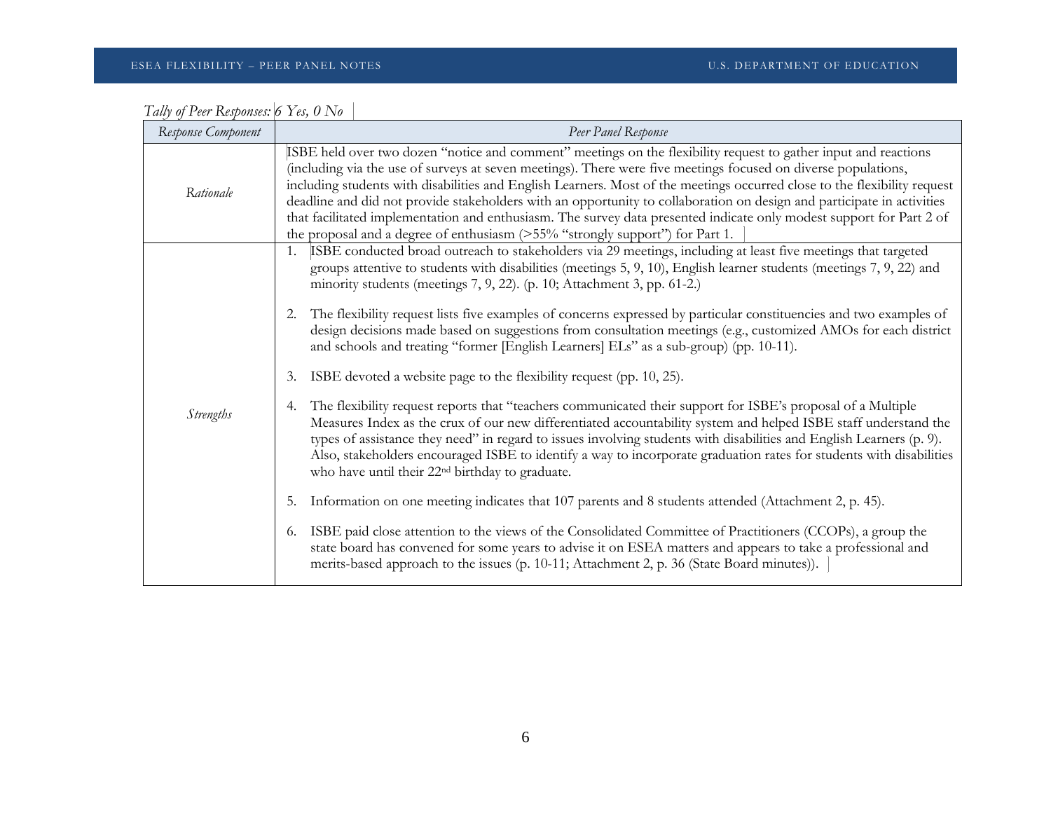*Tally of Peer Responses: 6 Yes, 0 No*

| *Response Component* | *Peer Panel Response* |
|---|---|
| *Rationale* | ISBE held over two dozen "notice and comment" meetings on the flexibility request to gather input and reactions (including via the use of surveys at seven meetings). There were five meetings focused on diverse populations, including students with disabilities and English Learners. Most of the meetings occurred close to the flexibility request deadline and did not provide stakeholders with an opportunity to collaboration on design and participate in activities that facilitated implementation and enthusiasm. The survey data presented indicate only modest support for Part 2 of the proposal and a degree of enthusiasm (>55% "strongly support") for Part 1. |
| *Strengths* | 1. ISBE conducted broad outreach to stakeholders via 29 meetings, including at least five meetings that targeted groups attentive to students with disabilities (meetings 5, 9, 10), English learner students (meetings 7, 9, 22) and minority students (meetings 7, 9, 22). (p. 10; Attachment 3, pp. 61-2.)<br><br>2. The flexibility request lists five examples of concerns expressed by particular constituencies and two examples of design decisions made based on suggestions from consultation meetings (e.g., customized AMOs for each district and schools and treating "former [English Learners] ELs" as a sub-group) (pp. 10-11).<br><br>3. ISBE devoted a website page to the flexibility request (pp. 10, 25).<br><br>4. The flexibility request reports that "teachers communicated their support for ISBE's proposal of a Multiple Measures Index as the crux of our new differentiated accountability system and helped ISBE staff understand the types of assistance they need" in regard to issues involving students with disabilities and English Learners (p. 9). Also, stakeholders encouraged ISBE to identify a way to incorporate graduation rates for students with disabilities who have until their 22nd birthday to graduate.<br><br>5. Information on one meeting indicates that 107 parents and 8 students attended (Attachment 2, p. 45).<br><br>6. ISBE paid close attention to the views of the Consolidated Committee of Practitioners (CCOPs), a group the state board has convened for some years to advise it on ESEA matters and appears to take a professional and merits-based approach to the issues (p. 10-11; Attachment 2, p. 36 (State Board minutes)). |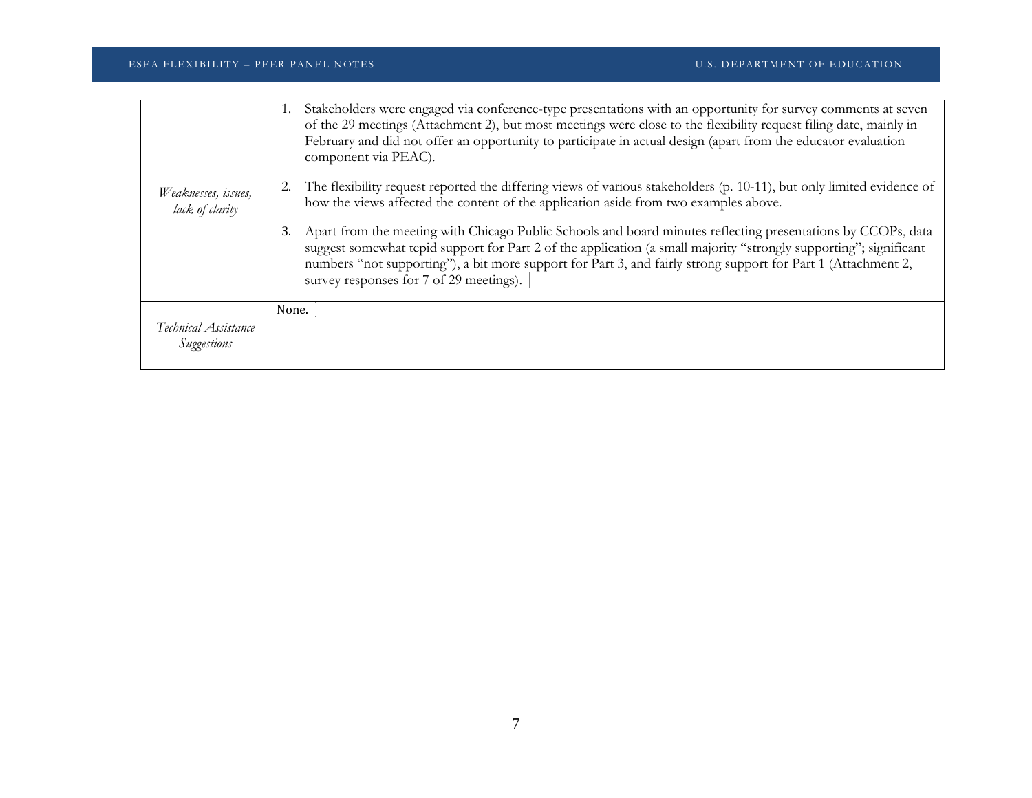| | |
|---|---|
| *Weaknesses, issues, lack of clarity* | 1. Stakeholders were engaged via conference-type presentations with an opportunity for survey comments at seven of the 29 meetings (Attachment 2), but most meetings were close to the flexibility request filing date, mainly in February and did not offer an opportunity to participate in actual design (apart from the educator evaluation component via PEAC).<br><br>2. The flexibility request reported the differing views of various stakeholders (p. 10-11), but only limited evidence of how the views affected the content of the application aside from two examples above.<br><br>3. Apart from the meeting with Chicago Public Schools and board minutes reflecting presentations by CCOPs, data suggest somewhat tepid support for Part 2 of the application (a small majority "strongly supporting"; significant numbers "not supporting"), a bit more support for Part 3, and fairly strong support for Part 1 (Attachment 2, survey responses for 7 of 29 meetings). |
| *Technical Assistance Suggestions* | None. |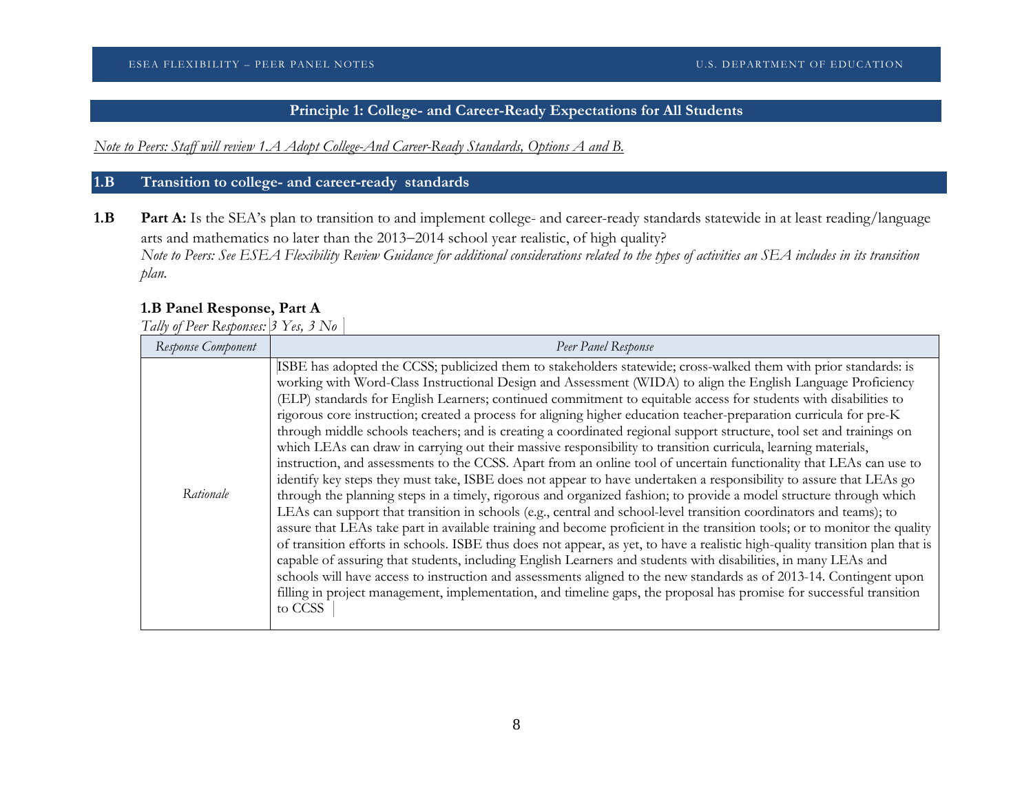## Principle 1: College- and Career-Ready Expectations for All Students

*Note to Peers: Staff will review 1.A Adopt College-And Career-Ready Standards, Options A and B.*

## 1.B Transition to college- and career-ready standards

**1.B** **Part A:** Is the SEA's plan to transition to and implement college- and career-ready standards statewide in at least reading/language arts and mathematics no later than the 2013–2014 school year realistic, of high quality?
*Note to Peers: See ESEA Flexibility Review Guidance for additional considerations related to the types of activities an SEA includes in its transition plan.*

### 1.B Panel Response, Part A

*Tally of Peer Responses: 3 Yes, 3 No*

| *Response Component* | *Peer Panel Response* |
|---|---|
| *Rationale* | ISBE has adopted the CCSS; publicized them to stakeholders statewide; cross-walked them with prior standards: is working with Word-Class Instructional Design and Assessment (WIDA) to align the English Language Proficiency (ELP) standards for English Learners; continued commitment to equitable access for students with disabilities to rigorous core instruction; created a process for aligning higher education teacher-preparation curricula for pre-K through middle schools teachers; and is creating a coordinated regional support structure, tool set and trainings on which LEAs can draw in carrying out their massive responsibility to transition curricula, learning materials, instruction, and assessments to the CCSS. Apart from an online tool of uncertain functionality that LEAs can use to identify key steps they must take, ISBE does not appear to have undertaken a responsibility to assure that LEAs go through the planning steps in a timely, rigorous and organized fashion; to provide a model structure through which LEAs can support that transition in schools (e.g., central and school-level transition coordinators and teams); to assure that LEAs take part in available training and become proficient in the transition tools; or to monitor the quality of transition efforts in schools. ISBE thus does not appear, as yet, to have a realistic high-quality transition plan that is capable of assuring that students, including English Learners and students with disabilities, in many LEAs and schools will have access to instruction and assessments aligned to the new standards as of 2013-14. Contingent upon filling in project management, implementation, and timeline gaps, the proposal has promise for successful transition to CCSS |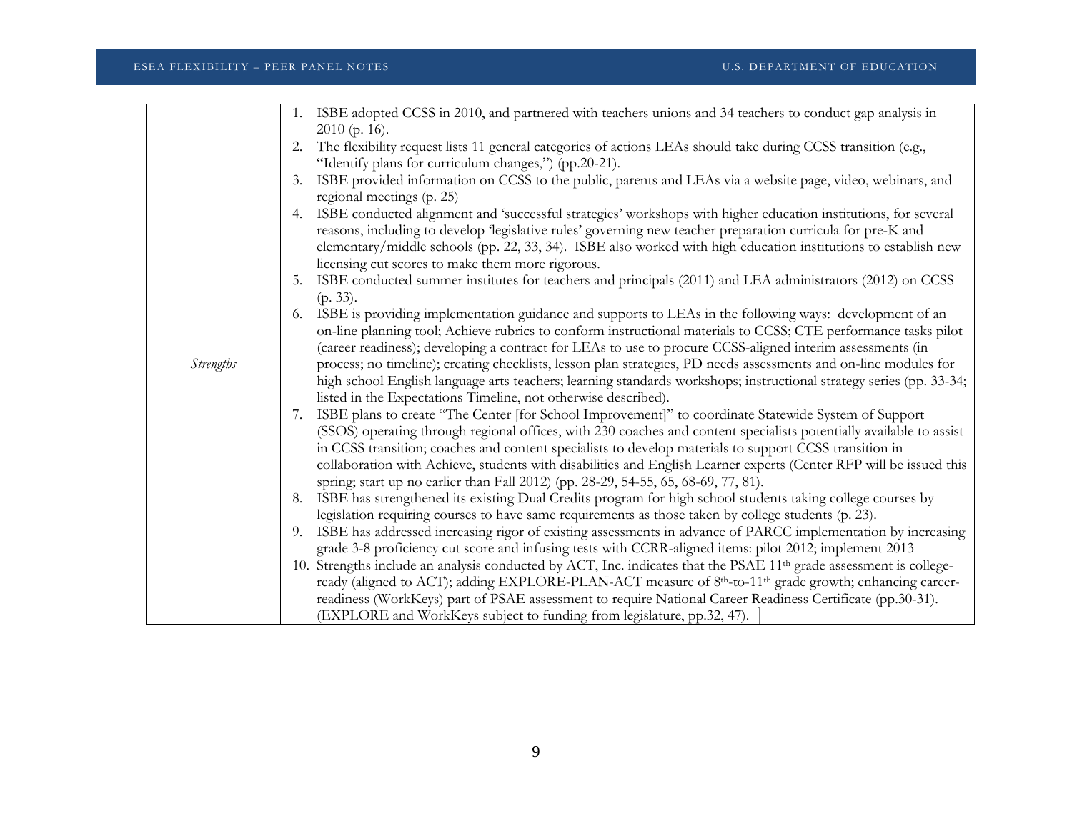| | |
|---|---|
| *Strengths* | 1. ISBE adopted CCSS in 2010, and partnered with teachers unions and 34 teachers to conduct gap analysis in 2010 (p. 16).<br>2. The flexibility request lists 11 general categories of actions LEAs should take during CCSS transition (e.g., "Identify plans for curriculum changes,") (pp.20-21).<br>3. ISBE provided information on CCSS to the public, parents and LEAs via a website page, video, webinars, and regional meetings (p. 25)<br>4. ISBE conducted alignment and 'successful strategies' workshops with higher education institutions, for several reasons, including to develop 'legislative rules' governing new teacher preparation curricula for pre-K and elementary/middle schools (pp. 22, 33, 34). ISBE also worked with high education institutions to establish new licensing cut scores to make them more rigorous.<br>5. ISBE conducted summer institutes for teachers and principals (2011) and LEA administrators (2012) on CCSS (p. 33).<br>6. ISBE is providing implementation guidance and supports to LEAs in the following ways: development of an on-line planning tool; Achieve rubrics to conform instructional materials to CCSS; CTE performance tasks pilot (career readiness); developing a contract for LEAs to use to procure CCSS-aligned interim assessments (in process; no timeline); creating checklists, lesson plan strategies, PD needs assessments and on-line modules for high school English language arts teachers; learning standards workshops; instructional strategy series (pp. 33-34; listed in the Expectations Timeline, not otherwise described).<br>7. ISBE plans to create "The Center [for School Improvement]" to coordinate Statewide System of Support (SSOS) operating through regional offices, with 230 coaches and content specialists potentially available to assist in CCSS transition; coaches and content specialists to develop materials to support CCSS transition in collaboration with Achieve, students with disabilities and English Learner experts (Center RFP will be issued this spring; start up no earlier than Fall 2012) (pp. 28-29, 54-55, 65, 68-69, 77, 81).<br>8. ISBE has strengthened its existing Dual Credits program for high school students taking college courses by legislation requiring courses to have same requirements as those taken by college students (p. 23).<br>9. ISBE has addressed increasing rigor of existing assessments in advance of PARCC implementation by increasing grade 3-8 proficiency cut score and infusing tests with CCRR-aligned items: pilot 2012; implement 2013<br>10. Strengths include an analysis conducted by ACT, Inc. indicates that the PSAE 11th grade assessment is college-ready (aligned to ACT); adding EXPLORE-PLAN-ACT measure of 8th-to-11th grade growth; enhancing career-readiness (WorkKeys) part of PSAE assessment to require National Career Readiness Certificate (pp.30-31). (EXPLORE and WorkKeys subject to funding from legislature, pp.32, 47). |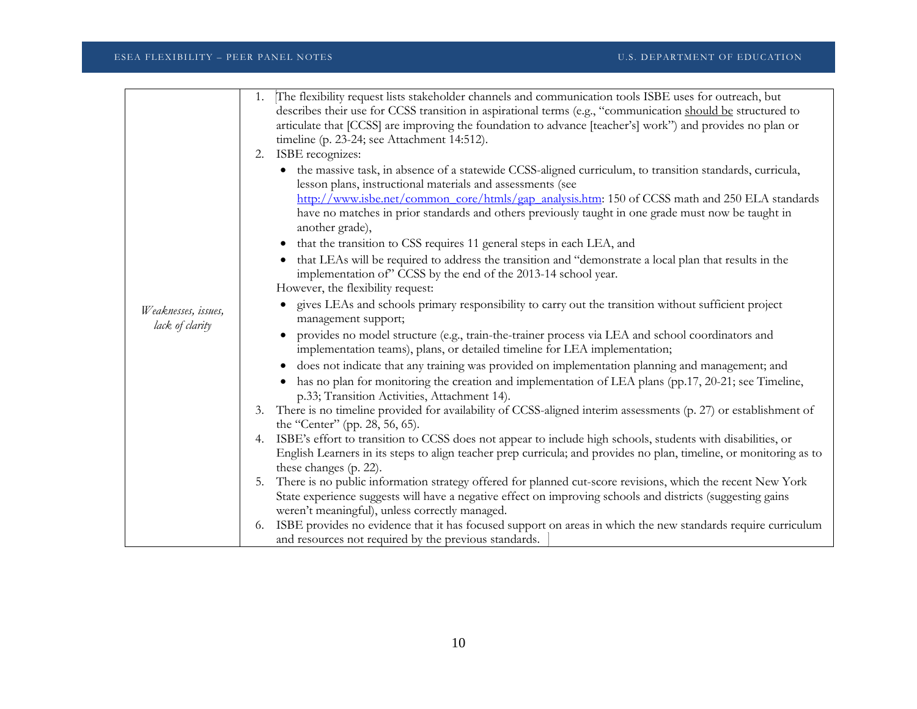| | |
|---|---|
| *Weaknesses, issues, lack of clarity* | 1. The flexibility request lists stakeholder channels and communication tools ISBE uses for outreach, but describes their use for CCSS transition in aspirational terms (e.g., "communication should be structured to articulate that [CCSS] are improving the foundation to advance [teacher's] work") and provides no plan or timeline (p. 23-24; see Attachment 14:512).<br>2. ISBE recognizes:<br>• the massive task, in absence of a statewide CCSS-aligned curriculum, to transition standards, curricula, lesson plans, instructional materials and assessments (see http://www.isbe.net/common_core/htmls/gap_analysis.htm: 150 of CCSS math and 250 ELA standards have no matches in prior standards and others previously taught in one grade must now be taught in another grade),<br>• that the transition to CSS requires 11 general steps in each LEA, and<br>• that LEAs will be required to address the transition and "demonstrate a local plan that results in the implementation of" CCSS by the end of the 2013-14 school year.<br>However, the flexibility request:<br>• gives LEAs and schools primary responsibility to carry out the transition without sufficient project management support;<br>• provides no model structure (e.g., train-the-trainer process via LEA and school coordinators and implementation teams), plans, or detailed timeline for LEA implementation;<br>• does not indicate that any training was provided on implementation planning and management; and<br>• has no plan for monitoring the creation and implementation of LEA plans (pp.17, 20-21; see Timeline, p.33; Transition Activities, Attachment 14).<br>3. There is no timeline provided for availability of CCSS-aligned interim assessments (p. 27) or establishment of the "Center" (pp. 28, 56, 65).<br>4. ISBE's effort to transition to CCSS does not appear to include high schools, students with disabilities, or English Learners in its steps to align teacher prep curricula; and provides no plan, timeline, or monitoring as to these changes (p. 22).<br>5. There is no public information strategy offered for planned cut-score revisions, which the recent New York State experience suggests will have a negative effect on improving schools and districts (suggesting gains weren't meaningful), unless correctly managed.<br>6. ISBE provides no evidence that it has focused support on areas in which the new standards require curriculum and resources not required by the previous standards. |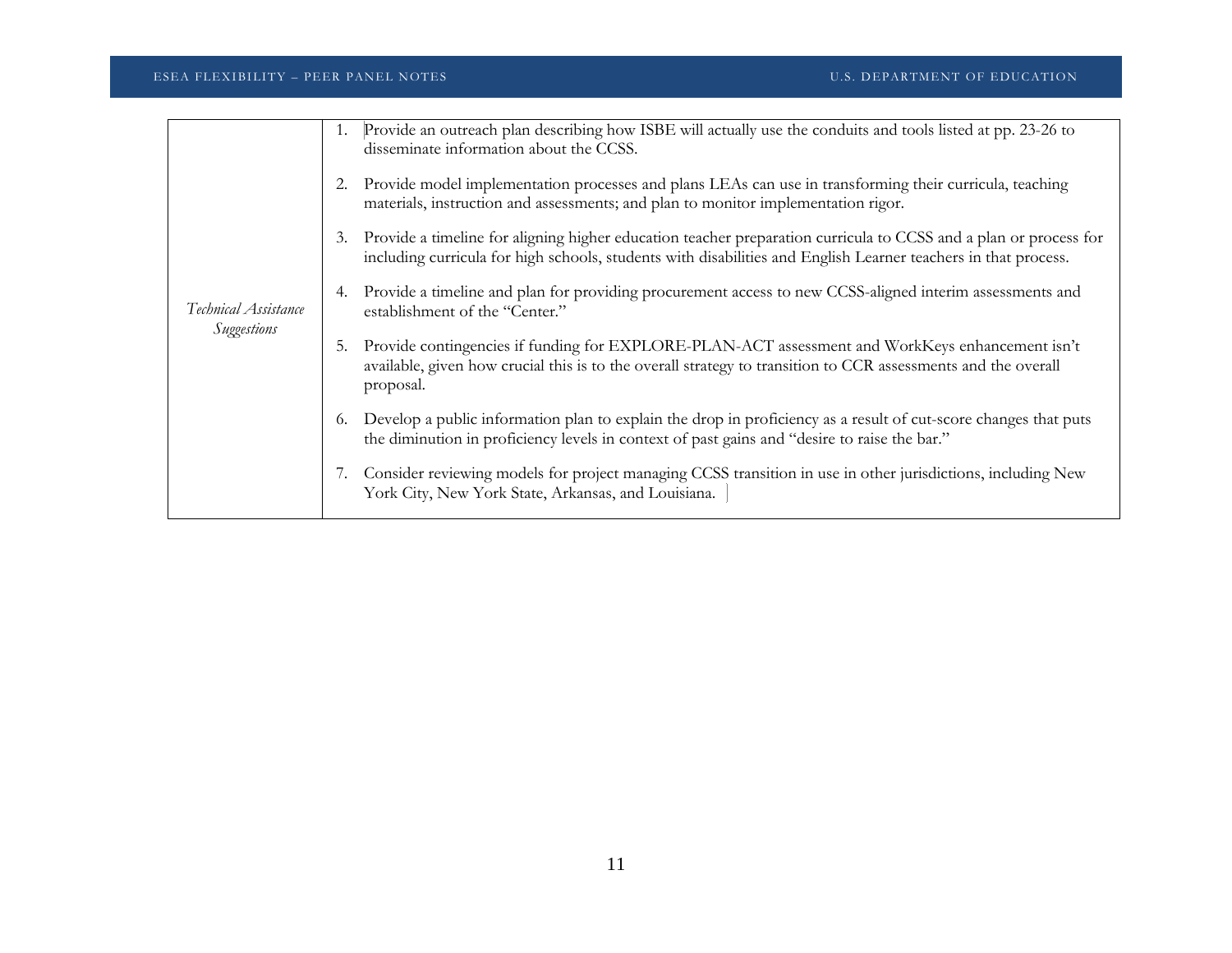| *Technical Assistance Suggestions* | 1. Provide an outreach plan describing how ISBE will actually use the conduits and tools listed at pp. 23-26 to disseminate information about the CCSS.<br><br>2. Provide model implementation processes and plans LEAs can use in transforming their curricula, teaching materials, instruction and assessments; and plan to monitor implementation rigor.<br><br>3. Provide a timeline for aligning higher education teacher preparation curricula to CCSS and a plan or process for including curricula for high schools, students with disabilities and English Learner teachers in that process.<br><br>4. Provide a timeline and plan for providing procurement access to new CCSS-aligned interim assessments and establishment of the "Center."<br><br>5. Provide contingencies if funding for EXPLORE-PLAN-ACT assessment and WorkKeys enhancement isn't available, given how crucial this is to the overall strategy to transition to CCR assessments and the overall proposal.<br><br>6. Develop a public information plan to explain the drop in proficiency as a result of cut-score changes that puts the diminution in proficiency levels in context of past gains and "desire to raise the bar."<br><br>7. Consider reviewing models for project managing CCSS transition in use in other jurisdictions, including New York City, New York State, Arkansas, and Louisiana. |
|---|---|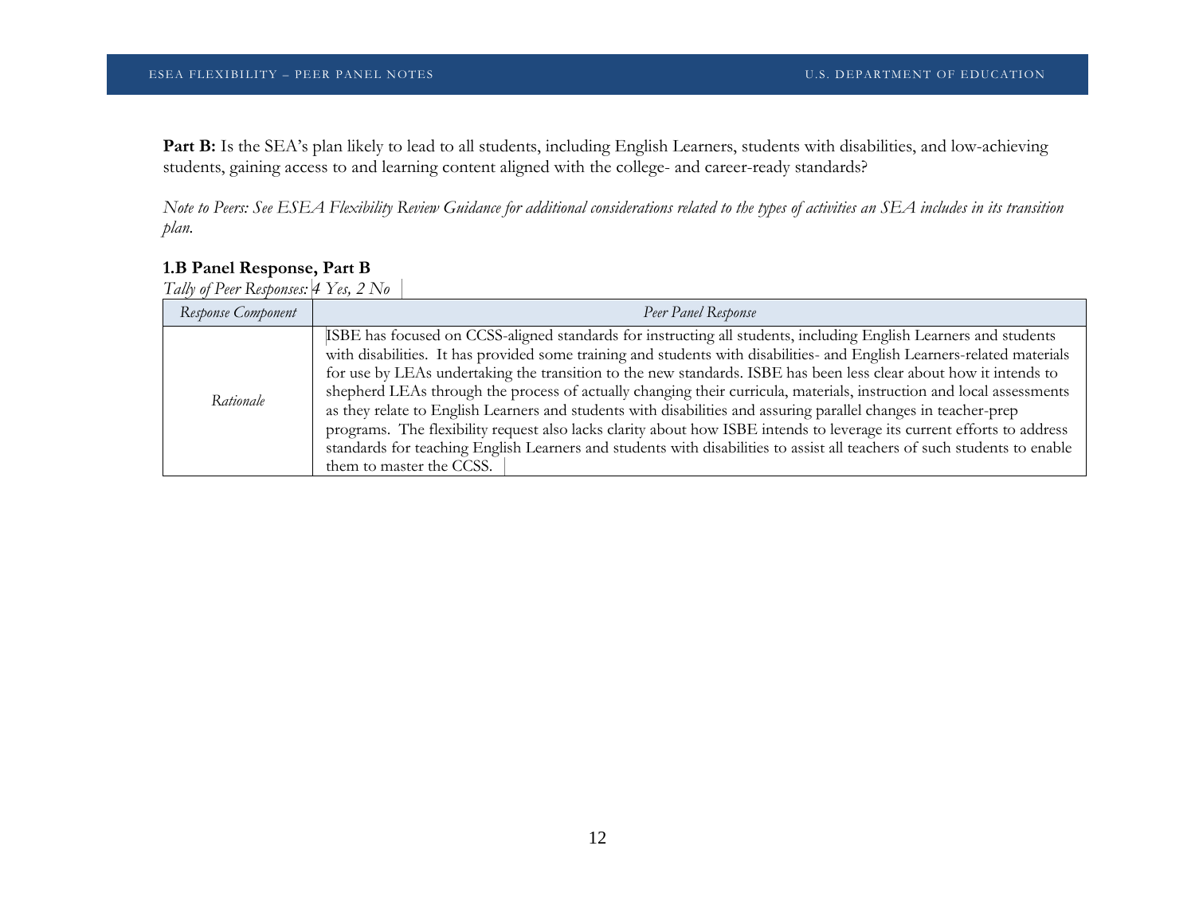**Part B:** Is the SEA's plan likely to lead to all students, including English Learners, students with disabilities, and low-achieving students, gaining access to and learning content aligned with the college- and career-ready standards?

*Note to Peers: See ESEA Flexibility Review Guidance for additional considerations related to the types of activities an SEA includes in its transition plan.*

### 1.B Panel Response, Part B

*Tally of Peer Responses: 4 Yes, 2 No*

| *Response Component* | *Peer Panel Response* |
| --- | --- |
| *Rationale* | ISBE has focused on CCSS-aligned standards for instructing all students, including English Learners and students with disabilities. It has provided some training and students with disabilities- and English Learners-related materials for use by LEAs undertaking the transition to the new standards. ISBE has been less clear about how it intends to shepherd LEAs through the process of actually changing their curricula, materials, instruction and local assessments as they relate to English Learners and students with disabilities and assuring parallel changes in teacher-prep programs. The flexibility request also lacks clarity about how ISBE intends to leverage its current efforts to address standards for teaching English Learners and students with disabilities to assist all teachers of such students to enable them to master the CCSS. |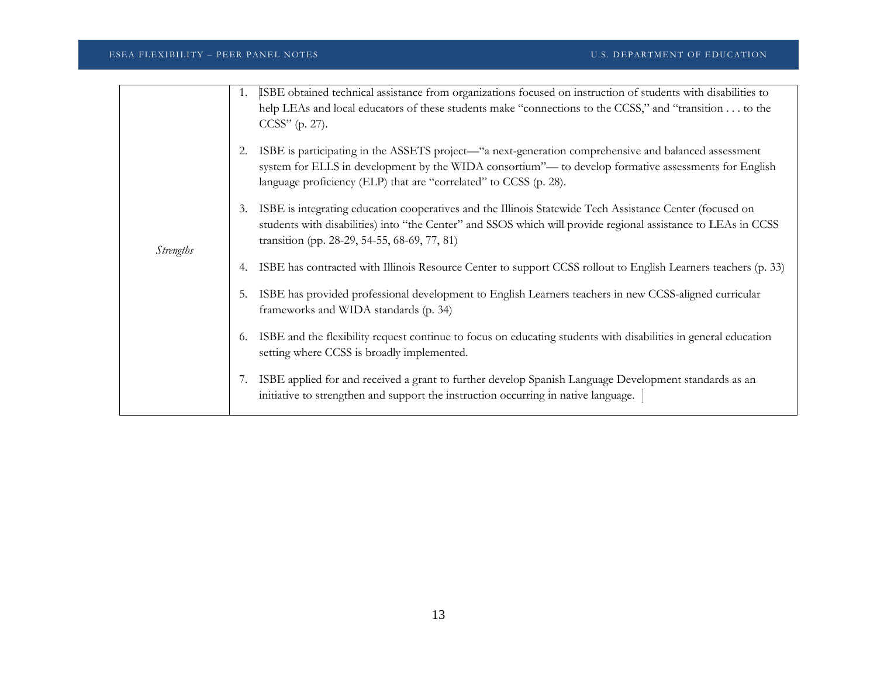| | |
|---|---|
| *Strengths* | 1. ISBE obtained technical assistance from organizations focused on instruction of students with disabilities to help LEAs and local educators of these students make "connections to the CCSS," and "transition . . . to the CCSS" (p. 27).<br><br>2. ISBE is participating in the ASSETS project—"a next-generation comprehensive and balanced assessment system for ELLS in development by the WIDA consortium"— to develop formative assessments for English language proficiency (ELP) that are "correlated" to CCSS (p. 28).<br><br>3. ISBE is integrating education cooperatives and the Illinois Statewide Tech Assistance Center (focused on students with disabilities) into "the Center" and SSOS which will provide regional assistance to LEAs in CCSS transition (pp. 28-29, 54-55, 68-69, 77, 81)<br><br>4. ISBE has contracted with Illinois Resource Center to support CCSS rollout to English Learners teachers (p. 33)<br><br>5. ISBE has provided professional development to English Learners teachers in new CCSS-aligned curricular frameworks and WIDA standards (p. 34)<br><br>6. ISBE and the flexibility request continue to focus on educating students with disabilities in general education setting where CCSS is broadly implemented.<br><br>7. ISBE applied for and received a grant to further develop Spanish Language Development standards as an initiative to strengthen and support the instruction occurring in native language. |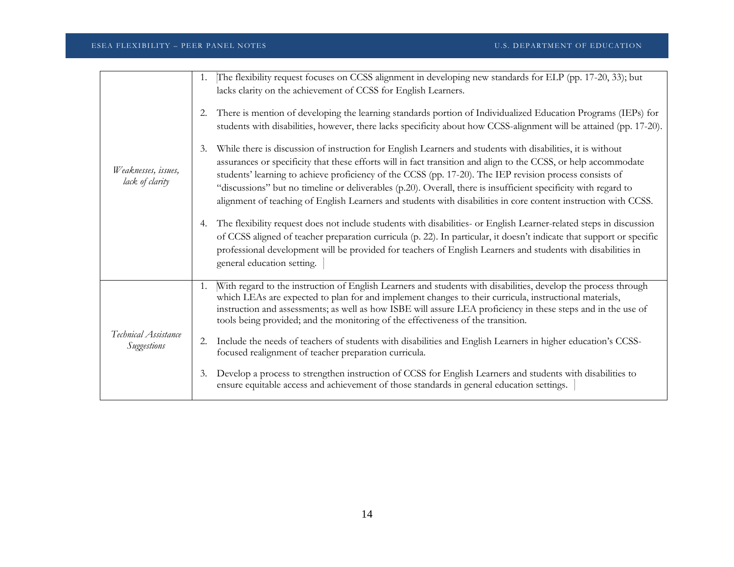| | |
|---|---|
| *Weaknesses, issues, lack of clarity* | 1. The flexibility request focuses on CCSS alignment in developing new standards for ELP (pp. 17-20, 33); but lacks clarity on the achievement of CCSS for English Learners.<br><br>2. There is mention of developing the learning standards portion of Individualized Education Programs (IEPs) for students with disabilities, however, there lacks specificity about how CCSS-alignment will be attained (pp. 17-20).<br><br>3. While there is discussion of instruction for English Learners and students with disabilities, it is without assurances or specificity that these efforts will in fact transition and align to the CCSS, or help accommodate students' learning to achieve proficiency of the CCSS (pp. 17-20). The IEP revision process consists of "discussions" but no timeline or deliverables (p.20). Overall, there is insufficient specificity with regard to alignment of teaching of English Learners and students with disabilities in core content instruction with CCSS.<br><br>4. The flexibility request does not include students with disabilities- or English Learner-related steps in discussion of CCSS aligned of teacher preparation curricula (p. 22). In particular, it doesn't indicate that support or specific professional development will be provided for teachers of English Learners and students with disabilities in general education setting. |
| *Technical Assistance Suggestions* | 1. With regard to the instruction of English Learners and students with disabilities, develop the process through which LEAs are expected to plan for and implement changes to their curricula, instructional materials, instruction and assessments; as well as how ISBE will assure LEA proficiency in these steps and in the use of tools being provided; and the monitoring of the effectiveness of the transition.<br><br>2. Include the needs of teachers of students with disabilities and English Learners in higher education's CCSS-focused realignment of teacher preparation curricula.<br><br>3. Develop a process to strengthen instruction of CCSS for English Learners and students with disabilities to ensure equitable access and achievement of those standards in general education settings. |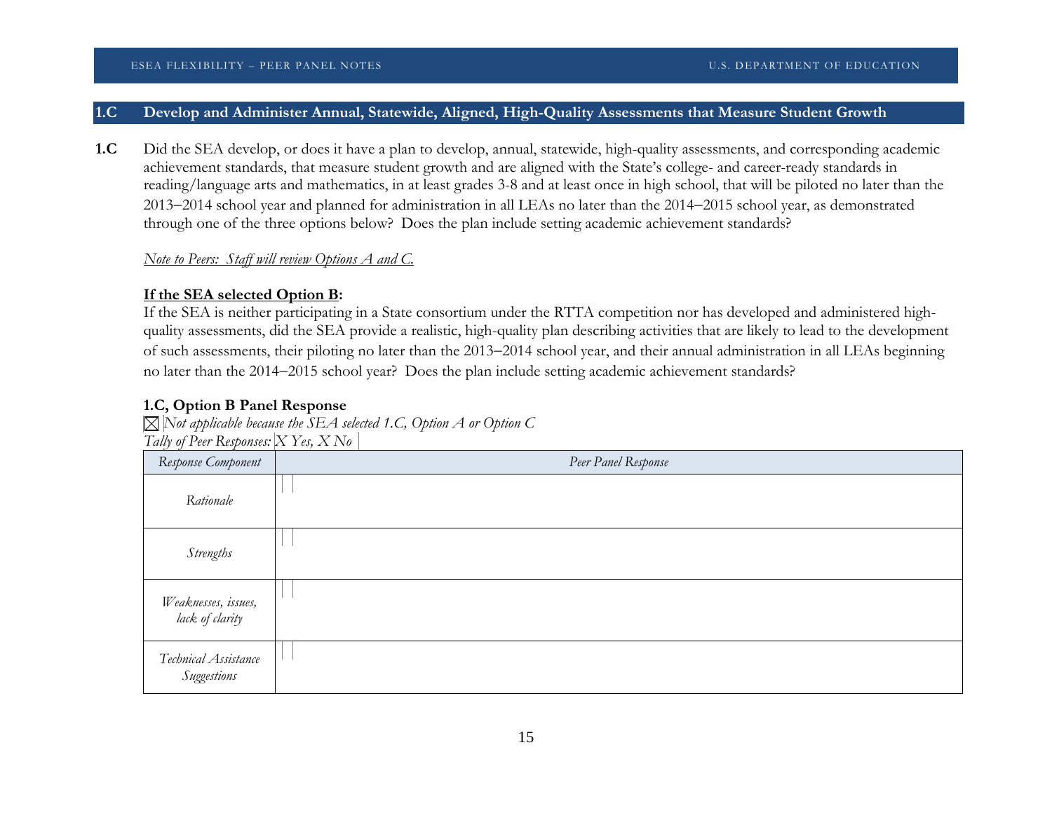## 1.C Develop and Administer Annual, Statewide, Aligned, High-Quality Assessments that Measure Student Growth

**1.C** Did the SEA develop, or does it have a plan to develop, annual, statewide, high-quality assessments, and corresponding academic achievement standards, that measure student growth and are aligned with the State's college- and career-ready standards in reading/language arts and mathematics, in at least grades 3-8 and at least once in high school, that will be piloted no later than the 2013–2014 school year and planned for administration in all LEAs no later than the 2014–2015 school year, as demonstrated through one of the three options below? Does the plan include setting academic achievement standards?

*Note to Peers: Staff will review Options A and C.*

**If the SEA selected Option B:**

If the SEA is neither participating in a State consortium under the RTTA competition nor has developed and administered high-quality assessments, did the SEA provide a realistic, high-quality plan describing activities that are likely to lead to the development of such assessments, their piloting no later than the 2013–2014 school year, and their annual administration in all LEAs beginning no later than the 2014–2015 school year? Does the plan include setting academic achievement standards?

**1.C, Option B Panel Response**

☒ *Not applicable because the SEA selected 1.C, Option A or Option C*

*Tally of Peer Responses: X Yes, X No*

| *Response Component* | *Peer Panel Response* |
|---|---|
| *Rationale* | |
| *Strengths* | |
| *Weaknesses, issues, lack of clarity* | |
| *Technical Assistance Suggestions* | |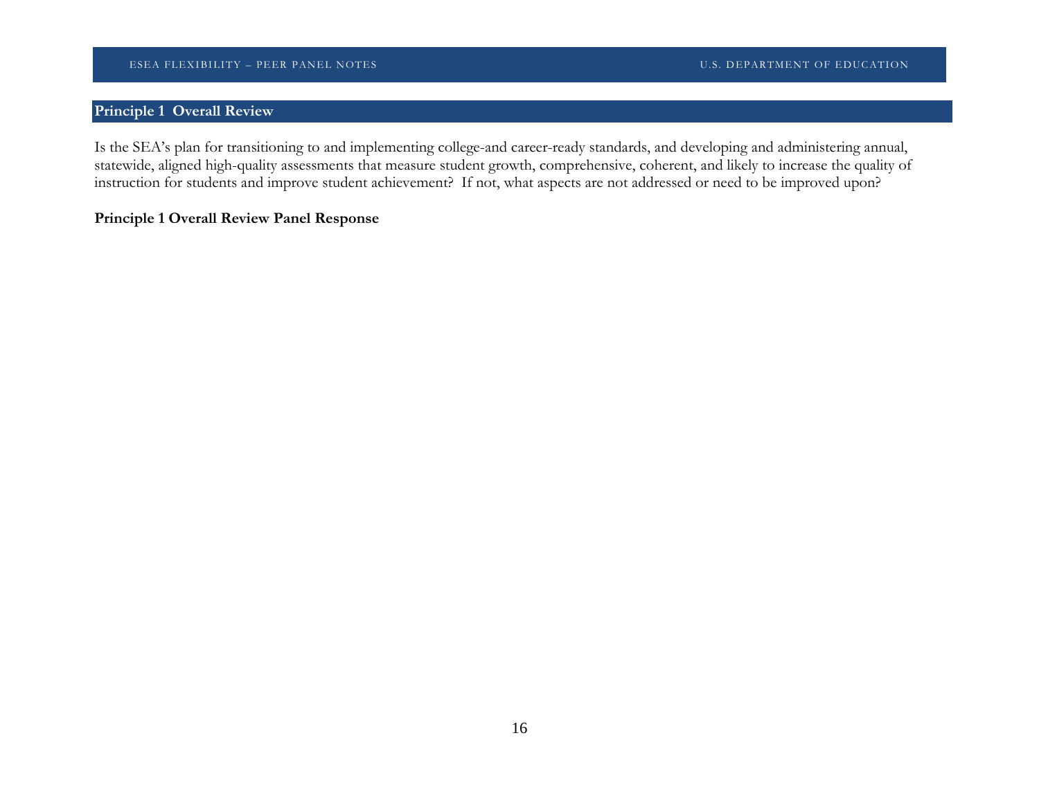## Principle 1 Overall Review

Is the SEA's plan for transitioning to and implementing college-and career-ready standards, and developing and administering annual, statewide, aligned high-quality assessments that measure student growth, comprehensive, coherent, and likely to increase the quality of instruction for students and improve student achievement? If not, what aspects are not addressed or need to be improved upon?

**Principle 1 Overall Review Panel Response**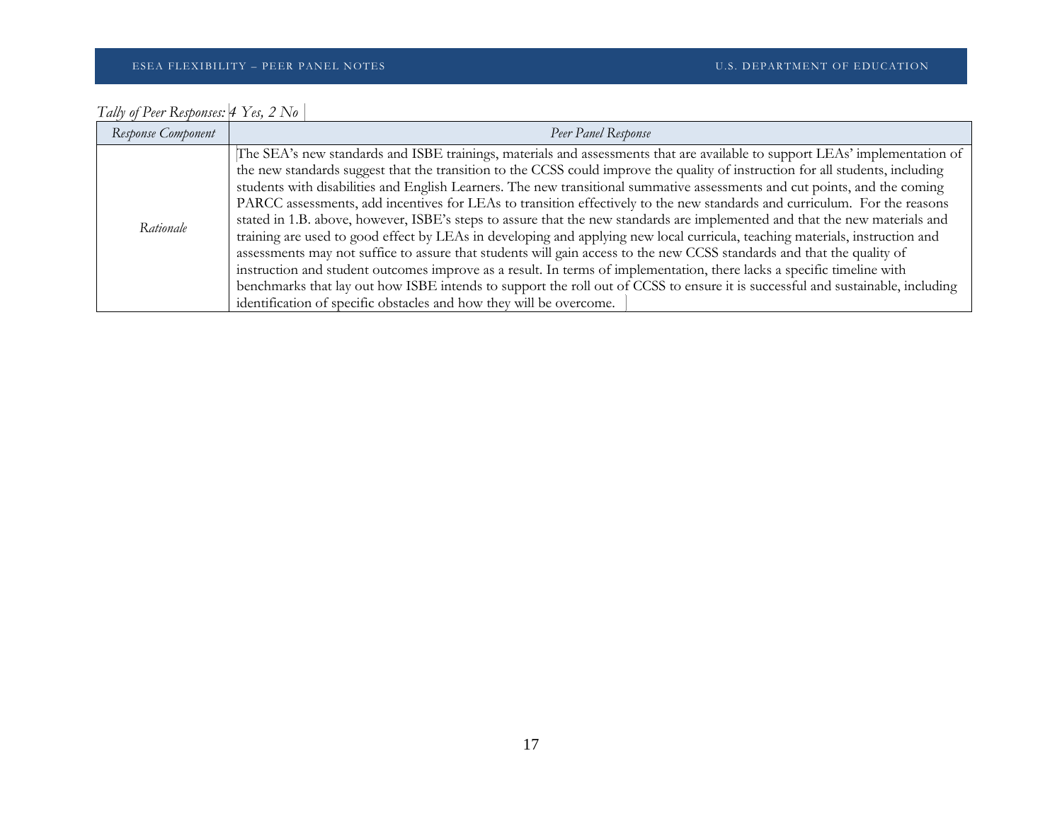*Tally of Peer Responses: 4 Yes, 2 No*

| *Response Component* | *Peer Panel Response* |
| --- | --- |
| *Rationale* | The SEA's new standards and ISBE trainings, materials and assessments that are available to support LEAs' implementation of the new standards suggest that the transition to the CCSS could improve the quality of instruction for all students, including students with disabilities and English Learners. The new transitional summative assessments and cut points, and the coming PARCC assessments, add incentives for LEAs to transition effectively to the new standards and curriculum. For the reasons stated in 1.B. above, however, ISBE's steps to assure that the new standards are implemented and that the new materials and training are used to good effect by LEAs in developing and applying new local curricula, teaching materials, instruction and assessments may not suffice to assure that students will gain access to the new CCSS standards and that the quality of instruction and student outcomes improve as a result. In terms of implementation, there lacks a specific timeline with benchmarks that lay out how ISBE intends to support the roll out of CCSS to ensure it is successful and sustainable, including identification of specific obstacles and how they will be overcome. |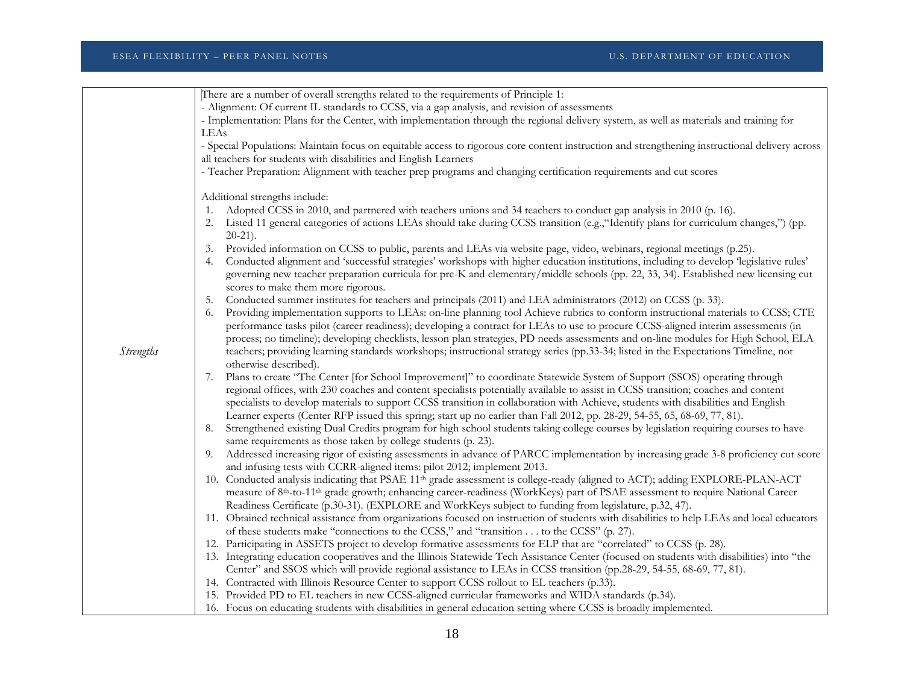| | |
|---|---|
| *Strengths* | There are a number of overall strengths related to the requirements of Principle 1:<br>- Alignment: Of current IL standards to CCSS, via a gap analysis, and revision of assessments<br>- Implementation: Plans for the Center, with implementation through the regional delivery system, as well as materials and training for LEAs<br>- Special Populations: Maintain focus on equitable access to rigorous core content instruction and strengthening instructional delivery across all teachers for students with disabilities and English Learners<br>- Teacher Preparation: Alignment with teacher prep programs and changing certification requirements and cut scores<br><br>Additional strengths include:<br>1. Adopted CCSS in 2010, and partnered with teachers unions and 34 teachers to conduct gap analysis in 2010 (p. 16).<br>2. Listed 11 general categories of actions LEAs should take during CCSS transition (e.g.,"Identify plans for curriculum changes,") (pp. 20-21).<br>3. Provided information on CCSS to public, parents and LEAs via website page, video, webinars, regional meetings (p.25).<br>4. Conducted alignment and 'successful strategies' workshops with higher education institutions, including to develop 'legislative rules' governing new teacher preparation curricula for pre-K and elementary/middle schools (pp. 22, 33, 34). Established new licensing cut scores to make them more rigorous.<br>5. Conducted summer institutes for teachers and principals (2011) and LEA administrators (2012) on CCSS (p. 33).<br>6. Providing implementation supports to LEAs: on-line planning tool Achieve rubrics to conform instructional materials to CCSS; CTE performance tasks pilot (career readiness); developing a contract for LEAs to use to procure CCSS-aligned interim assessments (in process; no timeline); developing checklists, lesson plan strategies, PD needs assessments and on-line modules for High School, ELA teachers; providing learning standards workshops; instructional strategy series (pp.33-34; listed in the Expectations Timeline, not otherwise described).<br>7. Plans to create "The Center [for School Improvement]" to coordinate Statewide System of Support (SSOS) operating through regional offices, with 230 coaches and content specialists potentially available to assist in CCSS transition; coaches and content specialists to develop materials to support CCSS transition in collaboration with Achieve, students with disabilities and English Learner experts (Center RFP issued this spring; start up no earlier than Fall 2012, pp. 28-29, 54-55, 65, 68-69, 77, 81).<br>8. Strengthened existing Dual Credits program for high school students taking college courses by legislation requiring courses to have same requirements as those taken by college students (p. 23).<br>9. Addressed increasing rigor of existing assessments in advance of PARCC implementation by increasing grade 3-8 proficiency cut score and infusing tests with CCRR-aligned items: pilot 2012; implement 2013.<br>10. Conducted analysis indicating that PSAE 11th grade assessment is college-ready (aligned to ACT); adding EXPLORE-PLAN-ACT measure of 8th-to-11th grade growth; enhancing career-readiness (WorkKeys) part of PSAE assessment to require National Career Readiness Certificate (p.30-31). (EXPLORE and WorkKeys subject to funding from legislature, p.32, 47).<br>11. Obtained technical assistance from organizations focused on instruction of students with disabilities to help LEAs and local educators of these students make "connections to the CCSS," and "transition . . . to the CCSS" (p. 27).<br>12. Participating in ASSETS project to develop formative assessments for ELP that are "correlated" to CCSS (p. 28).<br>13. Integrating education cooperatives and the Illinois Statewide Tech Assistance Center (focused on students with disabilities) into "the Center" and SSOS which will provide regional assistance to LEAs in CCSS transition (pp.28-29, 54-55, 68-69, 77, 81).<br>14. Contracted with Illinois Resource Center to support CCSS rollout to EL teachers (p.33).<br>15. Provided PD to EL teachers in new CCSS-aligned curricular frameworks and WIDA standards (p.34).<br>16. Focus on educating students with disabilities in general education setting where CCSS is broadly implemented. |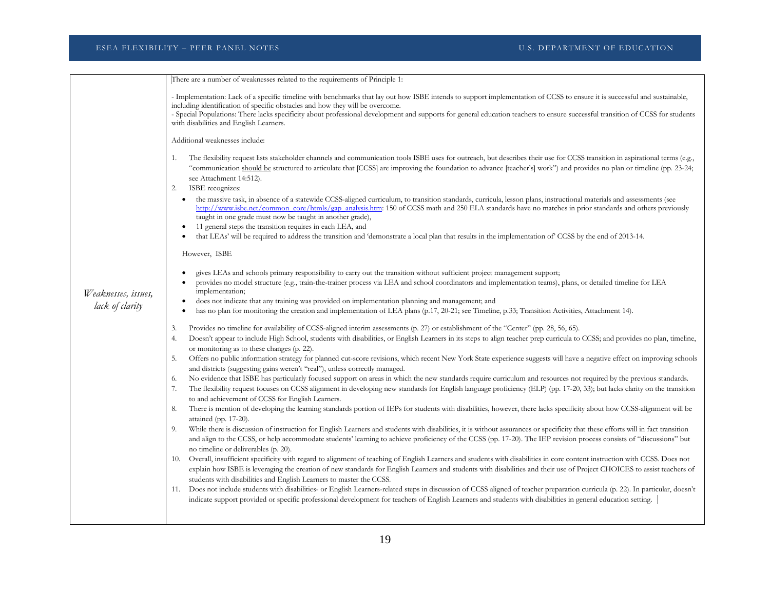| | |
|---|---|
| *Weaknesses, issues, lack of clarity* | There are a number of weaknesses related to the requirements of Principle 1:<br><br>- Implementation: Lack of a specific timeline with benchmarks that lay out how ISBE intends to support implementation of CCSS to ensure it is successful and sustainable, including identification of specific obstacles and how they will be overcome.<br>- Special Populations: There lacks specificity about professional development and supports for general education teachers to ensure successful transition of CCSS for students with disabilities and English Learners.<br><br>Additional weaknesses include:<br><br>1. The flexibility request lists stakeholder channels and communication tools ISBE uses for outreach, but describes their use for CCSS transition in aspirational terms (e.g., "communication should be structured to articulate that [CCSS] are improving the foundation to advance [teacher's] work") and provides no plan or timeline (pp. 23-24; see Attachment 14:512).<br>2. ISBE recognizes:<br>• the massive task, in absence of a statewide CCSS-aligned curriculum, to transition standards, curricula, lesson plans, instructional materials and assessments (see http://www.isbe.net/common_core/htmls/gap_analysis.htm: 150 of CCSS math and 250 ELA standards have no matches in prior standards and others previously taught in one grade must now be taught in another grade),<br>• 11 general steps the transition requires in each LEA, and<br>• that LEAs' will be required to address the transition and 'demonstrate a local plan that results in the implementation of' CCSS by the end of 2013-14.<br><br>However, ISBE<br><br>• gives LEAs and schools primary responsibility to carry out the transition without sufficient project management support;<br>• provides no model structure (e.g., train-the-trainer process via LEA and school coordinators and implementation teams), plans, or detailed timeline for LEA implementation;<br>• does not indicate that any training was provided on implementation planning and management; and<br>• has no plan for monitoring the creation and implementation of LEA plans (p.17, 20-21; see Timeline, p.33; Transition Activities, Attachment 14).<br><br>3. Provides no timeline for availability of CCSS-aligned interim assessments (p. 27) or establishment of the "Center" (pp. 28, 56, 65).<br>4. Doesn't appear to include High School, students with disabilities, or English Learners in its steps to align teacher prep curricula to CCSS; and provides no plan, timeline, or monitoring as to these changes (p. 22).<br>5. Offers no public information strategy for planned cut-score revisions, which recent New York State experience suggests will have a negative effect on improving schools and districts (suggesting gains weren't "real"), unless correctly managed.<br>6. No evidence that ISBE has particularly focused support on areas in which the new standards require curriculum and resources not required by the previous standards.<br>7. The flexibility request focuses on CCSS alignment in developing new standards for English language proficiency (ELP) (pp. 17-20, 33); but lacks clarity on the transition to and achievement of CCSS for English Learners.<br>8. There is mention of developing the learning standards portion of IEPs for students with disabilities, however, there lacks specificity about how CCSS-alignment will be attained (pp. 17-20).<br>9. While there is discussion of instruction for English Learners and students with disabilities, it is without assurances or specificity that these efforts will in fact transition and align to the CCSS, or help accommodate students' learning to achieve proficiency of the CCSS (pp. 17-20). The IEP revision process consists of "discussions" but no timeline or deliverables (p. 20).<br>10. Overall, insufficient specificity with regard to alignment of teaching of English Learners and students with disabilities in core content instruction with CCSS. Does not explain how ISBE is leveraging the creation of new standards for English Learners and students with disabilities and their use of Project CHOICES to assist teachers of students with disabilities and English Learners to master the CCSS.<br>11. Does not include students with disabilities- or English Learners-related steps in discussion of CCSS aligned of teacher preparation curricula (p. 22). In particular, doesn't indicate support provided or specific professional development for teachers of English Learners and students with disabilities in general education setting. |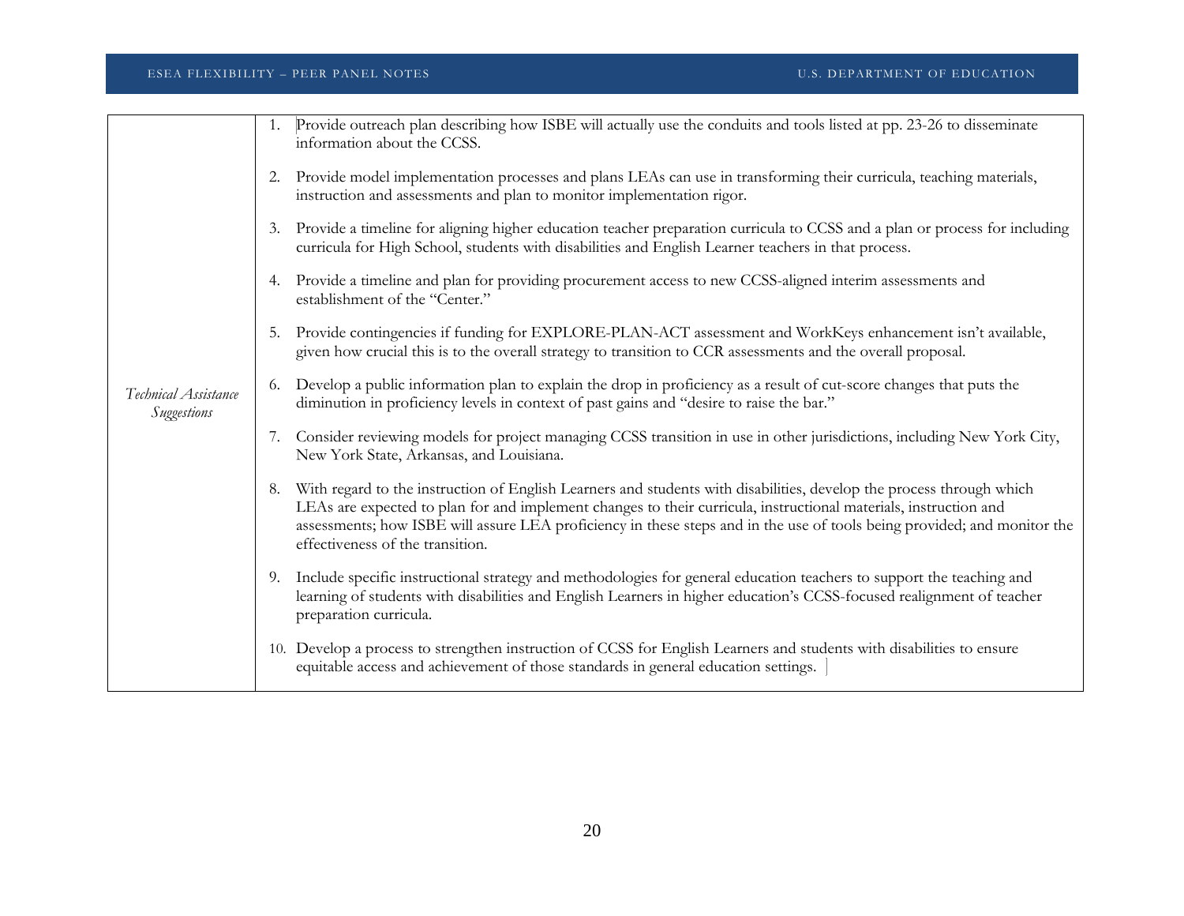| | |
|---|---|
| *Technical Assistance Suggestions* | 1. Provide outreach plan describing how ISBE will actually use the conduits and tools listed at pp. 23-26 to disseminate information about the CCSS.<br><br>2. Provide model implementation processes and plans LEAs can use in transforming their curricula, teaching materials, instruction and assessments and plan to monitor implementation rigor.<br><br>3. Provide a timeline for aligning higher education teacher preparation curricula to CCSS and a plan or process for including curricula for High School, students with disabilities and English Learner teachers in that process.<br><br>4. Provide a timeline and plan for providing procurement access to new CCSS-aligned interim assessments and establishment of the "Center."<br><br>5. Provide contingencies if funding for EXPLORE-PLAN-ACT assessment and WorkKeys enhancement isn't available, given how crucial this is to the overall strategy to transition to CCR assessments and the overall proposal.<br><br>6. Develop a public information plan to explain the drop in proficiency as a result of cut-score changes that puts the diminution in proficiency levels in context of past gains and "desire to raise the bar."<br><br>7. Consider reviewing models for project managing CCSS transition in use in other jurisdictions, including New York City, New York State, Arkansas, and Louisiana.<br><br>8. With regard to the instruction of English Learners and students with disabilities, develop the process through which LEAs are expected to plan for and implement changes to their curricula, instructional materials, instruction and assessments; how ISBE will assure LEA proficiency in these steps and in the use of tools being provided; and monitor the effectiveness of the transition.<br><br>9. Include specific instructional strategy and methodologies for general education teachers to support the teaching and learning of students with disabilities and English Learners in higher education's CCSS-focused realignment of teacher preparation curricula.<br><br>10. Develop a process to strengthen instruction of CCSS for English Learners and students with disabilities to ensure equitable access and achievement of those standards in general education settings. |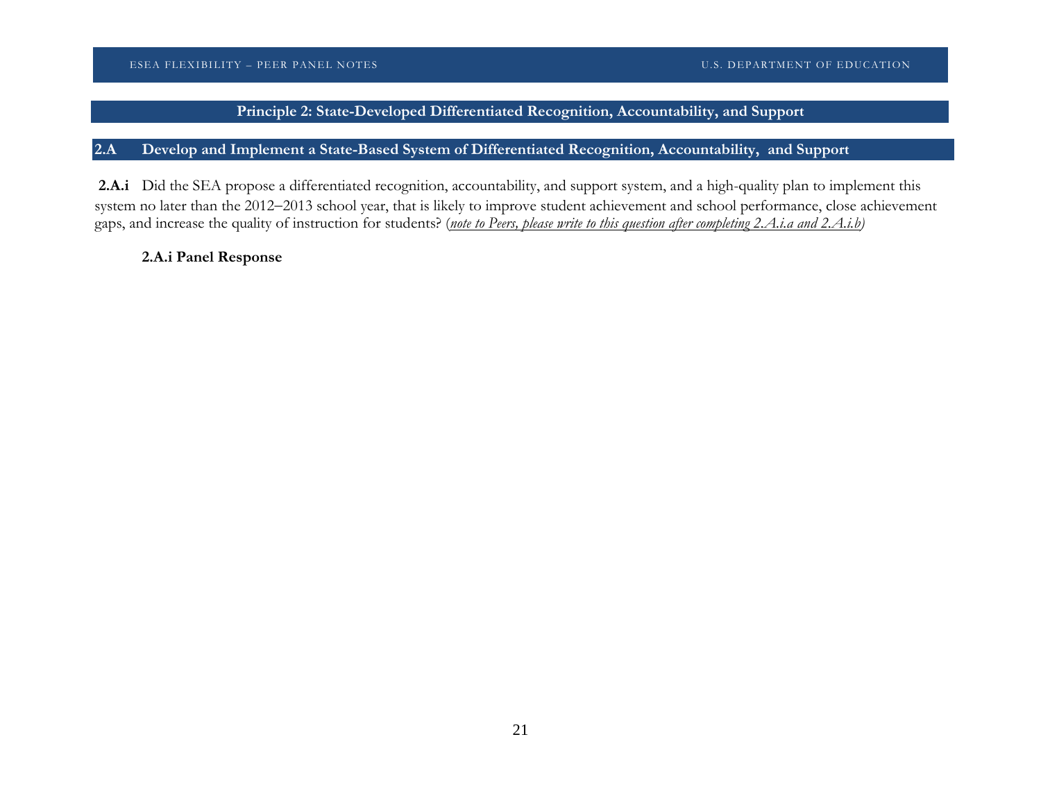## Principle 2: State-Developed Differentiated Recognition, Accountability, and Support

### 2.A Develop and Implement a State-Based System of Differentiated Recognition, Accountability, and Support

**2.A.i** Did the SEA propose a differentiated recognition, accountability, and support system, and a high-quality plan to implement this system no later than the 2012–2013 school year, that is likely to improve student achievement and school performance, close achievement gaps, and increase the quality of instruction for students? (*note to Peers, please write to this question after completing 2.A.i.a and 2.A.i.b*)

**2.A.i Panel Response**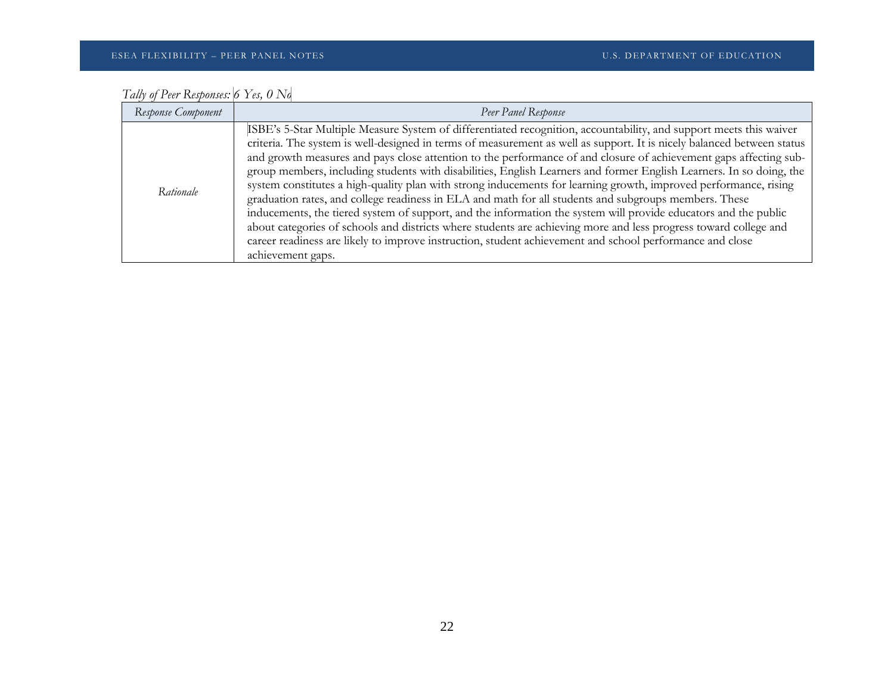*Tally of Peer Responses: 6 Yes, 0 No*

| *Response Component* | *Peer Panel Response* |
| --- | --- |
| *Rationale* | ISBE's 5-Star Multiple Measure System of differentiated recognition, accountability, and support meets this waiver criteria. The system is well-designed in terms of measurement as well as support. It is nicely balanced between status and growth measures and pays close attention to the performance of and closure of achievement gaps affecting sub-group members, including students with disabilities, English Learners and former English Learners. In so doing, the system constitutes a high-quality plan with strong inducements for learning growth, improved performance, rising graduation rates, and college readiness in ELA and math for all students and subgroups members. These inducements, the tiered system of support, and the information the system will provide educators and the public about categories of schools and districts where students are achieving more and less progress toward college and career readiness are likely to improve instruction, student achievement and school performance and close achievement gaps. |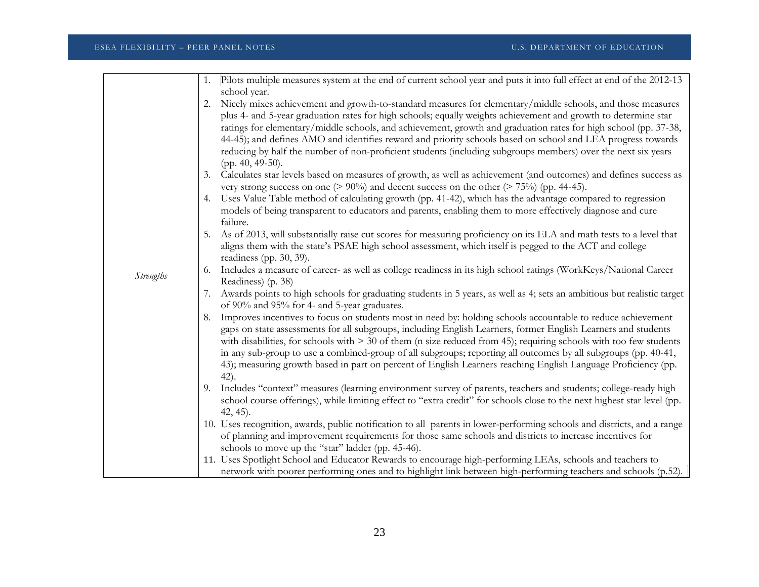| | |
|---|---|
| *Strengths* | 1. Pilots multiple measures system at the end of current school year and puts it into full effect at end of the 2012-13 school year.<br>2. Nicely mixes achievement and growth-to-standard measures for elementary/middle schools, and those measures plus 4- and 5-year graduation rates for high schools; equally weights achievement and growth to determine star ratings for elementary/middle schools, and achievement, growth and graduation rates for high school (pp. 37-38, 44-45); and defines AMO and identifies reward and priority schools based on school and LEA progress towards reducing by half the number of non-proficient students (including subgroups members) over the next six years (pp. 40, 49-50).<br>3. Calculates star levels based on measures of growth, as well as achievement (and outcomes) and defines success as very strong success on one (> 90%) and decent success on the other (> 75%) (pp. 44-45).<br>4. Uses Value Table method of calculating growth (pp. 41-42), which has the advantage compared to regression models of being transparent to educators and parents, enabling them to more effectively diagnose and cure failure.<br>5. As of 2013, will substantially raise cut scores for measuring proficiency on its ELA and math tests to a level that aligns them with the state's PSAE high school assessment, which itself is pegged to the ACT and college readiness (pp. 30, 39).<br>6. Includes a measure of career- as well as college readiness in its high school ratings (WorkKeys/National Career Readiness) (p. 38)<br>7. Awards points to high schools for graduating students in 5 years, as well as 4; sets an ambitious but realistic target of 90% and 95% for 4- and 5-year graduates.<br>8. Improves incentives to focus on students most in need by: holding schools accountable to reduce achievement gaps on state assessments for all subgroups, including English Learners, former English Learners and students with disabilities, for schools with > 30 of them (n size reduced from 45); requiring schools with too few students in any sub-group to use a combined-group of all subgroups; reporting all outcomes by all subgroups (pp. 40-41, 43); measuring growth based in part on percent of English Learners reaching English Language Proficiency (pp. 42).<br>9. Includes "context" measures (learning environment survey of parents, teachers and students; college-ready high school course offerings), while limiting effect to "extra credit" for schools close to the next highest star level (pp. 42, 45).<br>10. Uses recognition, awards, public notification to all parents in lower-performing schools and districts, and a range of planning and improvement requirements for those same schools and districts to increase incentives for schools to move up the "star" ladder (pp. 45-46).<br>11. Uses Spotlight School and Educator Rewards to encourage high-performing LEAs, schools and teachers to network with poorer performing ones and to highlight link between high-performing teachers and schools (p.52). |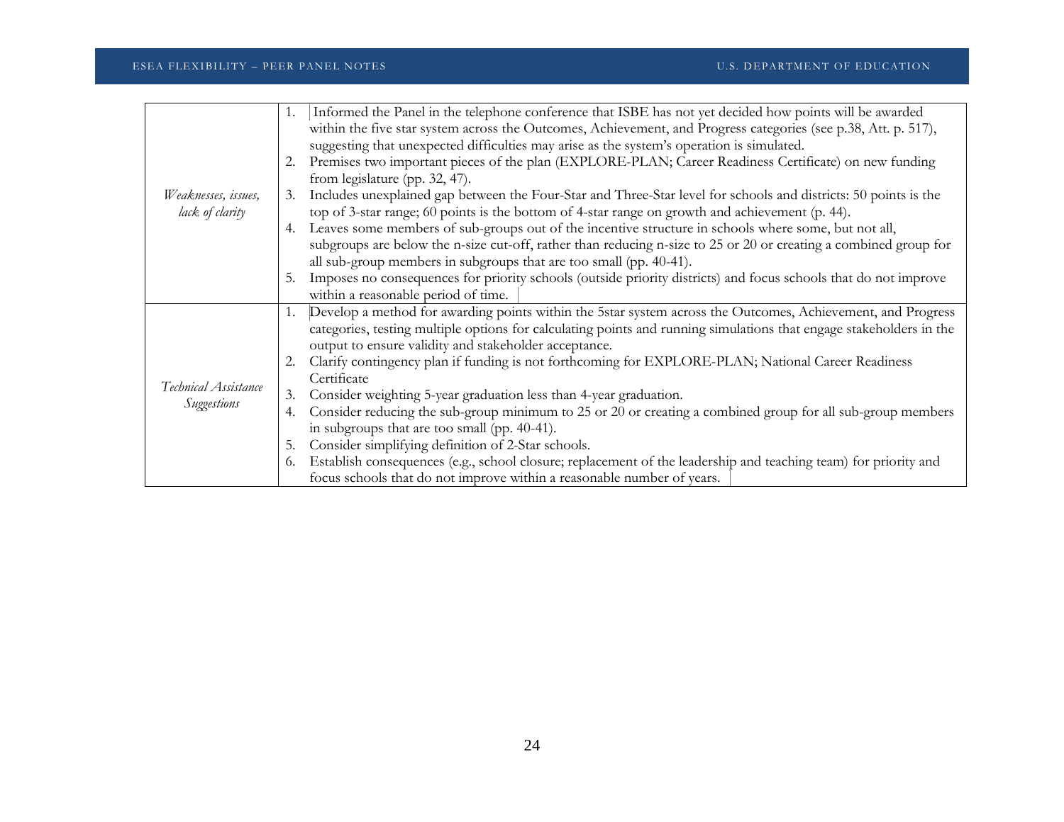| | |
|---|---|
| *Weaknesses, issues, lack of clarity* | 1. Informed the Panel in the telephone conference that ISBE has not yet decided how points will be awarded within the five star system across the Outcomes, Achievement, and Progress categories (see p.38, Att. p. 517), suggesting that unexpected difficulties may arise as the system's operation is simulated.<br>2. Premises two important pieces of the plan (EXPLORE-PLAN; Career Readiness Certificate) on new funding from legislature (pp. 32, 47).<br>3. Includes unexplained gap between the Four-Star and Three-Star level for schools and districts: 50 points is the top of 3-star range; 60 points is the bottom of 4-star range on growth and achievement (p. 44).<br>4. Leaves some members of sub-groups out of the incentive structure in schools where some, but not all, subgroups are below the n-size cut-off, rather than reducing n-size to 25 or 20 or creating a combined group for all sub-group members in subgroups that are too small (pp. 40-41).<br>5. Imposes no consequences for priority schools (outside priority districts) and focus schools that do not improve within a reasonable period of time. |
| *Technical Assistance Suggestions* | 1. Develop a method for awarding points within the 5star system across the Outcomes, Achievement, and Progress categories, testing multiple options for calculating points and running simulations that engage stakeholders in the output to ensure validity and stakeholder acceptance.<br>2. Clarify contingency plan if funding is not forthcoming for EXPLORE-PLAN; National Career Readiness Certificate<br>3. Consider weighting 5-year graduation less than 4-year graduation.<br>4. Consider reducing the sub-group minimum to 25 or 20 or creating a combined group for all sub-group members in subgroups that are too small (pp. 40-41).<br>5. Consider simplifying definition of 2-Star schools.<br>6. Establish consequences (e.g., school closure; replacement of the leadership and teaching team) for priority and focus schools that do not improve within a reasonable number of years. |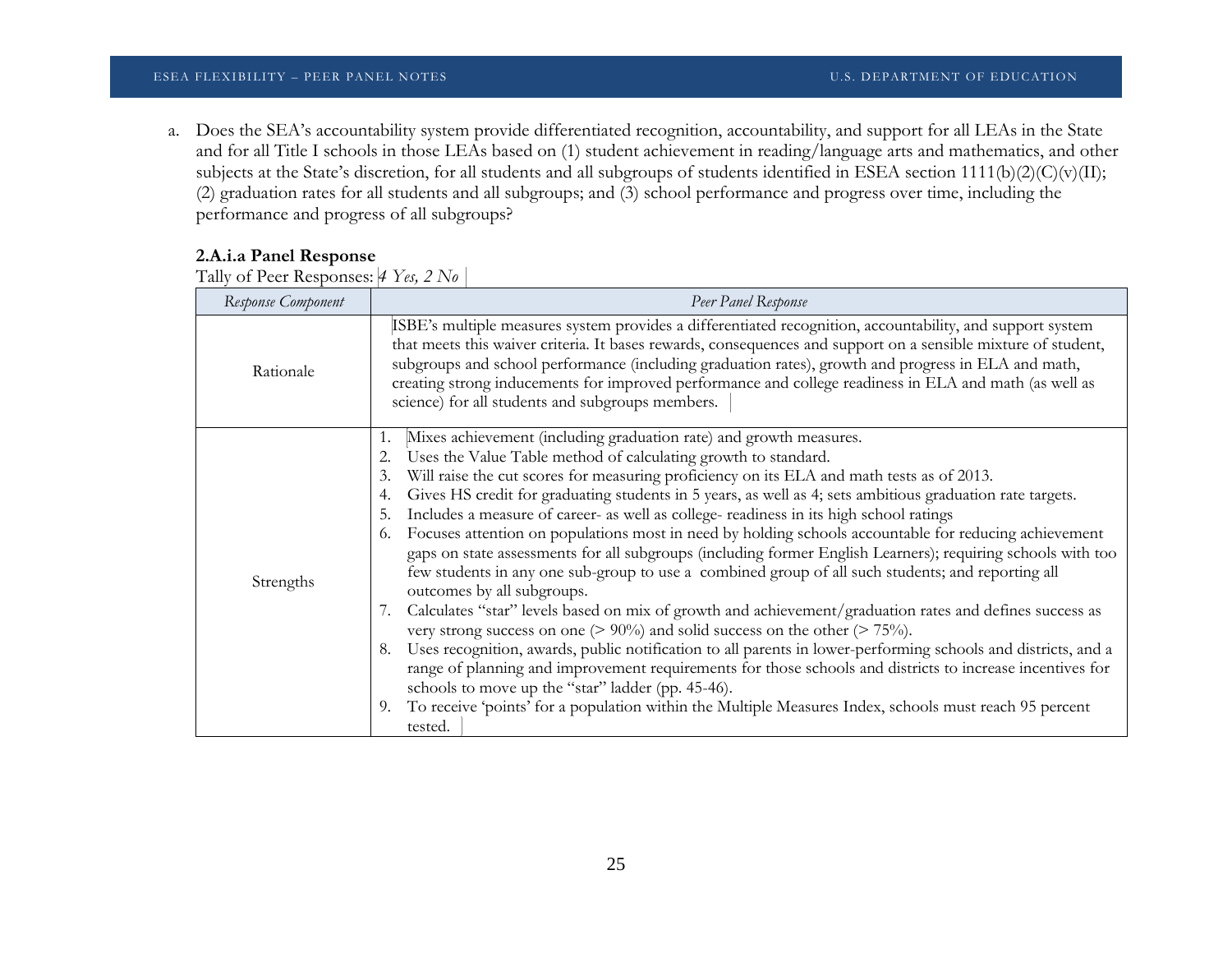a. Does the SEA's accountability system provide differentiated recognition, accountability, and support for all LEAs in the State and for all Title I schools in those LEAs based on (1) student achievement in reading/language arts and mathematics, and other subjects at the State's discretion, for all students and all subgroups of students identified in ESEA section 1111(b)(2)(C)(v)(II); (2) graduation rates for all students and all subgroups; and (3) school performance and progress over time, including the performance and progress of all subgroups?

**2.A.i.a Panel Response**

Tally of Peer Responses: *4 Yes, 2 No*

| *Response Component* | *Peer Panel Response* |
|---|---|
| Rationale | ISBE's multiple measures system provides a differentiated recognition, accountability, and support system that meets this waiver criteria. It bases rewards, consequences and support on a sensible mixture of student, subgroups and school performance (including graduation rates), growth and progress in ELA and math, creating strong inducements for improved performance and college readiness in ELA and math (as well as science) for all students and subgroups members. |
| Strengths | 1. Mixes achievement (including graduation rate) and growth measures.<br>2. Uses the Value Table method of calculating growth to standard.<br>3. Will raise the cut scores for measuring proficiency on its ELA and math tests as of 2013.<br>4. Gives HS credit for graduating students in 5 years, as well as 4; sets ambitious graduation rate targets.<br>5. Includes a measure of career- as well as college- readiness in its high school ratings<br>6. Focuses attention on populations most in need by holding schools accountable for reducing achievement gaps on state assessments for all subgroups (including former English Learners); requiring schools with too few students in any one sub-group to use a combined group of all such students; and reporting all outcomes by all subgroups.<br>7. Calculates "star" levels based on mix of growth and achievement/graduation rates and defines success as very strong success on one (> 90%) and solid success on the other (> 75%).<br>8. Uses recognition, awards, public notification to all parents in lower-performing schools and districts, and a range of planning and improvement requirements for those schools and districts to increase incentives for schools to move up the "star" ladder (pp. 45-46).<br>9. To receive 'points' for a population within the Multiple Measures Index, schools must reach 95 percent tested. |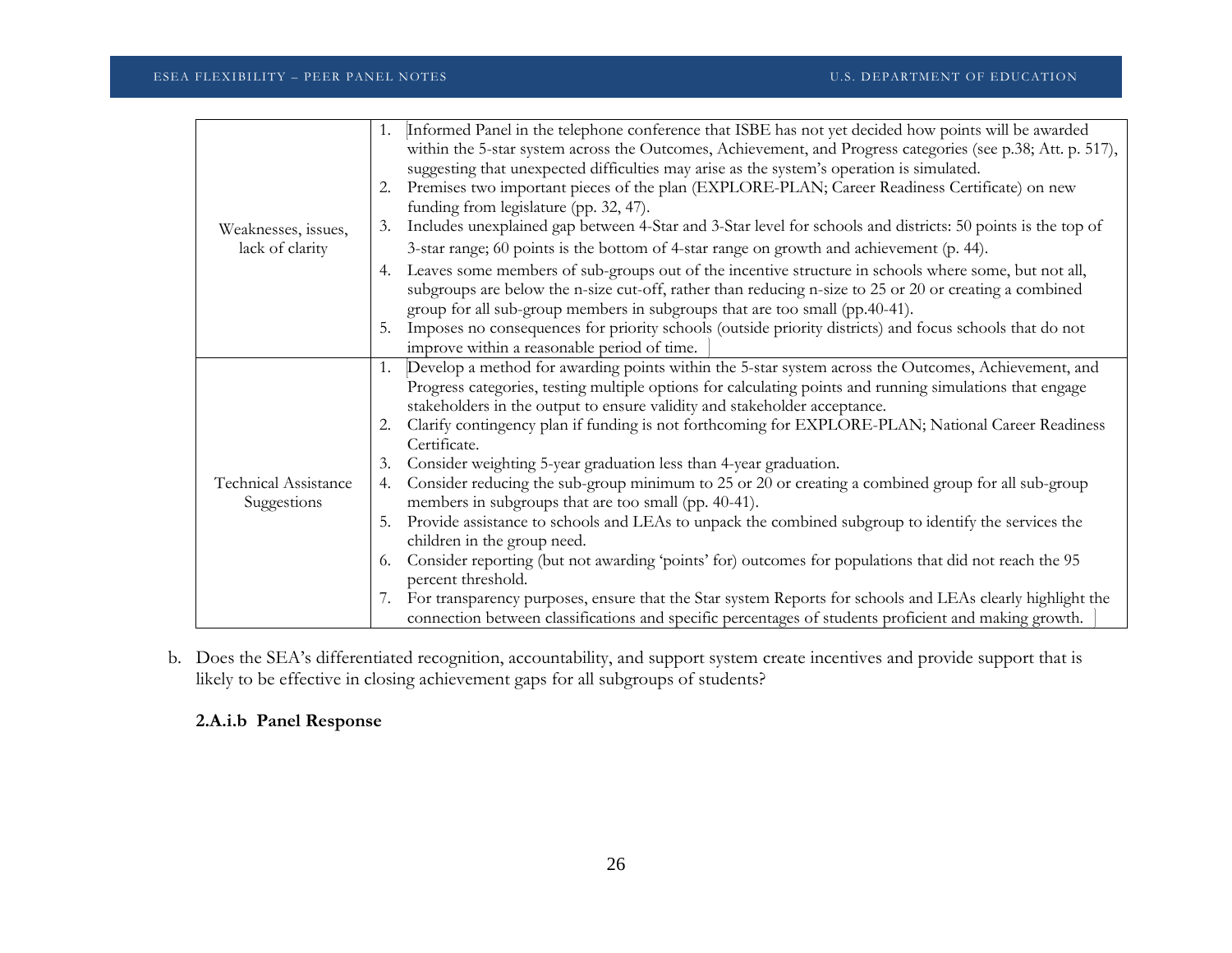| | |
|---|---|
| Weaknesses, issues, lack of clarity | 1. Informed Panel in the telephone conference that ISBE has not yet decided how points will be awarded within the 5-star system across the Outcomes, Achievement, and Progress categories (see p.38; Att. p. 517), suggesting that unexpected difficulties may arise as the system's operation is simulated.<br>2. Premises two important pieces of the plan (EXPLORE-PLAN; Career Readiness Certificate) on new funding from legislature (pp. 32, 47).<br>3. Includes unexplained gap between 4-Star and 3-Star level for schools and districts: 50 points is the top of 3-star range; 60 points is the bottom of 4-star range on growth and achievement (p. 44).<br>4. Leaves some members of sub-groups out of the incentive structure in schools where some, but not all, subgroups are below the n-size cut-off, rather than reducing n-size to 25 or 20 or creating a combined group for all sub-group members in subgroups that are too small (pp.40-41).<br>5. Imposes no consequences for priority schools (outside priority districts) and focus schools that do not improve within a reasonable period of time. |
| Technical Assistance Suggestions | 1. Develop a method for awarding points within the 5-star system across the Outcomes, Achievement, and Progress categories, testing multiple options for calculating points and running simulations that engage stakeholders in the output to ensure validity and stakeholder acceptance.<br>2. Clarify contingency plan if funding is not forthcoming for EXPLORE-PLAN; National Career Readiness Certificate.<br>3. Consider weighting 5-year graduation less than 4-year graduation.<br>4. Consider reducing the sub-group minimum to 25 or 20 or creating a combined group for all sub-group members in subgroups that are too small (pp. 40-41).<br>5. Provide assistance to schools and LEAs to unpack the combined subgroup to identify the services the children in the group need.<br>6. Consider reporting (but not awarding 'points' for) outcomes for populations that did not reach the 95 percent threshold.<br>7. For transparency purposes, ensure that the Star system Reports for schools and LEAs clearly highlight the connection between classifications and specific percentages of students proficient and making growth. |

b. Does the SEA's differentiated recognition, accountability, and support system create incentives and provide support that is likely to be effective in closing achievement gaps for all subgroups of students?

**2.A.i.b Panel Response**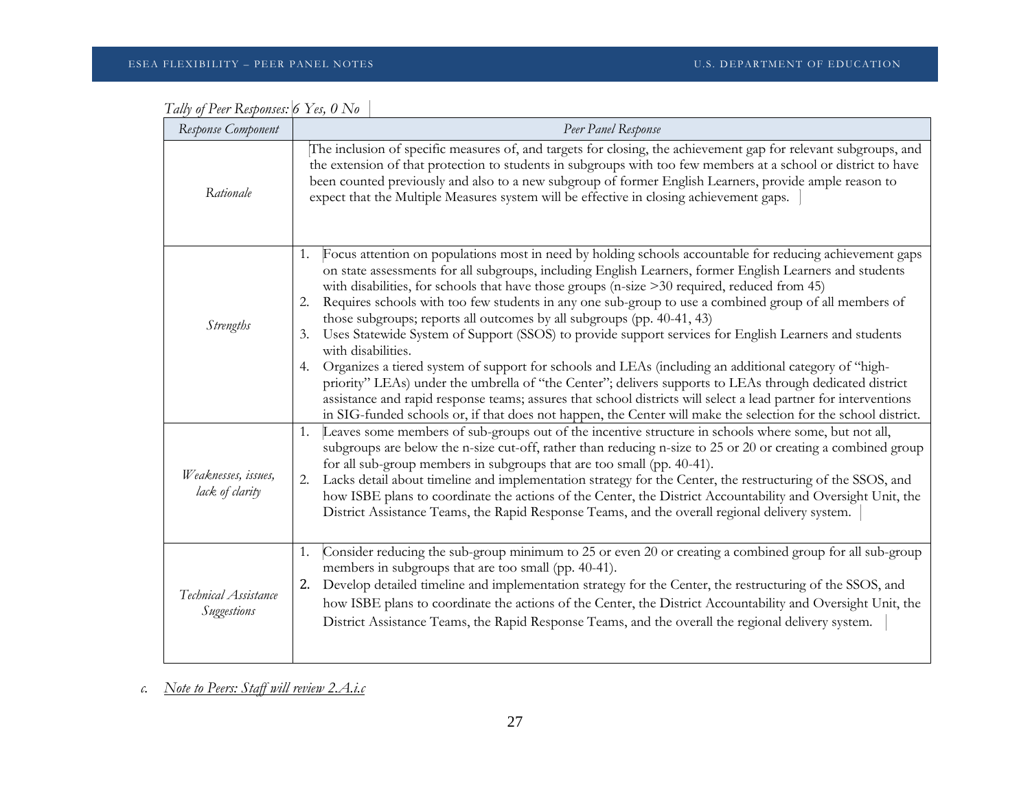*Tally of Peer Responses: 6 Yes, 0 No*

| *Response Component* | *Peer Panel Response* |
|---|---|
| *Rationale* | The inclusion of specific measures of, and targets for closing, the achievement gap for relevant subgroups, and the extension of that protection to students in subgroups with too few members at a school or district to have been counted previously and also to a new subgroup of former English Learners, provide ample reason to expect that the Multiple Measures system will be effective in closing achievement gaps. |
| *Strengths* | 1. Focus attention on populations most in need by holding schools accountable for reducing achievement gaps on state assessments for all subgroups, including English Learners, former English Learners and students with disabilities, for schools that have those groups (n-size >30 required, reduced from 45)<br>2. Requires schools with too few students in any one sub-group to use a combined group of all members of those subgroups; reports all outcomes by all subgroups (pp. 40-41, 43)<br>3. Uses Statewide System of Support (SSOS) to provide support services for English Learners and students with disabilities.<br>4. Organizes a tiered system of support for schools and LEAs (including an additional category of "high-priority" LEAs) under the umbrella of "the Center"; delivers supports to LEAs through dedicated district assistance and rapid response teams; assures that school districts will select a lead partner for interventions in SIG-funded schools or, if that does not happen, the Center will make the selection for the school district. |
| *Weaknesses, issues, lack of clarity* | 1. Leaves some members of sub-groups out of the incentive structure in schools where some, but not all, subgroups are below the n-size cut-off, rather than reducing n-size to 25 or 20 or creating a combined group for all sub-group members in subgroups that are too small (pp. 40-41).<br>2. Lacks detail about timeline and implementation strategy for the Center, the restructuring of the SSOS, and how ISBE plans to coordinate the actions of the Center, the District Accountability and Oversight Unit, the District Assistance Teams, the Rapid Response Teams, and the overall regional delivery system. |
| *Technical Assistance Suggestions* | 1. Consider reducing the sub-group minimum to 25 or even 20 or creating a combined group for all sub-group members in subgroups that are too small (pp. 40-41).<br>2. Develop detailed timeline and implementation strategy for the Center, the restructuring of the SSOS, and how ISBE plans to coordinate the actions of the Center, the District Accountability and Oversight Unit, the District Assistance Teams, the Rapid Response Teams, and the overall the regional delivery system. |

*c.* *Note to Peers: Staff will review 2.A.i.c*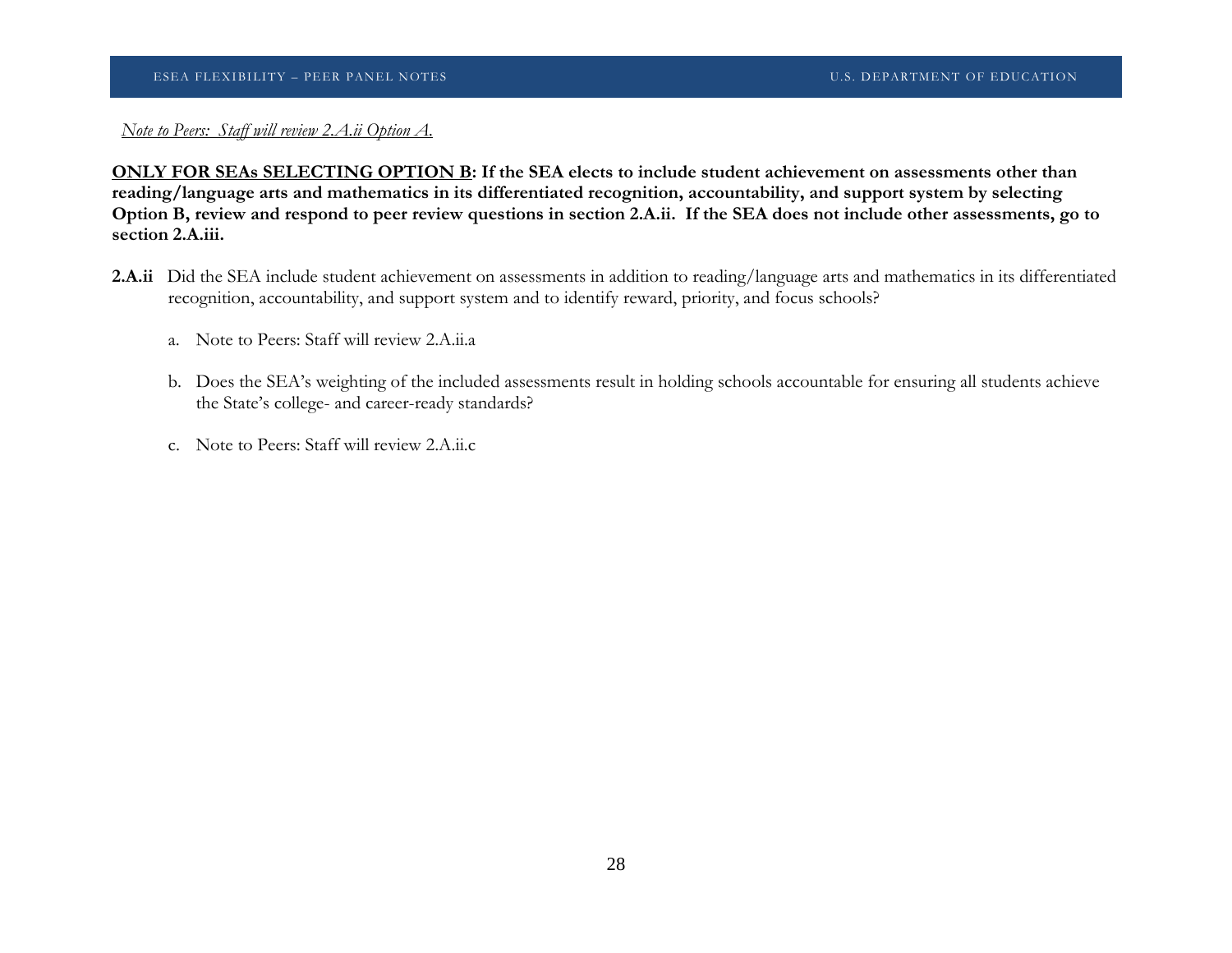*Note to Peers: Staff will review 2.A.ii Option A.*

**ONLY FOR SEAs SELECTING OPTION B: If the SEA elects to include student achievement on assessments other than reading/language arts and mathematics in its differentiated recognition, accountability, and support system by selecting Option B, review and respond to peer review questions in section 2.A.ii. If the SEA does not include other assessments, go to section 2.A.iii.**

**2.A.ii** Did the SEA include student achievement on assessments in addition to reading/language arts and mathematics in its differentiated recognition, accountability, and support system and to identify reward, priority, and focus schools?

a. Note to Peers: Staff will review 2.A.ii.a

b. Does the SEA's weighting of the included assessments result in holding schools accountable for ensuring all students achieve the State's college- and career-ready standards?

c. Note to Peers: Staff will review 2.A.ii.c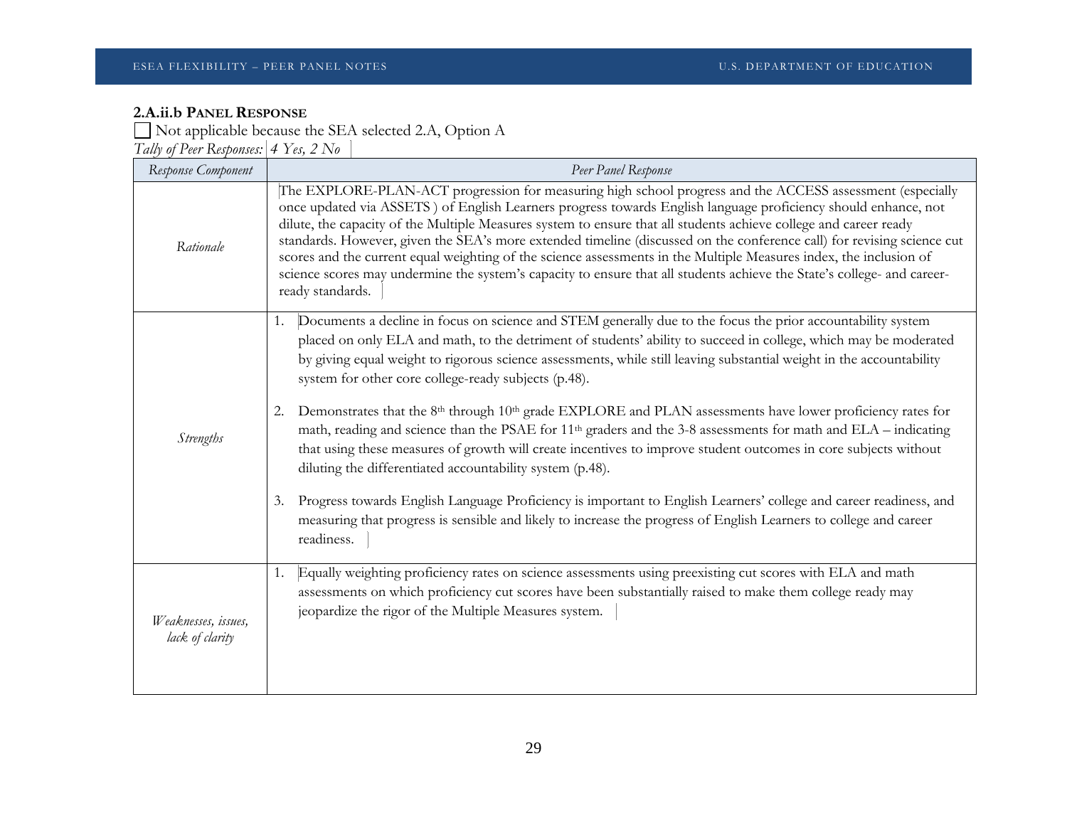### 2.A.ii.b Panel Response

☐ Not applicable because the SEA selected 2.A, Option A

*Tally of Peer Responses: 4 Yes, 2 No*

| *Response Component* | *Peer Panel Response* |
| --- | --- |
| *Rationale* | The EXPLORE-PLAN-ACT progression for measuring high school progress and the ACCESS assessment (especially once updated via ASSETS ) of English Learners progress towards English language proficiency should enhance, not dilute, the capacity of the Multiple Measures system to ensure that all students achieve college and career ready standards. However, given the SEA's more extended timeline (discussed on the conference call) for revising science cut scores and the current equal weighting of the science assessments in the Multiple Measures index, the inclusion of science scores may undermine the system's capacity to ensure that all students achieve the State's college- and career-ready standards. |
| *Strengths* | 1. Documents a decline in focus on science and STEM generally due to the focus the prior accountability system placed on only ELA and math, to the detriment of students' ability to succeed in college, which may be moderated by giving equal weight to rigorous science assessments, while still leaving substantial weight in the accountability system for other core college-ready subjects (p.48).<br><br>2. Demonstrates that the 8th through 10th grade EXPLORE and PLAN assessments have lower proficiency rates for math, reading and science than the PSAE for 11th graders and the 3-8 assessments for math and ELA – indicating that using these measures of growth will create incentives to improve student outcomes in core subjects without diluting the differentiated accountability system (p.48).<br><br>3. Progress towards English Language Proficiency is important to English Learners' college and career readiness, and measuring that progress is sensible and likely to increase the progress of English Learners to college and career readiness. |
| *Weaknesses, issues, lack of clarity* | 1. Equally weighting proficiency rates on science assessments using preexisting cut scores with ELA and math assessments on which proficiency cut scores have been substantially raised to make them college ready may jeopardize the rigor of the Multiple Measures system. |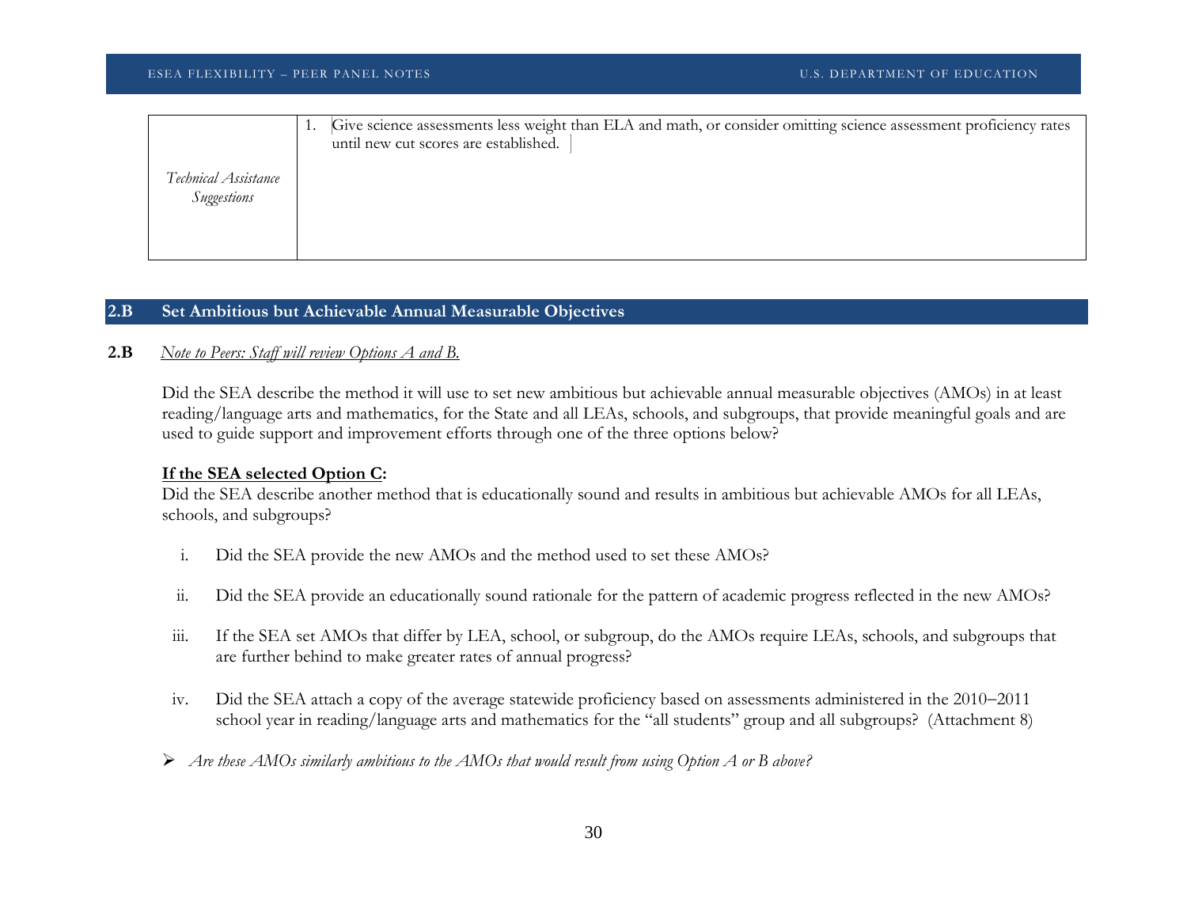| | |
|---|---|
| *Technical Assistance Suggestions* | 1. Give science assessments less weight than ELA and math, or consider omitting science assessment proficiency rates until new cut scores are established. |

## 2.B Set Ambitious but Achievable Annual Measurable Objectives

**2.B** *Note to Peers: Staff will review Options A and B.*

Did the SEA describe the method it will use to set new ambitious but achievable annual measurable objectives (AMOs) in at least reading/language arts and mathematics, for the State and all LEAs, schools, and subgroups, that provide meaningful goals and are used to guide support and improvement efforts through one of the three options below?

**If the SEA selected Option C:**
Did the SEA describe another method that is educationally sound and results in ambitious but achievable AMOs for all LEAs, schools, and subgroups?

i. Did the SEA provide the new AMOs and the method used to set these AMOs?

ii. Did the SEA provide an educationally sound rationale for the pattern of academic progress reflected in the new AMOs?

iii. If the SEA set AMOs that differ by LEA, school, or subgroup, do the AMOs require LEAs, schools, and subgroups that are further behind to make greater rates of annual progress?

iv. Did the SEA attach a copy of the average statewide proficiency based on assessments administered in the 2010–2011 school year in reading/language arts and mathematics for the "all students" group and all subgroups? (Attachment 8)

- *Are these AMOs similarly ambitious to the AMOs that would result from using Option A or B above?*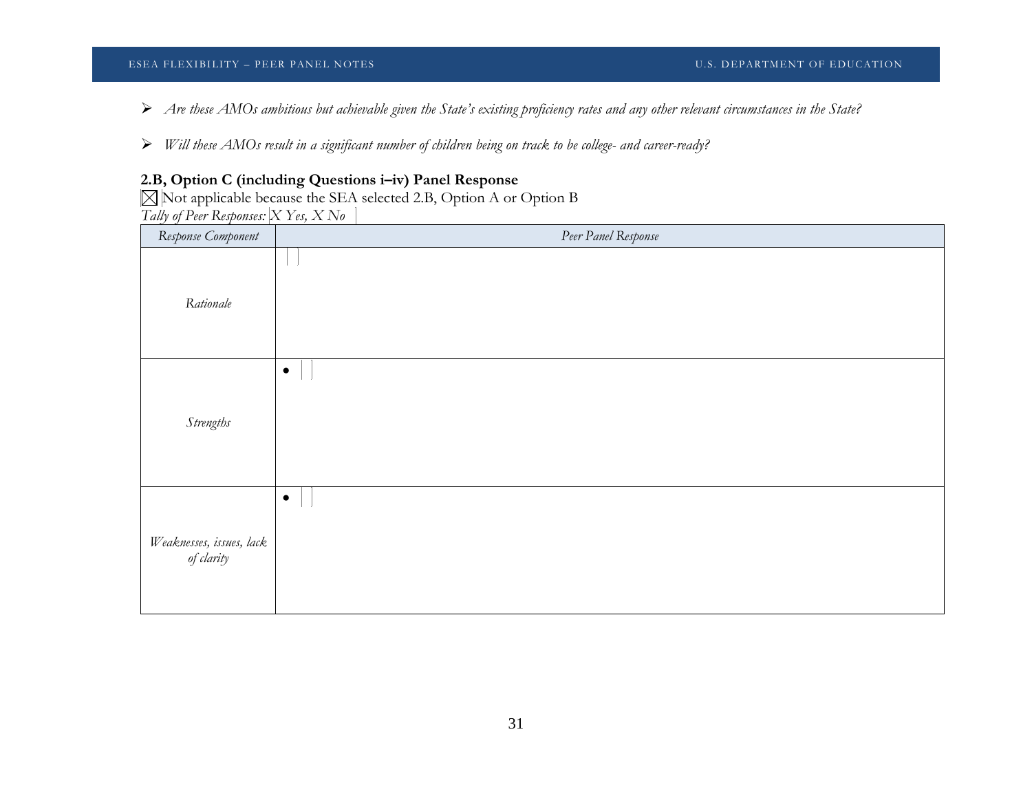- *Are these AMOs ambitious but achievable given the State's existing proficiency rates and any other relevant circumstances in the State?*

- *Will these AMOs result in a significant number of children being on track to be college- and career-ready?*

**2.B, Option C (including Questions i–iv) Panel Response**

☒ Not applicable because the SEA selected 2.B, Option A or Option B

*Tally of Peer Responses: X Yes, X No*

| *Response Component* | *Peer Panel Response* |
| --- | --- |
| *Rationale* | |
| *Strengths* | • |
| *Weaknesses, issues, lack of clarity* | • |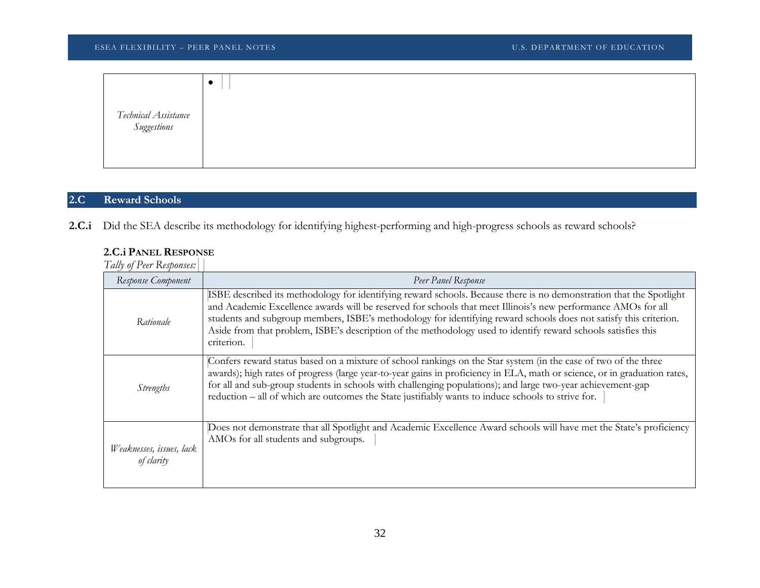| Technical Assistance Suggestions | • |
|---|---|

## 2.C Reward Schools

**2.C.i** Did the SEA describe its methodology for identifying highest-performing and high-progress schools as reward schools?

**2.C.i PANEL RESPONSE**

*Tally of Peer Responses:*

| *Response Component* | *Peer Panel Response* |
|---|---|
| *Rationale* | ISBE described its methodology for identifying reward schools. Because there is no demonstration that the Spotlight and Academic Excellence awards will be reserved for schools that meet Illinois's new performance AMOs for all students and subgroup members, ISBE's methodology for identifying reward schools does not satisfy this criterion. Aside from that problem, ISBE's description of the methodology used to identify reward schools satisfies this criterion. |
| *Strengths* | Confers reward status based on a mixture of school rankings on the Star system (in the case of two of the three awards); high rates of progress (large year-to-year gains in proficiency in ELA, math or science, or in graduation rates, for all and sub-group students in schools with challenging populations); and large two-year achievement-gap reduction – all of which are outcomes the State justifiably wants to induce schools to strive for. |
| *Weaknesses, issues, lack of clarity* | Does not demonstrate that all Spotlight and Academic Excellence Award schools will have met the State's proficiency AMOs for all students and subgroups. |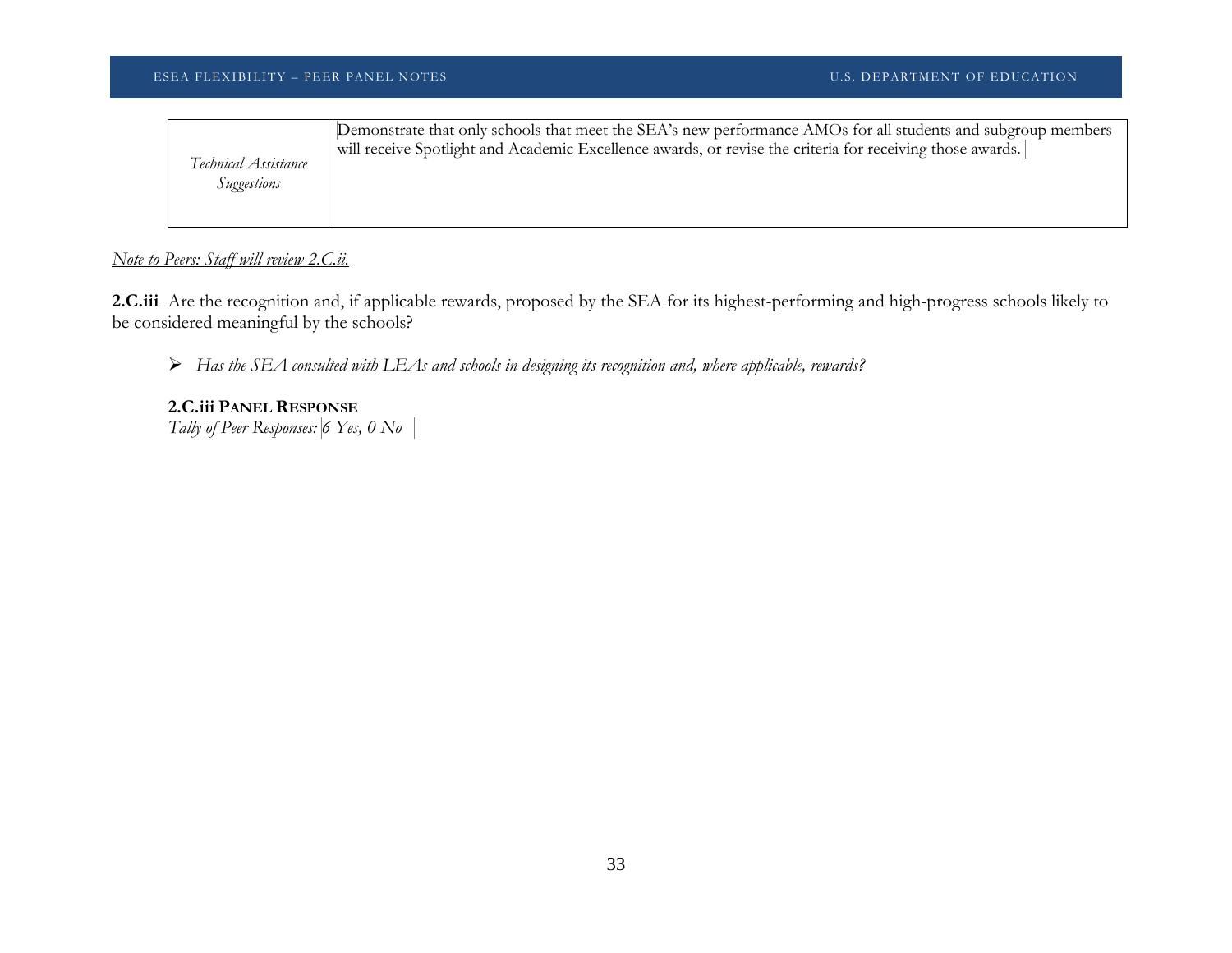| *Technical Assistance Suggestions* | Demonstrate that only schools that meet the SEA's new performance AMOs for all students and subgroup members will receive Spotlight and Academic Excellence awards, or revise the criteria for receiving those awards. |
|---|---|

*Note to Peers: Staff will review 2.C.ii.*

**2.C.iii** Are the recognition and, if applicable rewards, proposed by the SEA for its highest-performing and high-progress schools likely to be considered meaningful by the schools?

- *Has the SEA consulted with LEAs and schools in designing its recognition and, where applicable, rewards?*

**2.C.iii PANEL RESPONSE**

*Tally of Peer Responses: 6 Yes, 0 No*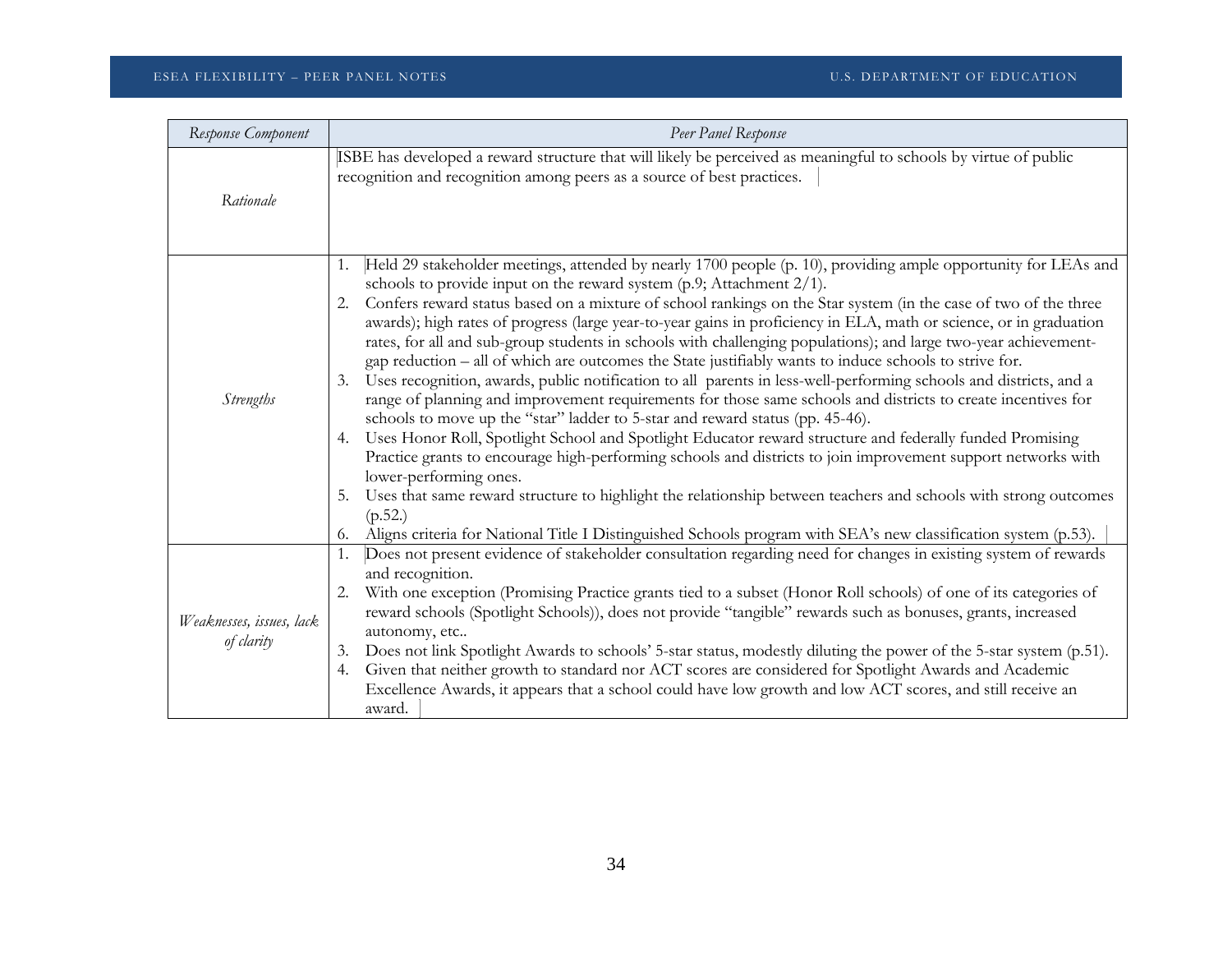| *Response Component* | *Peer Panel Response* |
|---|---|
| *Rationale* | ISBE has developed a reward structure that will likely be perceived as meaningful to schools by virtue of public recognition and recognition among peers as a source of best practices. |
| *Strengths* | 1. Held 29 stakeholder meetings, attended by nearly 1700 people (p. 10), providing ample opportunity for LEAs and schools to provide input on the reward system (p.9; Attachment 2/1).<br>2. Confers reward status based on a mixture of school rankings on the Star system (in the case of two of the three awards); high rates of progress (large year-to-year gains in proficiency in ELA, math or science, or in graduation rates, for all and sub-group students in schools with challenging populations); and large two-year achievement-gap reduction – all of which are outcomes the State justifiably wants to induce schools to strive for.<br>3. Uses recognition, awards, public notification to all parents in less-well-performing schools and districts, and a range of planning and improvement requirements for those same schools and districts to create incentives for schools to move up the "star" ladder to 5-star and reward status (pp. 45-46).<br>4. Uses Honor Roll, Spotlight School and Spotlight Educator reward structure and federally funded Promising Practice grants to encourage high-performing schools and districts to join improvement support networks with lower-performing ones.<br>5. Uses that same reward structure to highlight the relationship between teachers and schools with strong outcomes (p.52.)<br>6. Aligns criteria for National Title I Distinguished Schools program with SEA's new classification system (p.53). |
| *Weaknesses, issues, lack of clarity* | 1. Does not present evidence of stakeholder consultation regarding need for changes in existing system of rewards and recognition.<br>2. With one exception (Promising Practice grants tied to a subset (Honor Roll schools) of one of its categories of reward schools (Spotlight Schools)), does not provide "tangible" rewards such as bonuses, grants, increased autonomy, etc..<br>3. Does not link Spotlight Awards to schools' 5-star status, modestly diluting the power of the 5-star system (p.51).<br>4. Given that neither growth to standard nor ACT scores are considered for Spotlight Awards and Academic Excellence Awards, it appears that a school could have low growth and low ACT scores, and still receive an award. |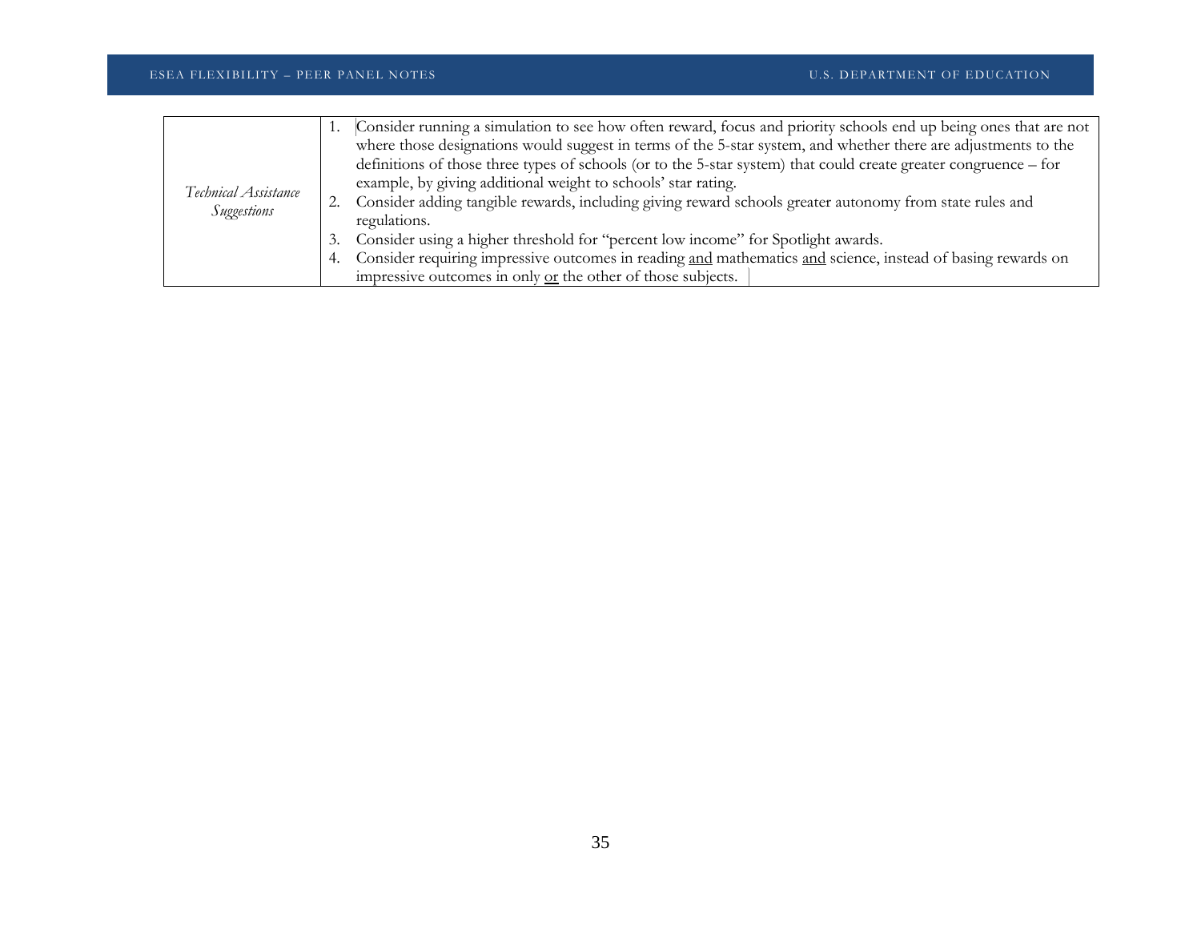| | |
|---|---|
| *Technical Assistance Suggestions* | 1. Consider running a simulation to see how often reward, focus and priority schools end up being ones that are not where those designations would suggest in terms of the 5-star system, and whether there are adjustments to the definitions of those three types of schools (or to the 5-star system) that could create greater congruence – for example, by giving additional weight to schools' star rating.<br>2. Consider adding tangible rewards, including giving reward schools greater autonomy from state rules and regulations.<br>3. Consider using a higher threshold for "percent low income" for Spotlight awards.<br>4. Consider requiring impressive outcomes in reading <u>and</u> mathematics <u>and</u> science, instead of basing rewards on impressive outcomes in only <u>or</u> the other of those subjects. |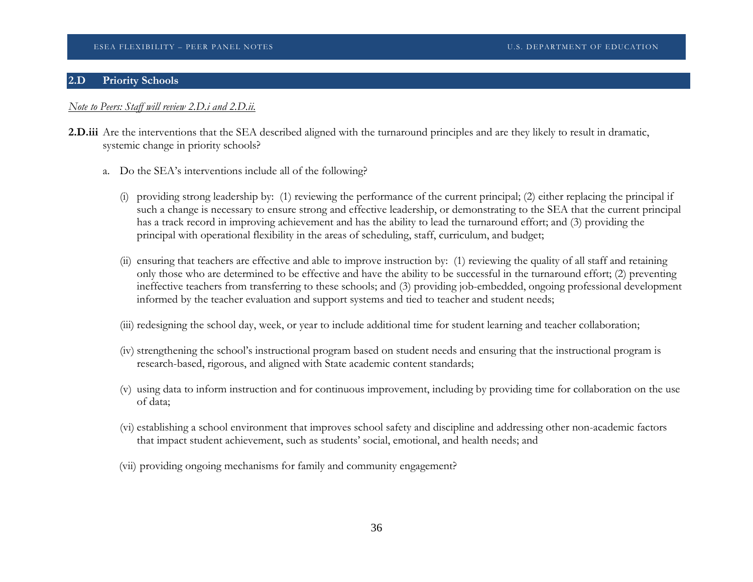## 2.D Priority Schools

*Note to Peers: Staff will review 2.D.i and 2.D.ii.*

**2.D.iii** Are the interventions that the SEA described aligned with the turnaround principles and are they likely to result in dramatic, systemic change in priority schools?

a. Do the SEA's interventions include all of the following?

(i) providing strong leadership by: (1) reviewing the performance of the current principal; (2) either replacing the principal if such a change is necessary to ensure strong and effective leadership, or demonstrating to the SEA that the current principal has a track record in improving achievement and has the ability to lead the turnaround effort; and (3) providing the principal with operational flexibility in the areas of scheduling, staff, curriculum, and budget;

(ii) ensuring that teachers are effective and able to improve instruction by: (1) reviewing the quality of all staff and retaining only those who are determined to be effective and have the ability to be successful in the turnaround effort; (2) preventing ineffective teachers from transferring to these schools; and (3) providing job-embedded, ongoing professional development informed by the teacher evaluation and support systems and tied to teacher and student needs;

(iii) redesigning the school day, week, or year to include additional time for student learning and teacher collaboration;

(iv) strengthening the school's instructional program based on student needs and ensuring that the instructional program is research-based, rigorous, and aligned with State academic content standards;

(v) using data to inform instruction and for continuous improvement, including by providing time for collaboration on the use of data;

(vi) establishing a school environment that improves school safety and discipline and addressing other non-academic factors that impact student achievement, such as students' social, emotional, and health needs; and

(vii) providing ongoing mechanisms for family and community engagement?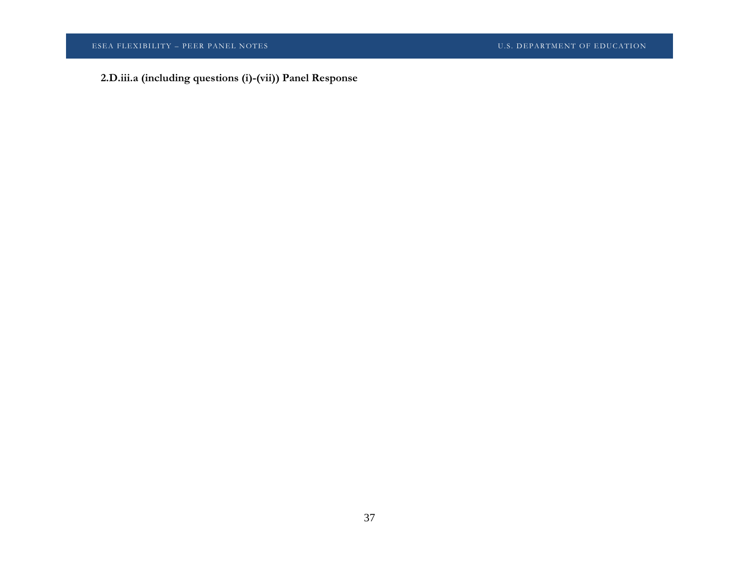**2.D.iii.a (including questions (i)-(vii)) Panel Response**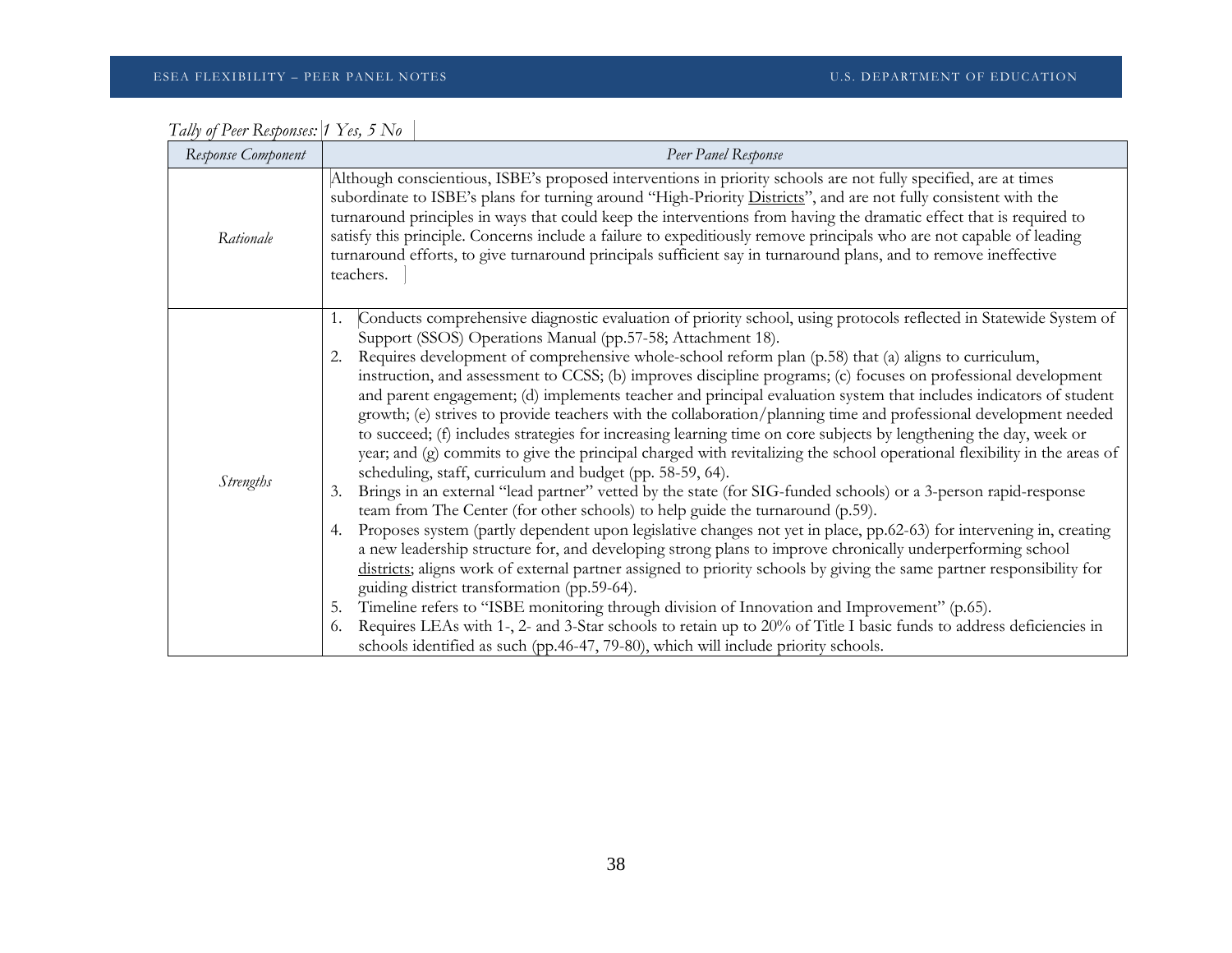*Tally of Peer Responses: 1 Yes, 5 No*

| *Response Component* | *Peer Panel Response* |
|---|---|
| *Rationale* | Although conscientious, ISBE's proposed interventions in priority schools are not fully specified, are at times subordinate to ISBE's plans for turning around "High-Priority Districts", and are not fully consistent with the turnaround principles in ways that could keep the interventions from having the dramatic effect that is required to satisfy this principle. Concerns include a failure to expeditiously remove principals who are not capable of leading turnaround efforts, to give turnaround principals sufficient say in turnaround plans, and to remove ineffective teachers. |
| *Strengths* | 1. Conducts comprehensive diagnostic evaluation of priority school, using protocols reflected in Statewide System of Support (SSOS) Operations Manual (pp.57-58; Attachment 18).<br>2. Requires development of comprehensive whole-school reform plan (p.58) that (a) aligns to curriculum, instruction, and assessment to CCSS; (b) improves discipline programs; (c) focuses on professional development and parent engagement; (d) implements teacher and principal evaluation system that includes indicators of student growth; (e) strives to provide teachers with the collaboration/planning time and professional development needed to succeed; (f) includes strategies for increasing learning time on core subjects by lengthening the day, week or year; and (g) commits to give the principal charged with revitalizing the school operational flexibility in the areas of scheduling, staff, curriculum and budget (pp. 58-59, 64).<br>3. Brings in an external "lead partner" vetted by the state (for SIG-funded schools) or a 3-person rapid-response team from The Center (for other schools) to help guide the turnaround (p.59).<br>4. Proposes system (partly dependent upon legislative changes not yet in place, pp.62-63) for intervening in, creating a new leadership structure for, and developing strong plans to improve chronically underperforming school districts; aligns work of external partner assigned to priority schools by giving the same partner responsibility for guiding district transformation (pp.59-64).<br>5. Timeline refers to "ISBE monitoring through division of Innovation and Improvement" (p.65).<br>6. Requires LEAs with 1-, 2- and 3-Star schools to retain up to 20% of Title I basic funds to address deficiencies in schools identified as such (pp.46-47, 79-80), which will include priority schools. |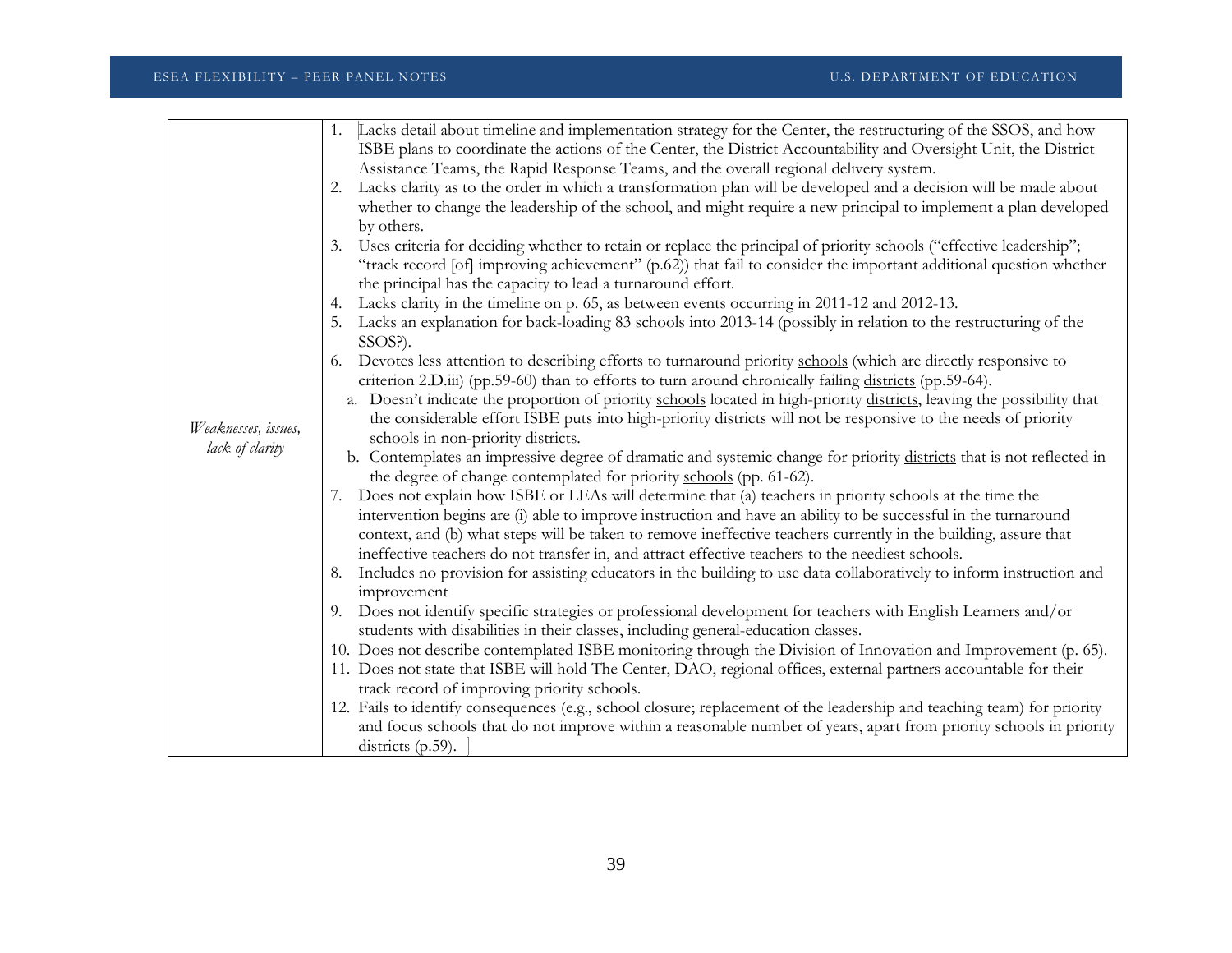| | |
|---|---|
| *Weaknesses, issues, lack of clarity* | 1. Lacks detail about timeline and implementation strategy for the Center, the restructuring of the SSOS, and how ISBE plans to coordinate the actions of the Center, the District Accountability and Oversight Unit, the District Assistance Teams, the Rapid Response Teams, and the overall regional delivery system.<br>2. Lacks clarity as to the order in which a transformation plan will be developed and a decision will be made about whether to change the leadership of the school, and might require a new principal to implement a plan developed by others.<br>3. Uses criteria for deciding whether to retain or replace the principal of priority schools ("effective leadership"; "track record [of] improving achievement" (p.62)) that fail to consider the important additional question whether the principal has the capacity to lead a turnaround effort.<br>4. Lacks clarity in the timeline on p. 65, as between events occurring in 2011-12 and 2012-13.<br>5. Lacks an explanation for back-loading 83 schools into 2013-14 (possibly in relation to the restructuring of the SSOS?).<br>6. Devotes less attention to describing efforts to turnaround priority <u>schools</u> (which are directly responsive to criterion 2.D.iii) (pp.59-60) than to efforts to turn around chronically failing <u>districts</u> (pp.59-64).<br>&nbsp;&nbsp;a. Doesn't indicate the proportion of priority <u>schools</u> located in high-priority <u>districts</u>, leaving the possibility that the considerable effort ISBE puts into high-priority districts will not be responsive to the needs of priority schools in non-priority districts.<br>&nbsp;&nbsp;b. Contemplates an impressive degree of dramatic and systemic change for priority <u>districts</u> that is not reflected in the degree of change contemplated for priority <u>schools</u> (pp. 61-62).<br>7. Does not explain how ISBE or LEAs will determine that (a) teachers in priority schools at the time the intervention begins are (i) able to improve instruction and have an ability to be successful in the turnaround context, and (b) what steps will be taken to remove ineffective teachers currently in the building, assure that ineffective teachers do not transfer in, and attract effective teachers to the neediest schools.<br>8. Includes no provision for assisting educators in the building to use data collaboratively to inform instruction and improvement<br>9. Does not identify specific strategies or professional development for teachers with English Learners and/or students with disabilities in their classes, including general-education classes.<br>10. Does not describe contemplated ISBE monitoring through the Division of Innovation and Improvement (p. 65).<br>11. Does not state that ISBE will hold The Center, DAO, regional offices, external partners accountable for their track record of improving priority schools.<br>12. Fails to identify consequences (e.g., school closure; replacement of the leadership and teaching team) for priority and focus schools that do not improve within a reasonable number of years, apart from priority schools in priority districts (p.59). |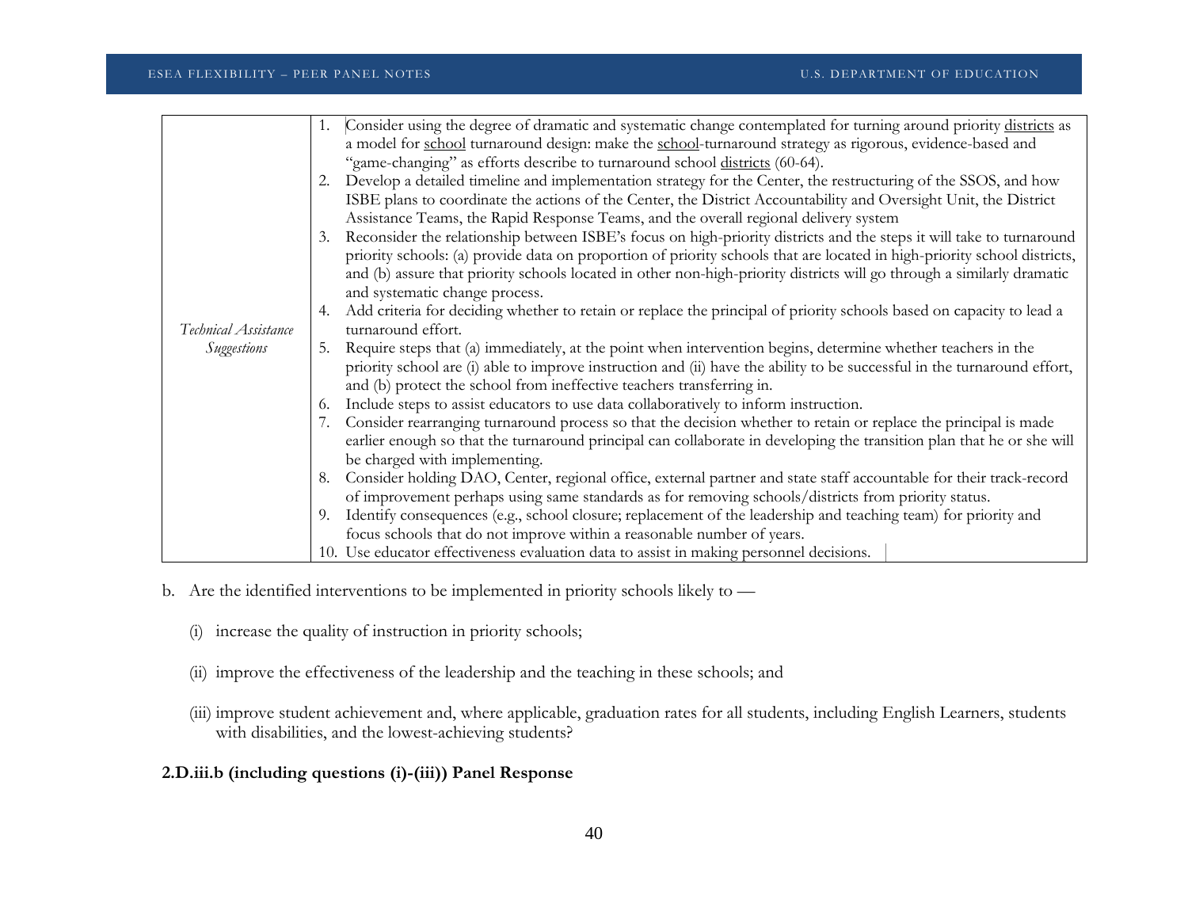| | |
|---|---|
| *Technical Assistance Suggestions* | 1. Consider using the degree of dramatic and systematic change contemplated for turning around priority <u>districts</u> as a model for <u>school</u> turnaround design: make the <u>school</u>-turnaround strategy as rigorous, evidence-based and "game-changing" as efforts describe to turnaround school <u>districts</u> (60-64).<br>2. Develop a detailed timeline and implementation strategy for the Center, the restructuring of the SSOS, and how ISBE plans to coordinate the actions of the Center, the District Accountability and Oversight Unit, the District Assistance Teams, the Rapid Response Teams, and the overall regional delivery system<br>3. Reconsider the relationship between ISBE's focus on high-priority districts and the steps it will take to turnaround priority schools: (a) provide data on proportion of priority schools that are located in high-priority school districts, and (b) assure that priority schools located in other non-high-priority districts will go through a similarly dramatic and systematic change process.<br>4. Add criteria for deciding whether to retain or replace the principal of priority schools based on capacity to lead a turnaround effort.<br>5. Require steps that (a) immediately, at the point when intervention begins, determine whether teachers in the priority school are (i) able to improve instruction and (ii) have the ability to be successful in the turnaround effort, and (b) protect the school from ineffective teachers transferring in.<br>6. Include steps to assist educators to use data collaboratively to inform instruction.<br>7. Consider rearranging turnaround process so that the decision whether to retain or replace the principal is made earlier enough so that the turnaround principal can collaborate in developing the transition plan that he or she will be charged with implementing.<br>8. Consider holding DAO, Center, regional office, external partner and state staff accountable for their track-record of improvement perhaps using same standards as for removing schools/districts from priority status.<br>9. Identify consequences (e.g., school closure; replacement of the leadership and teaching team) for priority and focus schools that do not improve within a reasonable number of years.<br>10. Use educator effectiveness evaluation data to assist in making personnel decisions. |

b. Are the identified interventions to be implemented in priority schools likely to —

(i) increase the quality of instruction in priority schools;

(ii) improve the effectiveness of the leadership and the teaching in these schools; and

(iii) improve student achievement and, where applicable, graduation rates for all students, including English Learners, students with disabilities, and the lowest-achieving students?

**2.D.iii.b (including questions (i)-(iii)) Panel Response**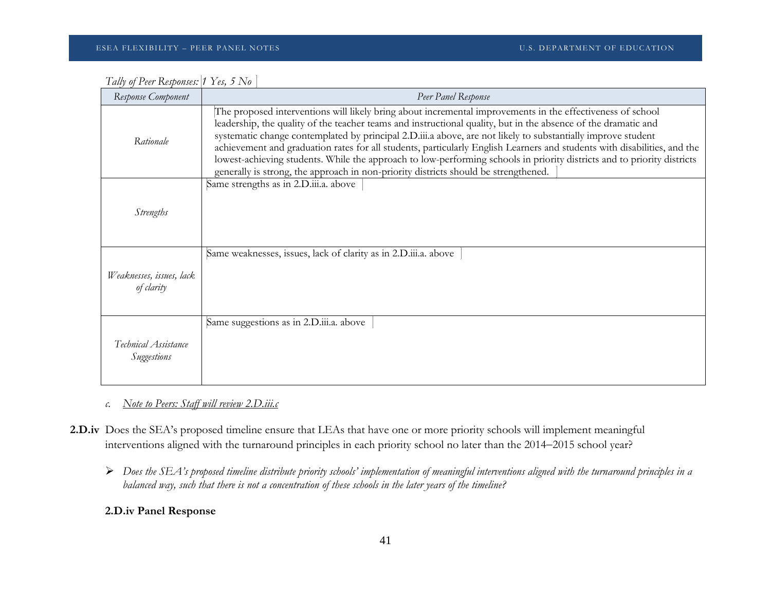*Tally of Peer Responses: 1 Yes, 5 No*

| *Response Component* | *Peer Panel Response* |
| --- | --- |
| *Rationale* | The proposed interventions will likely bring about incremental improvements in the effectiveness of school leadership, the quality of the teacher teams and instructional quality, but in the absence of the dramatic and systematic change contemplated by principal 2.D.iii.a above, are not likely to substantially improve student achievement and graduation rates for all students, particularly English Learners and students with disabilities, and the lowest-achieving students. While the approach to low-performing schools in priority districts and to priority districts generally is strong, the approach in non-priority districts should be strengthened. |
| *Strengths* | Same strengths as in 2.D.iii.a. above |
| *Weaknesses, issues, lack of clarity* | Same weaknesses, issues, lack of clarity as in 2.D.iii.a. above |
| *Technical Assistance Suggestions* | Same suggestions as in 2.D.iii.a. above |

*c.* *Note to Peers: Staff will review 2.D.iii.c*

**2.D.iv** Does the SEA's proposed timeline ensure that LEAs that have one or more priority schools will implement meaningful interventions aligned with the turnaround principles in each priority school no later than the 2014–2015 school year?

- *Does the SEA's proposed timeline distribute priority schools' implementation of meaningful interventions aligned with the turnaround principles in a balanced way, such that there is not a concentration of these schools in the later years of the timeline?*

**2.D.iv Panel Response**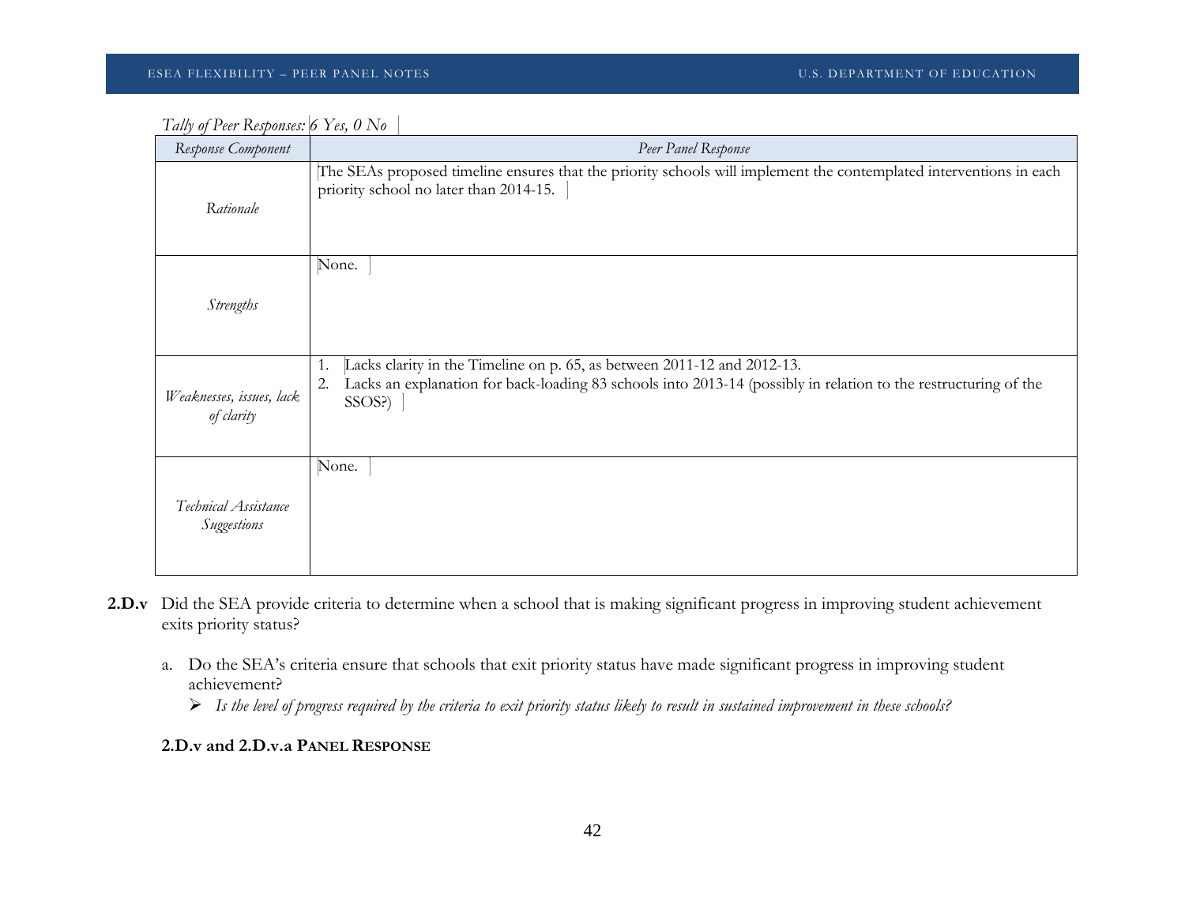*Tally of Peer Responses: 6 Yes, 0 No*

| *Response Component* | *Peer Panel Response* |
|---|---|
| *Rationale* | The SEAs proposed timeline ensures that the priority schools will implement the contemplated interventions in each priority school no later than 2014-15. |
| *Strengths* | None. |
| *Weaknesses, issues, lack of clarity* | 1. Lacks clarity in the Timeline on p. 65, as between 2011-12 and 2012-13. 2. Lacks an explanation for back-loading 83 schools into 2013-14 (possibly in relation to the restructuring of the SSOS?) |
| *Technical Assistance Suggestions* | None. |

**2.D.v** Did the SEA provide criteria to determine when a school that is making significant progress in improving student achievement exits priority status?

a. Do the SEA's criteria ensure that schools that exit priority status have made significant progress in improving student achievement?
   - *Is the level of progress required by the criteria to exit priority status likely to result in sustained improvement in these schools?*

**2.D.v and 2.D.v.a PANEL RESPONSE**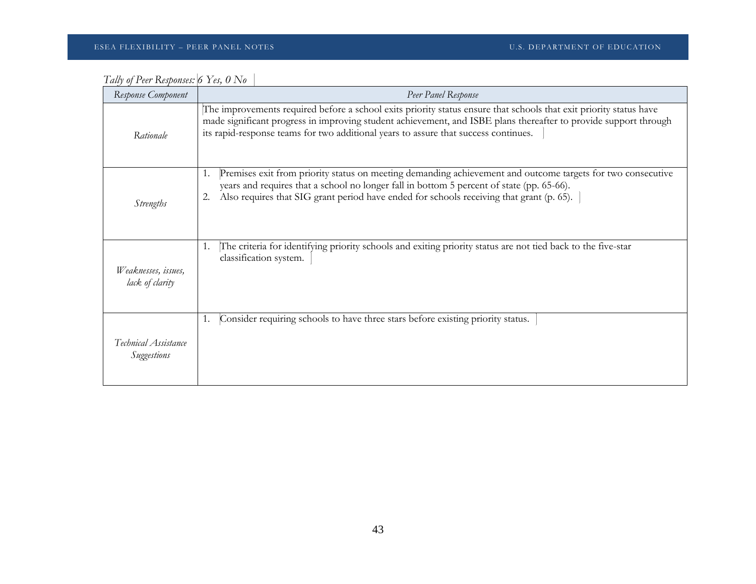*Tally of Peer Responses: 6 Yes, 0 No*

| *Response Component* | *Peer Panel Response* |
| --- | --- |
| *Rationale* | The improvements required before a school exits priority status ensure that schools that exit priority status have made significant progress in improving student achievement, and ISBE plans thereafter to provide support through its rapid-response teams for two additional years to assure that success continues. |
| *Strengths* | 1. Premises exit from priority status on meeting demanding achievement and outcome targets for two consecutive years and requires that a school no longer fall in bottom 5 percent of state (pp. 65-66).<br>2. Also requires that SIG grant period have ended for schools receiving that grant (p. 65). |
| *Weaknesses, issues, lack of clarity* | 1. The criteria for identifying priority schools and exiting priority status are not tied back to the five-star classification system. |
| *Technical Assistance Suggestions* | 1. Consider requiring schools to have three stars before existing priority status. |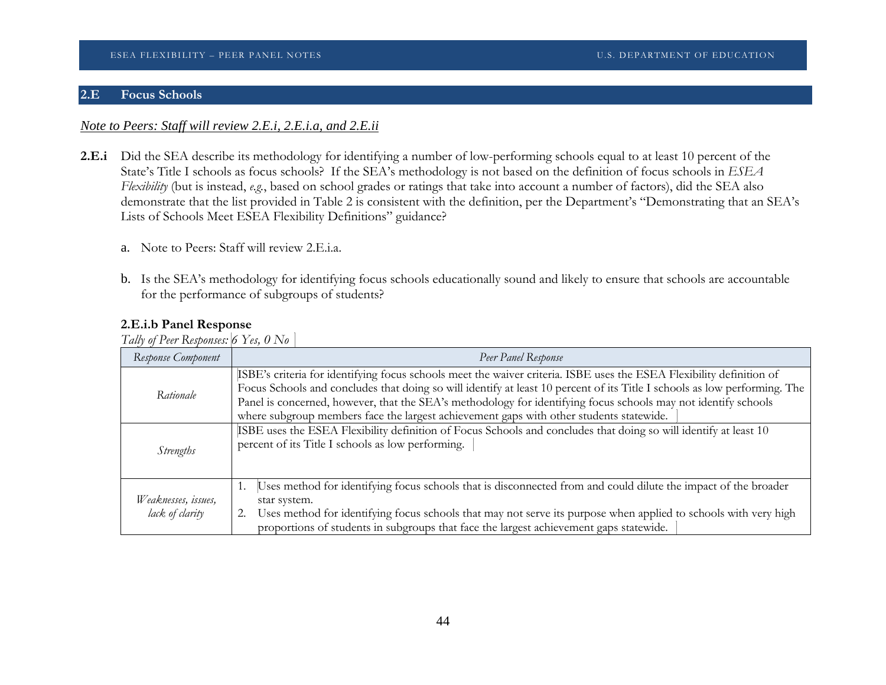## 2.E Focus Schools

*Note to Peers: Staff will review 2.E.i, 2.E.i.a, and 2.E.ii*

**2.E.i** Did the SEA describe its methodology for identifying a number of low-performing schools equal to at least 10 percent of the State's Title I schools as focus schools? If the SEA's methodology is not based on the definition of focus schools in *ESEA Flexibility* (but is instead, *e.g.*, based on school grades or ratings that take into account a number of factors), did the SEA also demonstrate that the list provided in Table 2 is consistent with the definition, per the Department's "Demonstrating that an SEA's Lists of Schools Meet ESEA Flexibility Definitions" guidance?

a. Note to Peers: Staff will review 2.E.i.a.

b. Is the SEA's methodology for identifying focus schools educationally sound and likely to ensure that schools are accountable for the performance of subgroups of students?

**2.E.i.b Panel Response**

*Tally of Peer Responses: 6 Yes, 0 No*

| *Response Component* | *Peer Panel Response* |
|---|---|
| *Rationale* | ISBE's criteria for identifying focus schools meet the waiver criteria. ISBE uses the ESEA Flexibility definition of Focus Schools and concludes that doing so will identify at least 10 percent of its Title I schools as low performing. The Panel is concerned, however, that the SEA's methodology for identifying focus schools may not identify schools where subgroup members face the largest achievement gaps with other students statewide. |
| *Strengths* | ISBE uses the ESEA Flexibility definition of Focus Schools and concludes that doing so will identify at least 10 percent of its Title I schools as low performing. |
| *Weaknesses, issues, lack of clarity* | 1. Uses method for identifying focus schools that is disconnected from and could dilute the impact of the broader star system.<br>2. Uses method for identifying focus schools that may not serve its purpose when applied to schools with very high proportions of students in subgroups that face the largest achievement gaps statewide. |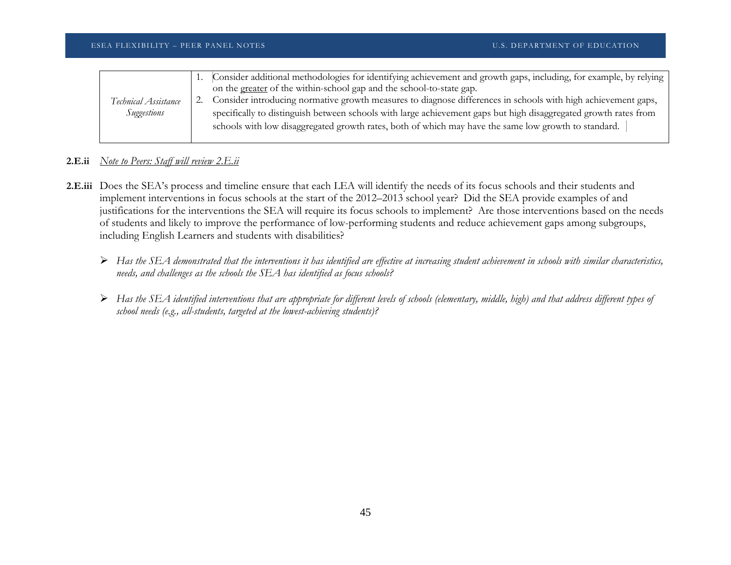| | |
|---|---|
| *Technical Assistance Suggestions* | 1. Consider additional methodologies for identifying achievement and growth gaps, including, for example, by relying on the greater of the within-school gap and the school-to-state gap.<br>2. Consider introducing normative growth measures to diagnose differences in schools with high achievement gaps, specifically to distinguish between schools with large achievement gaps but high disaggregated growth rates from schools with low disaggregated growth rates, both of which may have the same low growth to standard. |

**2.E.ii** *Note to Peers: Staff will review 2.E.ii*

**2.E.iii** Does the SEA's process and timeline ensure that each LEA will identify the needs of its focus schools and their students and implement interventions in focus schools at the start of the 2012–2013 school year? Did the SEA provide examples of and justifications for the interventions the SEA will require its focus schools to implement? Are those interventions based on the needs of students and likely to improve the performance of low-performing students and reduce achievement gaps among subgroups, including English Learners and students with disabilities?

- *Has the SEA demonstrated that the interventions it has identified are effective at increasing student achievement in schools with similar characteristics, needs, and challenges as the schools the SEA has identified as focus schools?*

- *Has the SEA identified interventions that are appropriate for different levels of schools (elementary, middle, high) and that address different types of school needs (e.g., all-students, targeted at the lowest-achieving students)?*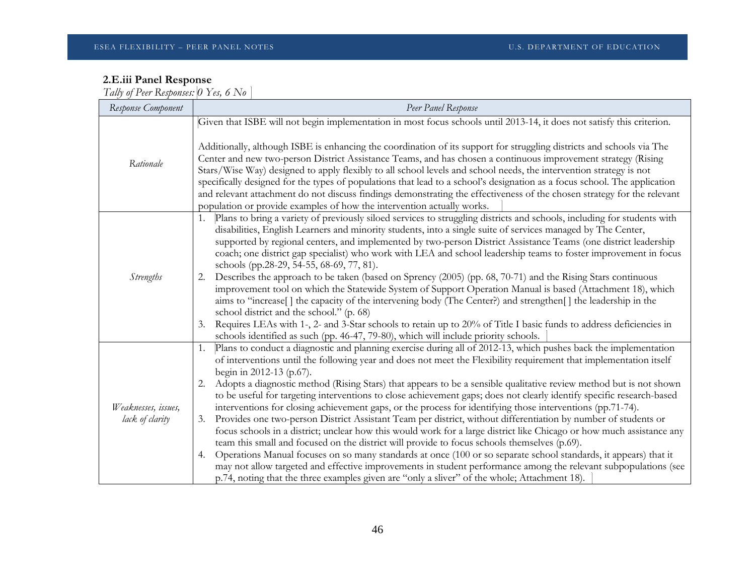**2.E.iii Panel Response**

*Tally of Peer Responses: 0 Yes, 6 No*

| *Response Component* | *Peer Panel Response* |
|---|---|
| *Rationale* | Given that ISBE will not begin implementation in most focus schools until 2013-14, it does not satisfy this criterion.<br><br>Additionally, although ISBE is enhancing the coordination of its support for struggling districts and schools via The Center and new two-person District Assistance Teams, and has chosen a continuous improvement strategy (Rising Stars/Wise Way) designed to apply flexibly to all school levels and school needs, the intervention strategy is not specifically designed for the types of populations that lead to a school's designation as a focus school. The application and relevant attachment do not discuss findings demonstrating the effectiveness of the chosen strategy for the relevant population or provide examples of how the intervention actually works. |
| *Strengths* | 1. Plans to bring a variety of previously siloed services to struggling districts and schools, including for students with disabilities, English Learners and minority students, into a single suite of services managed by The Center, supported by regional centers, and implemented by two-person District Assistance Teams (one district leadership coach; one district gap specialist) who work with LEA and school leadership teams to foster improvement in focus schools (pp.28-29, 54-55, 68-69, 77, 81).<br>2. Describes the approach to be taken (based on Sprency (2005) (pp. 68, 70-71) and the Rising Stars continuous improvement tool on which the Statewide System of Support Operation Manual is based (Attachment 18), which aims to "increase[ ] the capacity of the intervening body (The Center?) and strengthen[ ] the leadership in the school district and the school." (p. 68)<br>3. Requires LEAs with 1-, 2- and 3-Star schools to retain up to 20% of Title I basic funds to address deficiencies in schools identified as such (pp. 46-47, 79-80), which will include priority schools. |
| *Weaknesses, issues, lack of clarity* | 1. Plans to conduct a diagnostic and planning exercise during all of 2012-13, which pushes back the implementation of interventions until the following year and does not meet the Flexibility requirement that implementation itself begin in 2012-13 (p.67).<br>2. Adopts a diagnostic method (Rising Stars) that appears to be a sensible qualitative review method but is not shown to be useful for targeting interventions to close achievement gaps; does not clearly identify specific research-based interventions for closing achievement gaps, or the process for identifying those interventions (pp.71-74).<br>3. Provides one two-person District Assistant Team per district, without differentiation by number of students or focus schools in a district; unclear how this would work for a large district like Chicago or how much assistance any team this small and focused on the district will provide to focus schools themselves (p.69).<br>4. Operations Manual focuses on so many standards at once (100 or so separate school standards, it appears) that it may not allow targeted and effective improvements in student performance among the relevant subpopulations (see p.74, noting that the three examples given are "only a sliver" of the whole; Attachment 18). |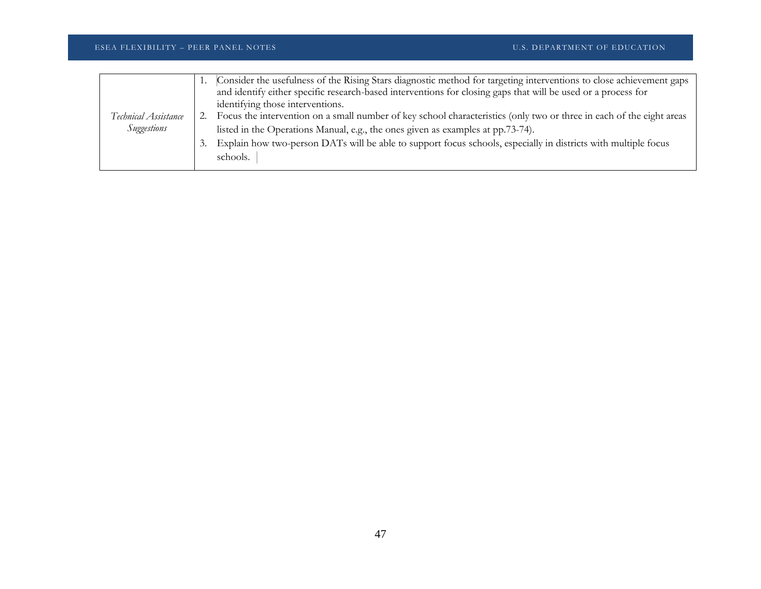| *Technical Assistance Suggestions* | 1. Consider the usefulness of the Rising Stars diagnostic method for targeting interventions to close achievement gaps and identify either specific research-based interventions for closing gaps that will be used or a process for identifying those interventions.<br>2. Focus the intervention on a small number of key school characteristics (only two or three in each of the eight areas listed in the Operations Manual, e.g., the ones given as examples at pp.73-74).<br>3. Explain how two-person DATs will be able to support focus schools, especially in districts with multiple focus schools. |
|---|---|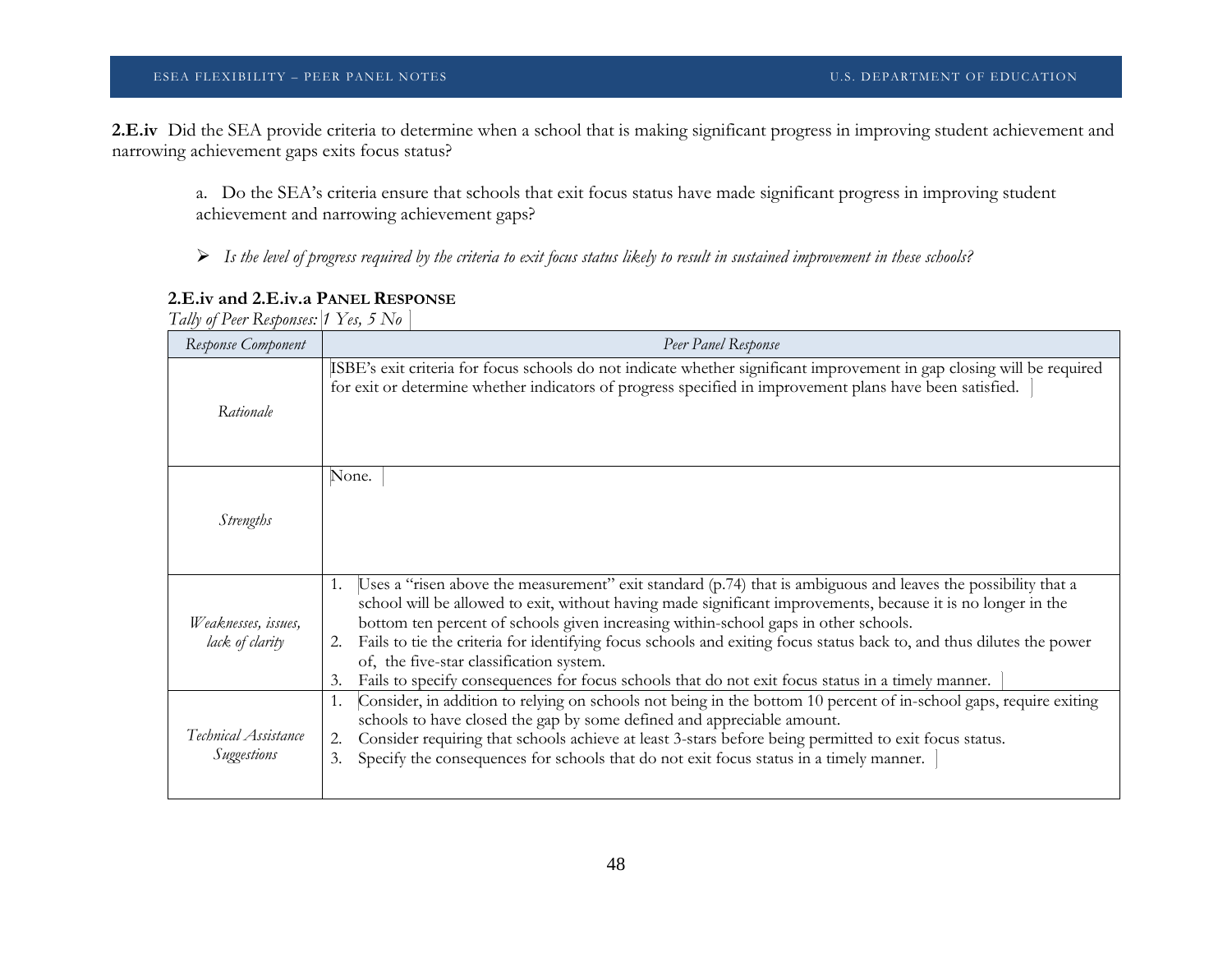**2.E.iv** Did the SEA provide criteria to determine when a school that is making significant progress in improving student achievement and narrowing achievement gaps exits focus status?

a. Do the SEA's criteria ensure that schools that exit focus status have made significant progress in improving student achievement and narrowing achievement gaps?

- *Is the level of progress required by the criteria to exit focus status likely to result in sustained improvement in these schools?*

**2.E.iv and 2.E.iv.a PANEL RESPONSE**

*Tally of Peer Responses: 1 Yes, 5 No*

| *Response Component* | *Peer Panel Response* |
|---|---|
| *Rationale* | ISBE's exit criteria for focus schools do not indicate whether significant improvement in gap closing will be required for exit or determine whether indicators of progress specified in improvement plans have been satisfied. |
| *Strengths* | None. |
| *Weaknesses, issues, lack of clarity* | 1. Uses a "risen above the measurement" exit standard (p.74) that is ambiguous and leaves the possibility that a school will be allowed to exit, without having made significant improvements, because it is no longer in the bottom ten percent of schools given increasing within-school gaps in other schools.<br>2. Fails to tie the criteria for identifying focus schools and exiting focus status back to, and thus dilutes the power of, the five-star classification system.<br>3. Fails to specify consequences for focus schools that do not exit focus status in a timely manner. |
| *Technical Assistance Suggestions* | 1. Consider, in addition to relying on schools not being in the bottom 10 percent of in-school gaps, require exiting schools to have closed the gap by some defined and appreciable amount.<br>2. Consider requiring that schools achieve at least 3-stars before being permitted to exit focus status.<br>3. Specify the consequences for schools that do not exit focus status in a timely manner. |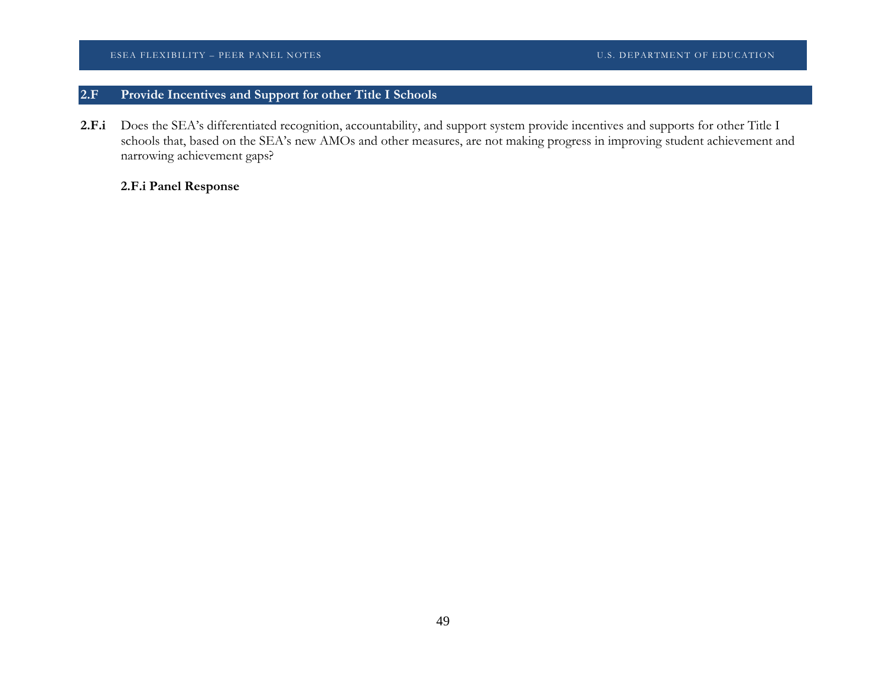## 2.F Provide Incentives and Support for other Title I Schools

**2.F.i** Does the SEA's differentiated recognition, accountability, and support system provide incentives and supports for other Title I schools that, based on the SEA's new AMOs and other measures, are not making progress in improving student achievement and narrowing achievement gaps?

**2.F.i Panel Response**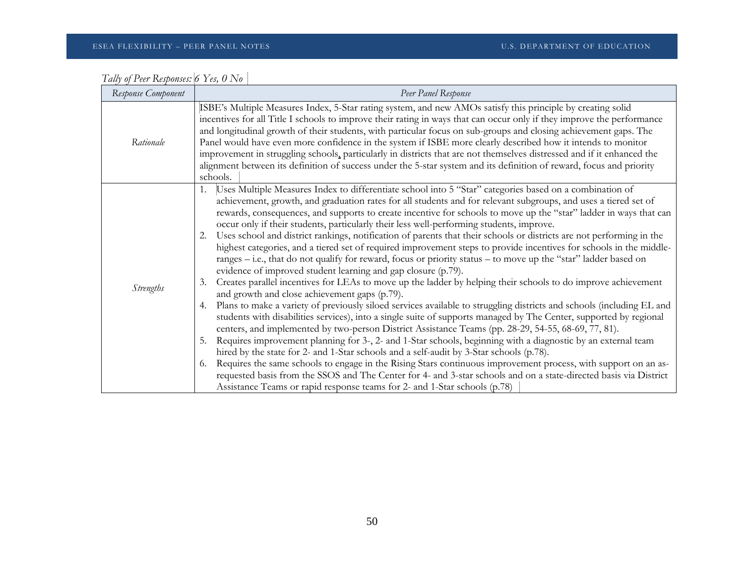*Tally of Peer Responses: 6 Yes, 0 No*

| *Response Component* | *Peer Panel Response* |
|---|---|
| *Rationale* | ISBE's Multiple Measures Index, 5-Star rating system, and new AMOs satisfy this principle by creating solid incentives for all Title I schools to improve their rating in ways that can occur only if they improve the performance and longitudinal growth of their students, with particular focus on sub-groups and closing achievement gaps. The Panel would have even more confidence in the system if ISBE more clearly described how it intends to monitor improvement in struggling schools, particularly in districts that are not themselves distressed and if it enhanced the alignment between its definition of success under the 5-star system and its definition of reward, focus and priority schools. |
| *Strengths* | 1. Uses Multiple Measures Index to differentiate school into 5 "Star" categories based on a combination of achievement, growth, and graduation rates for all students and for relevant subgroups, and uses a tiered set of rewards, consequences, and supports to create incentive for schools to move up the "star" ladder in ways that can occur only if their students, particularly their less well-performing students, improve.<br>2. Uses school and district rankings, notification of parents that their schools or districts are not performing in the highest categories, and a tiered set of required improvement steps to provide incentives for schools in the middle-ranges – i.e., that do not qualify for reward, focus or priority status – to move up the "star" ladder based on evidence of improved student learning and gap closure (p.79).<br>3. Creates parallel incentives for LEAs to move up the ladder by helping their schools to do improve achievement and growth and close achievement gaps (p.79).<br>4. Plans to make a variety of previously siloed services available to struggling districts and schools (including EL and students with disabilities services), into a single suite of supports managed by The Center, supported by regional centers, and implemented by two-person District Assistance Teams (pp. 28-29, 54-55, 68-69, 77, 81).<br>5. Requires improvement planning for 3-, 2- and 1-Star schools, beginning with a diagnostic by an external team hired by the state for 2- and 1-Star schools and a self-audit by 3-Star schools (p.78).<br>6. Requires the same schools to engage in the Rising Stars continuous improvement process, with support on an as-requested basis from the SSOS and The Center for 4- and 3-star schools and on a state-directed basis via District Assistance Teams or rapid response teams for 2- and 1-Star schools (p.78) |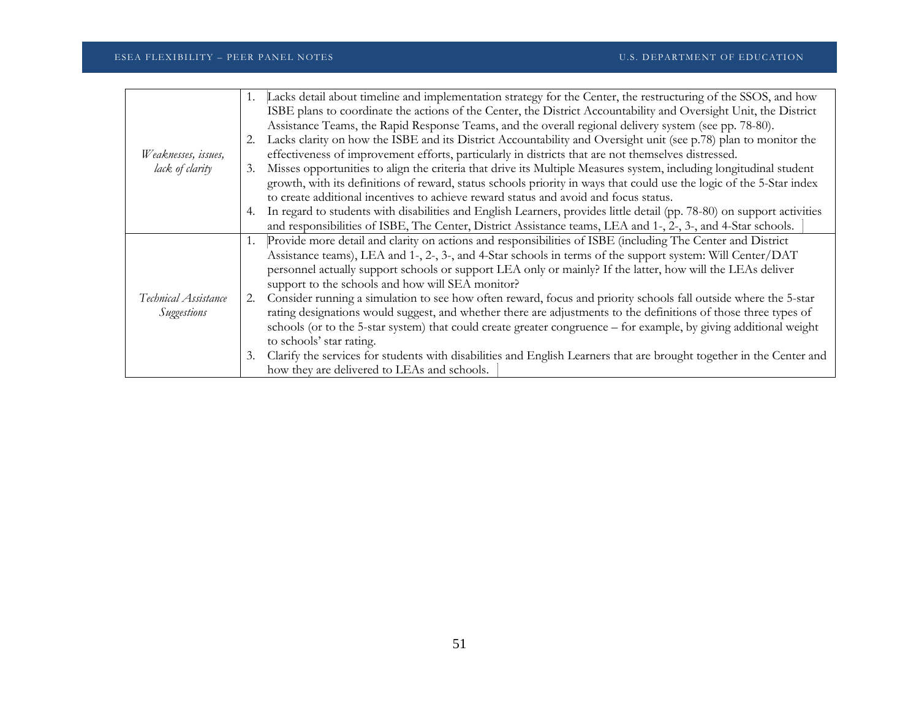| | |
|---|---|
| *Weaknesses, issues, lack of clarity* | 1. Lacks detail about timeline and implementation strategy for the Center, the restructuring of the SSOS, and how ISBE plans to coordinate the actions of the Center, the District Accountability and Oversight Unit, the District Assistance Teams, the Rapid Response Teams, and the overall regional delivery system (see pp. 78-80).<br>2. Lacks clarity on how the ISBE and its District Accountability and Oversight unit (see p.78) plan to monitor the effectiveness of improvement efforts, particularly in districts that are not themselves distressed.<br>3. Misses opportunities to align the criteria that drive its Multiple Measures system, including longitudinal student growth, with its definitions of reward, status schools priority in ways that could use the logic of the 5-Star index to create additional incentives to achieve reward status and avoid and focus status.<br>4. In regard to students with disabilities and English Learners, provides little detail (pp. 78-80) on support activities and responsibilities of ISBE, The Center, District Assistance teams, LEA and 1-, 2-, 3-, and 4-Star schools. |
| *Technical Assistance Suggestions* | 1. Provide more detail and clarity on actions and responsibilities of ISBE (including The Center and District Assistance teams), LEA and 1-, 2-, 3-, and 4-Star schools in terms of the support system: Will Center/DAT personnel actually support schools or support LEA only or mainly? If the latter, how will the LEAs deliver support to the schools and how will SEA monitor?<br>2. Consider running a simulation to see how often reward, focus and priority schools fall outside where the 5-star rating designations would suggest, and whether there are adjustments to the definitions of those three types of schools (or to the 5-star system) that could create greater congruence – for example, by giving additional weight to schools' star rating.<br>3. Clarify the services for students with disabilities and English Learners that are brought together in the Center and how they are delivered to LEAs and schools. |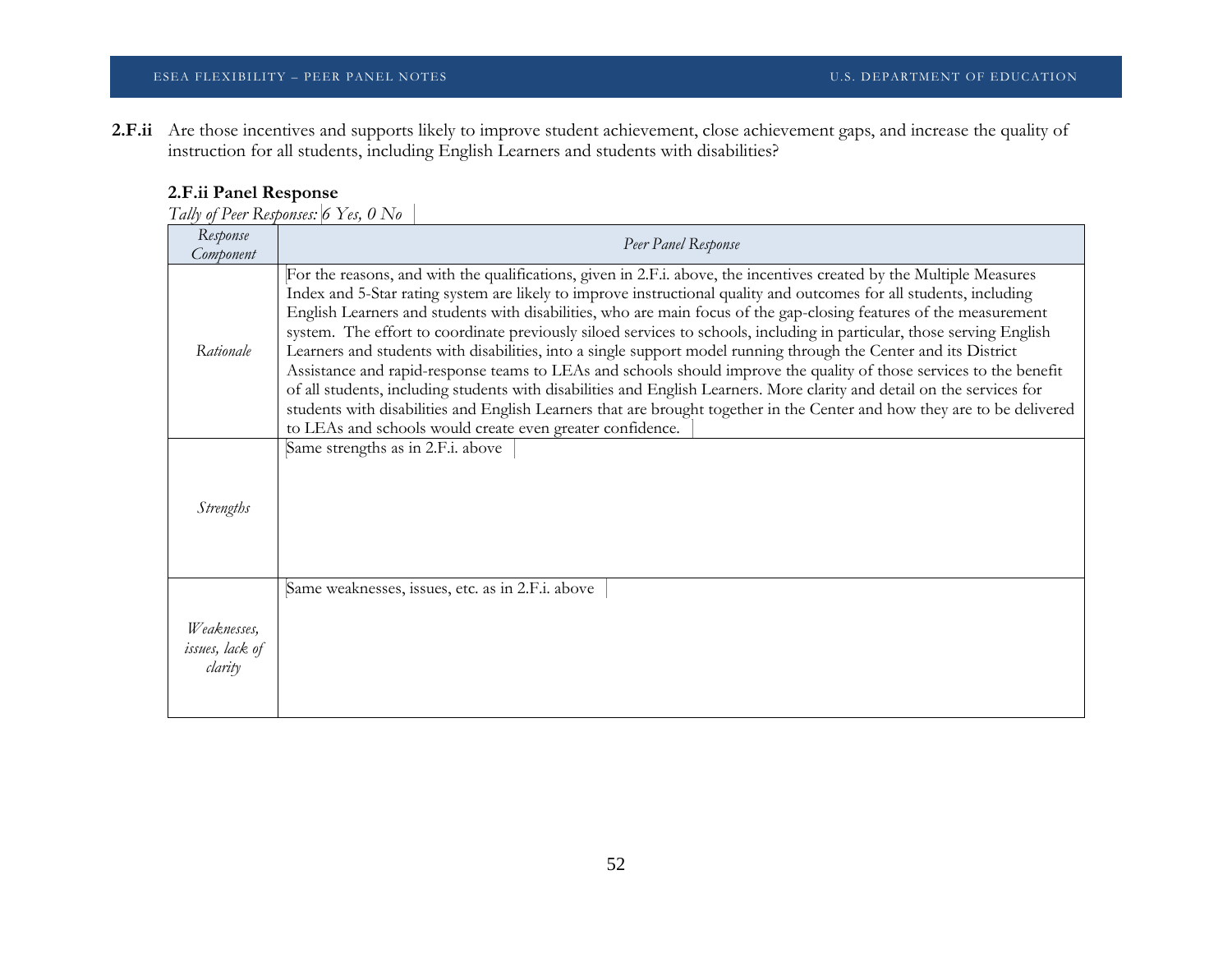**2.F.ii** Are those incentives and supports likely to improve student achievement, close achievement gaps, and increase the quality of instruction for all students, including English Learners and students with disabilities?

**2.F.ii Panel Response**

*Tally of Peer Responses: 6 Yes, 0 No*

| *Response Component* | *Peer Panel Response* |
|---|---|
| *Rationale* | For the reasons, and with the qualifications, given in 2.F.i. above, the incentives created by the Multiple Measures Index and 5-Star rating system are likely to improve instructional quality and outcomes for all students, including English Learners and students with disabilities, who are main focus of the gap-closing features of the measurement system. The effort to coordinate previously siloed services to schools, including in particular, those serving English Learners and students with disabilities, into a single support model running through the Center and its District Assistance and rapid-response teams to LEAs and schools should improve the quality of those services to the benefit of all students, including students with disabilities and English Learners. More clarity and detail on the services for students with disabilities and English Learners that are brought together in the Center and how they are to be delivered to LEAs and schools would create even greater confidence. |
| *Strengths* | Same strengths as in 2.F.i. above |
| *Weaknesses, issues, lack of clarity* | Same weaknesses, issues, etc. as in 2.F.i. above |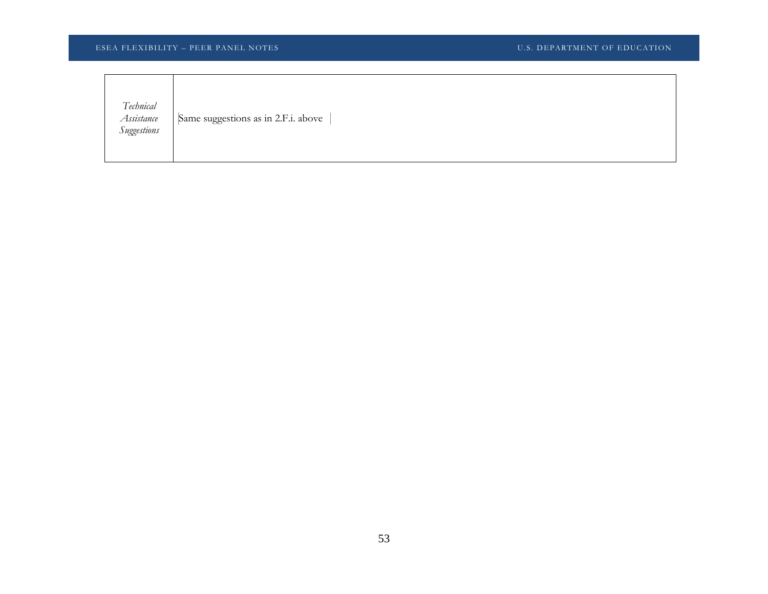| | |
|---|---|
| *Technical Assistance Suggestions* | Same suggestions as in 2.F.i. above |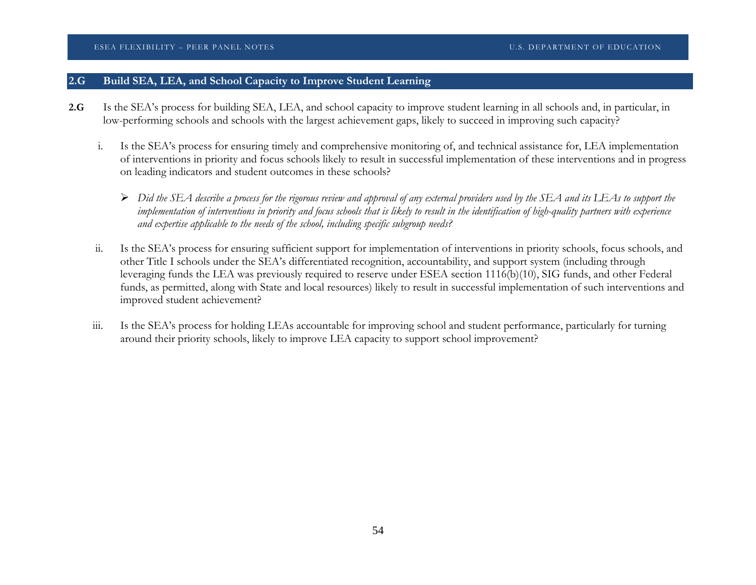## 2.G Build SEA, LEA, and School Capacity to Improve Student Learning

**2.G** Is the SEA's process for building SEA, LEA, and school capacity to improve student learning in all schools and, in particular, in low-performing schools and schools with the largest achievement gaps, likely to succeed in improving such capacity?

i. Is the SEA's process for ensuring timely and comprehensive monitoring of, and technical assistance for, LEA implementation of interventions in priority and focus schools likely to result in successful implementation of these interventions and in progress on leading indicators and student outcomes in these schools?

- *Did the SEA describe a process for the rigorous review and approval of any external providers used by the SEA and its LEAs to support the implementation of interventions in priority and focus schools that is likely to result in the identification of high-quality partners with experience and expertise applicable to the needs of the school, including specific subgroup needs?*

ii. Is the SEA's process for ensuring sufficient support for implementation of interventions in priority schools, focus schools, and other Title I schools under the SEA's differentiated recognition, accountability, and support system (including through leveraging funds the LEA was previously required to reserve under ESEA section 1116(b)(10), SIG funds, and other Federal funds, as permitted, along with State and local resources) likely to result in successful implementation of such interventions and improved student achievement?

iii. Is the SEA's process for holding LEAs accountable for improving school and student performance, particularly for turning around their priority schools, likely to improve LEA capacity to support school improvement?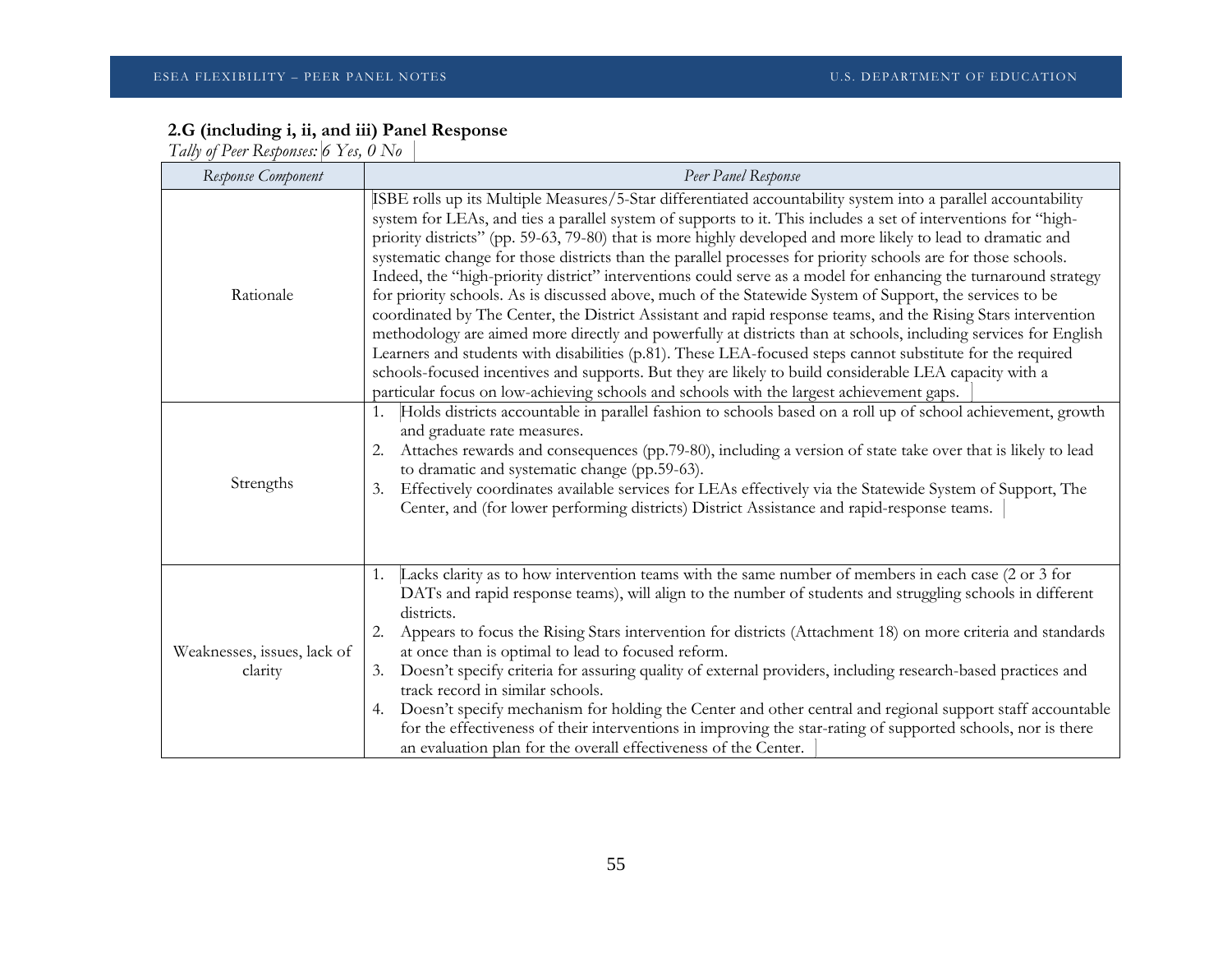**2.G (including i, ii, and iii) Panel Response**

*Tally of Peer Responses: 6 Yes, 0 No*

| *Response Component* | *Peer Panel Response* |
| --- | --- |
| Rationale | ISBE rolls up its Multiple Measures/5-Star differentiated accountability system into a parallel accountability system for LEAs, and ties a parallel system of supports to it. This includes a set of interventions for "high-priority districts" (pp. 59-63, 79-80) that is more highly developed and more likely to lead to dramatic and systematic change for those districts than the parallel processes for priority schools are for those schools. Indeed, the "high-priority district" interventions could serve as a model for enhancing the turnaround strategy for priority schools. As is discussed above, much of the Statewide System of Support, the services to be coordinated by The Center, the District Assistant and rapid response teams, and the Rising Stars intervention methodology are aimed more directly and powerfully at districts than at schools, including services for English Learners and students with disabilities (p.81). These LEA-focused steps cannot substitute for the required schools-focused incentives and supports. But they are likely to build considerable LEA capacity with a particular focus on low-achieving schools and schools with the largest achievement gaps. |
| Strengths | 1. Holds districts accountable in parallel fashion to schools based on a roll up of school achievement, growth and graduate rate measures.<br>2. Attaches rewards and consequences (pp.79-80), including a version of state take over that is likely to lead to dramatic and systematic change (pp.59-63).<br>3. Effectively coordinates available services for LEAs effectively via the Statewide System of Support, The Center, and (for lower performing districts) District Assistance and rapid-response teams. |
| Weaknesses, issues, lack of clarity | 1. Lacks clarity as to how intervention teams with the same number of members in each case (2 or 3 for DATs and rapid response teams), will align to the number of students and struggling schools in different districts.<br>2. Appears to focus the Rising Stars intervention for districts (Attachment 18) on more criteria and standards at once than is optimal to lead to focused reform.<br>3. Doesn't specify criteria for assuring quality of external providers, including research-based practices and track record in similar schools.<br>4. Doesn't specify mechanism for holding the Center and other central and regional support staff accountable for the effectiveness of their interventions in improving the star-rating of supported schools, nor is there an evaluation plan for the overall effectiveness of the Center. |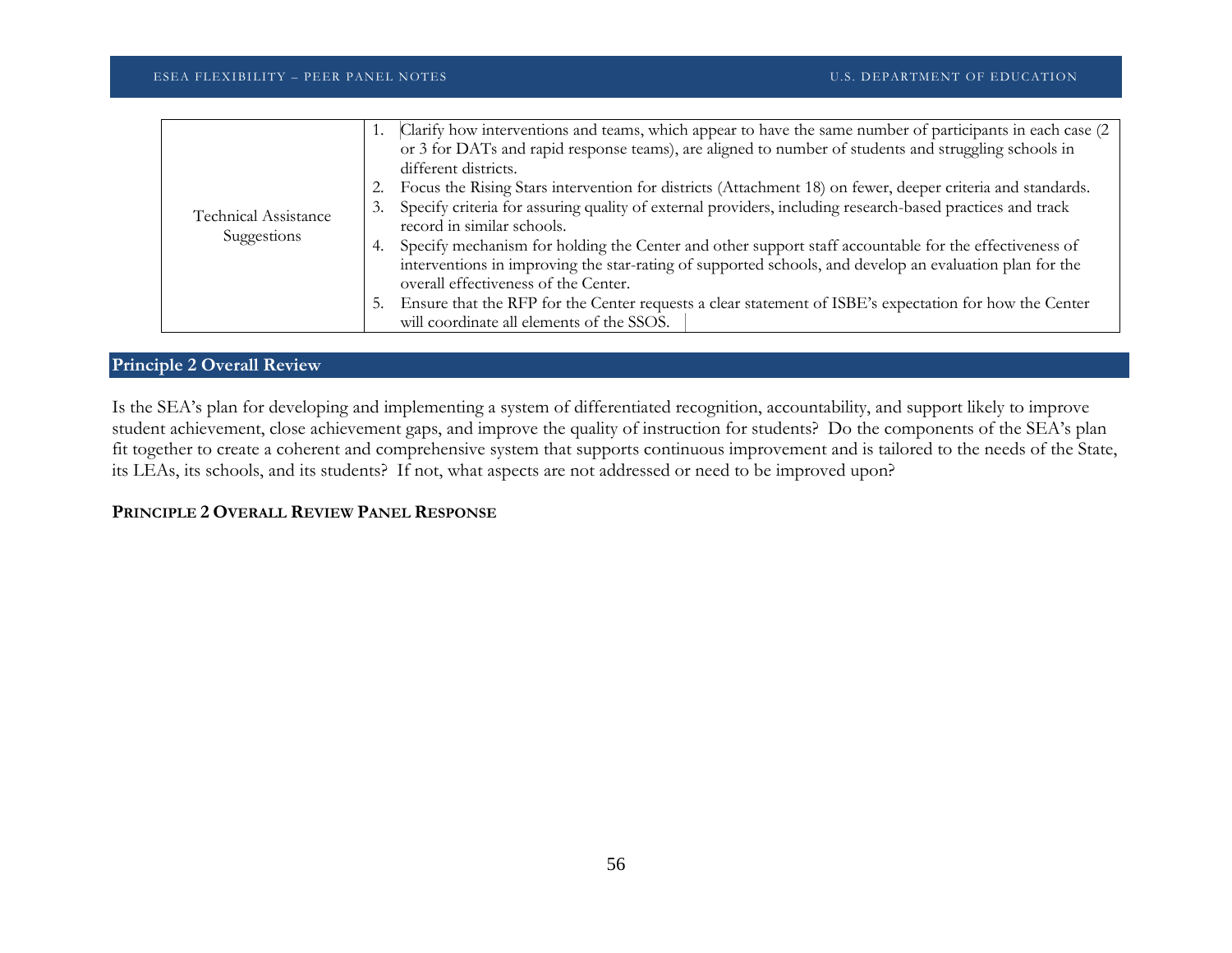| Technical Assistance Suggestions | 1. Clarify how interventions and teams, which appear to have the same number of participants in each case (2 or 3 for DATs and rapid response teams), are aligned to number of students and struggling schools in different districts.<br>2. Focus the Rising Stars intervention for districts (Attachment 18) on fewer, deeper criteria and standards.<br>3. Specify criteria for assuring quality of external providers, including research-based practices and track record in similar schools.<br>4. Specify mechanism for holding the Center and other support staff accountable for the effectiveness of interventions in improving the star-rating of supported schools, and develop an evaluation plan for the overall effectiveness of the Center.<br>5. Ensure that the RFP for the Center requests a clear statement of ISBE's expectation for how the Center will coordinate all elements of the SSOS. |
|---|---|

## Principle 2 Overall Review

Is the SEA's plan for developing and implementing a system of differentiated recognition, accountability, and support likely to improve student achievement, close achievement gaps, and improve the quality of instruction for students? Do the components of the SEA's plan fit together to create a coherent and comprehensive system that supports continuous improvement and is tailored to the needs of the State, its LEAs, its schools, and its students? If not, what aspects are not addressed or need to be improved upon?

**PRINCIPLE 2 OVERALL REVIEW PANEL RESPONSE**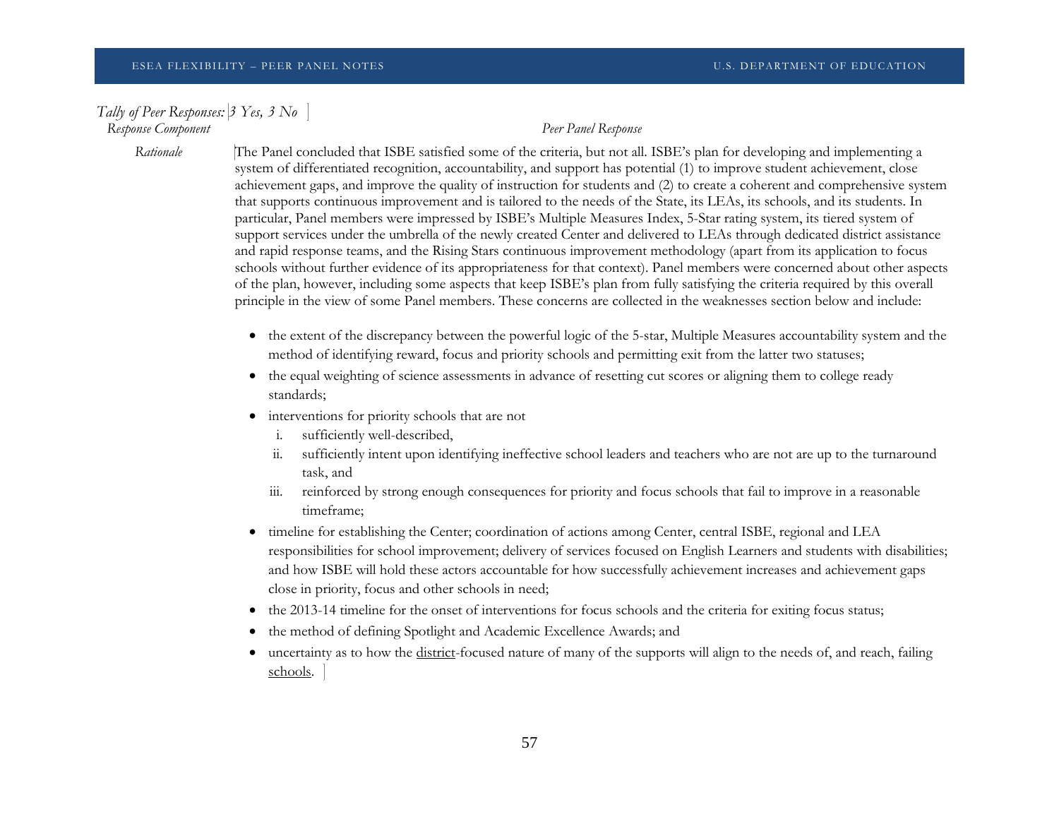*Tally of Peer Responses:* *3 Yes, 3 No*

| *Response Component* | *Peer Panel Response* |
| --- | --- |
| *Rationale* | The Panel concluded that ISBE satisfied some of the criteria, but not all. ISBE's plan for developing and implementing a system of differentiated recognition, accountability, and support has potential (1) to improve student achievement, close achievement gaps, and improve the quality of instruction for students and (2) to create a coherent and comprehensive system that supports continuous improvement and is tailored to the needs of the State, its LEAs, its schools, and its students. In particular, Panel members were impressed by ISBE's Multiple Measures Index, 5-Star rating system, its tiered system of support services under the umbrella of the newly created Center and delivered to LEAs through dedicated district assistance and rapid response teams, and the Rising Stars continuous improvement methodology (apart from its application to focus schools without further evidence of its appropriateness for that context). Panel members were concerned about other aspects of the plan, however, including some aspects that keep ISBE's plan from fully satisfying the criteria required by this overall principle in the view of some Panel members. These concerns are collected in the weaknesses section below and include: |

- the extent of the discrepancy between the powerful logic of the 5-star, Multiple Measures accountability system and the method of identifying reward, focus and priority schools and permitting exit from the latter two statuses;
- the equal weighting of science assessments in advance of resetting cut scores or aligning them to college ready standards;
- interventions for priority schools that are not
  1. sufficiently well-described,
  2. sufficiently intent upon identifying ineffective school leaders and teachers who are not are up to the turnaround task, and
  3. reinforced by strong enough consequences for priority and focus schools that fail to improve in a reasonable timeframe;
- timeline for establishing the Center; coordination of actions among Center, central ISBE, regional and LEA responsibilities for school improvement; delivery of services focused on English Learners and students with disabilities; and how ISBE will hold these actors accountable for how successfully achievement increases and achievement gaps close in priority, focus and other schools in need;
- the 2013-14 timeline for the onset of interventions for focus schools and the criteria for exiting focus status;
- the method of defining Spotlight and Academic Excellence Awards; and
- uncertainty as to how the district-focused nature of many of the supports will align to the needs of, and reach, failing schools.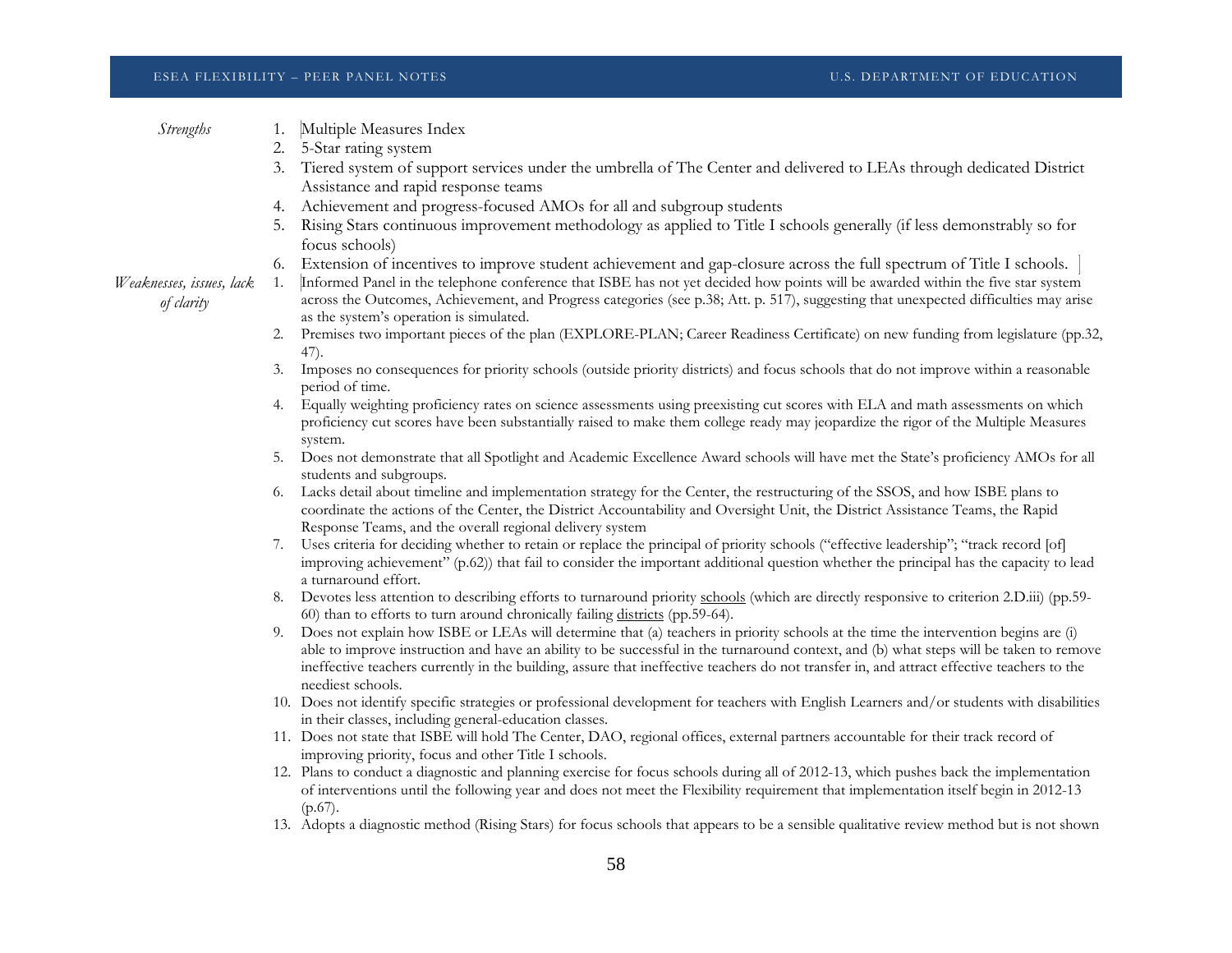*Strengths*

1. Multiple Measures Index
2. 5-Star rating system
3. Tiered system of support services under the umbrella of The Center and delivered to LEAs through dedicated District Assistance and rapid response teams
4. Achievement and progress-focused AMOs for all and subgroup students
5. Rising Stars continuous improvement methodology as applied to Title I schools generally (if less demonstrably so for focus schools)
6. Extension of incentives to improve student achievement and gap-closure across the full spectrum of Title I schools.

*Weaknesses, issues, lack of clarity*

1. Informed Panel in the telephone conference that ISBE has not yet decided how points will be awarded within the five star system across the Outcomes, Achievement, and Progress categories (see p.38; Att. p. 517), suggesting that unexpected difficulties may arise as the system's operation is simulated.
2. Premises two important pieces of the plan (EXPLORE-PLAN; Career Readiness Certificate) on new funding from legislature (pp.32, 47).
3. Imposes no consequences for priority schools (outside priority districts) and focus schools that do not improve within a reasonable period of time.
4. Equally weighting proficiency rates on science assessments using preexisting cut scores with ELA and math assessments on which proficiency cut scores have been substantially raised to make them college ready may jeopardize the rigor of the Multiple Measures system.
5. Does not demonstrate that all Spotlight and Academic Excellence Award schools will have met the State's proficiency AMOs for all students and subgroups.
6. Lacks detail about timeline and implementation strategy for the Center, the restructuring of the SSOS, and how ISBE plans to coordinate the actions of the Center, the District Accountability and Oversight Unit, the District Assistance Teams, the Rapid Response Teams, and the overall regional delivery system
7. Uses criteria for deciding whether to retain or replace the principal of priority schools ("effective leadership"; "track record [of] improving achievement" (p.62)) that fail to consider the important additional question whether the principal has the capacity to lead a turnaround effort.
8. Devotes less attention to describing efforts to turnaround priority <u>schools</u> (which are directly responsive to criterion 2.D.iii) (pp.59-60) than to efforts to turn around chronically failing <u>districts</u> (pp.59-64).
9. Does not explain how ISBE or LEAs will determine that (a) teachers in priority schools at the time the intervention begins are (i) able to improve instruction and have an ability to be successful in the turnaround context, and (b) what steps will be taken to remove ineffective teachers currently in the building, assure that ineffective teachers do not transfer in, and attract effective teachers to the neediest schools.
10. Does not identify specific strategies or professional development for teachers with English Learners and/or students with disabilities in their classes, including general-education classes.
11. Does not state that ISBE will hold The Center, DAO, regional offices, external partners accountable for their track record of improving priority, focus and other Title I schools.
12. Plans to conduct a diagnostic and planning exercise for focus schools during all of 2012-13, which pushes back the implementation of interventions until the following year and does not meet the Flexibility requirement that implementation itself begin in 2012-13 (p.67).
13. Adopts a diagnostic method (Rising Stars) for focus schools that appears to be a sensible qualitative review method but is not shown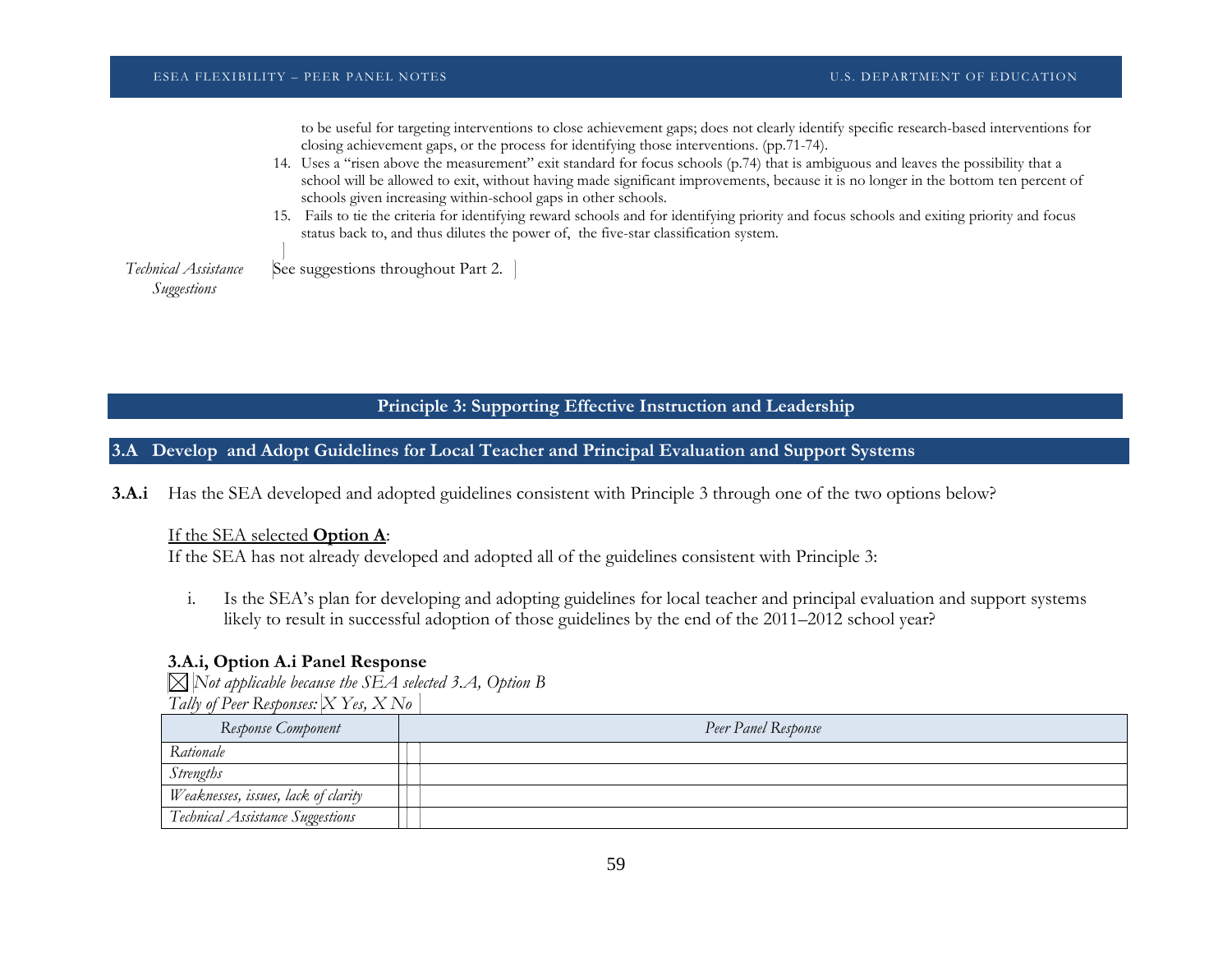to be useful for targeting interventions to close achievement gaps; does not clearly identify specific research-based interventions for closing achievement gaps, or the process for identifying those interventions. (pp.71-74).

14. Uses a "risen above the measurement" exit standard for focus schools (p.74) that is ambiguous and leaves the possibility that a school will be allowed to exit, without having made significant improvements, because it is no longer in the bottom ten percent of schools given increasing within-school gaps in other schools.
15. Fails to tie the criteria for identifying reward schools and for identifying priority and focus schools and exiting priority and focus status back to, and thus dilutes the power of, the five-star classification system.

*Technical Assistance Suggestions* — See suggestions throughout Part 2.

## Principle 3: Supporting Effective Instruction and Leadership

### 3.A Develop and Adopt Guidelines for Local Teacher and Principal Evaluation and Support Systems

**3.A.i** Has the SEA developed and adopted guidelines consistent with Principle 3 through one of the two options below?

If the SEA selected **Option A**:
If the SEA has not already developed and adopted all of the guidelines consistent with Principle 3:

i. Is the SEA's plan for developing and adopting guidelines for local teacher and principal evaluation and support systems likely to result in successful adoption of those guidelines by the end of the 2011–2012 school year?

**3.A.i, Option A.i Panel Response**

☒ *Not applicable because the SEA selected 3.A, Option B*

*Tally of Peer Responses: X Yes, X No*

| *Response Component* | *Peer Panel Response* |
|---|---|
| *Rationale* | |
| *Strengths* | |
| *Weaknesses, issues, lack of clarity* | |
| *Technical Assistance Suggestions* | |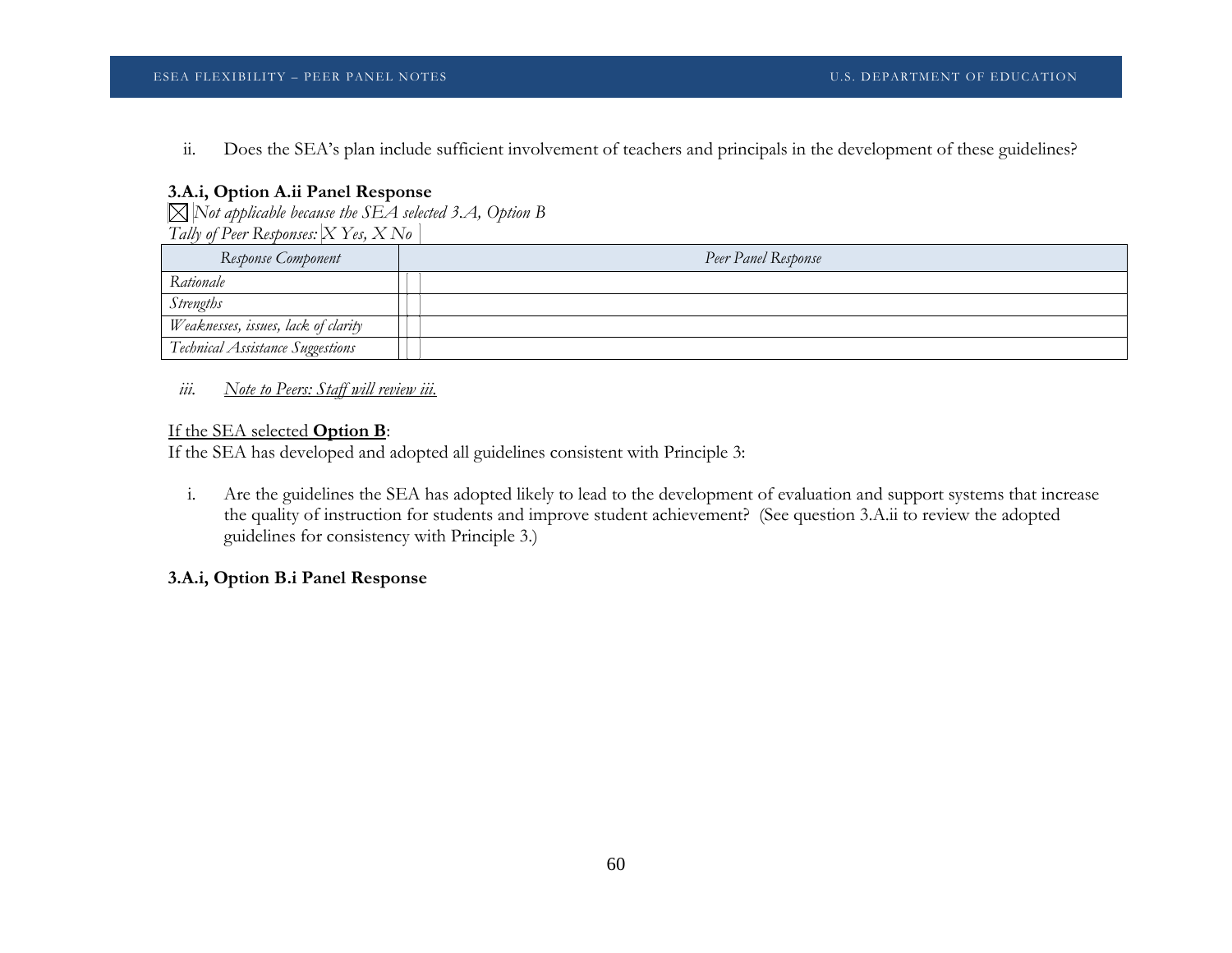ii. Does the SEA's plan include sufficient involvement of teachers and principals in the development of these guidelines?

**3.A.i, Option A.ii Panel Response**

☒ *Not applicable because the SEA selected 3.A, Option B*

*Tally of Peer Responses: X Yes, X No*

| *Response Component* | *Peer Panel Response* |
|---|---|
| *Rationale* | |
| *Strengths* | |
| *Weaknesses, issues, lack of clarity* | |
| *Technical Assistance Suggestions* | |

*iii.* *Note to Peers: Staff will review iii.*

If the SEA selected **Option B**:

If the SEA has developed and adopted all guidelines consistent with Principle 3:

i. Are the guidelines the SEA has adopted likely to lead to the development of evaluation and support systems that increase the quality of instruction for students and improve student achievement? (See question 3.A.ii to review the adopted guidelines for consistency with Principle 3.)

**3.A.i, Option B.i Panel Response**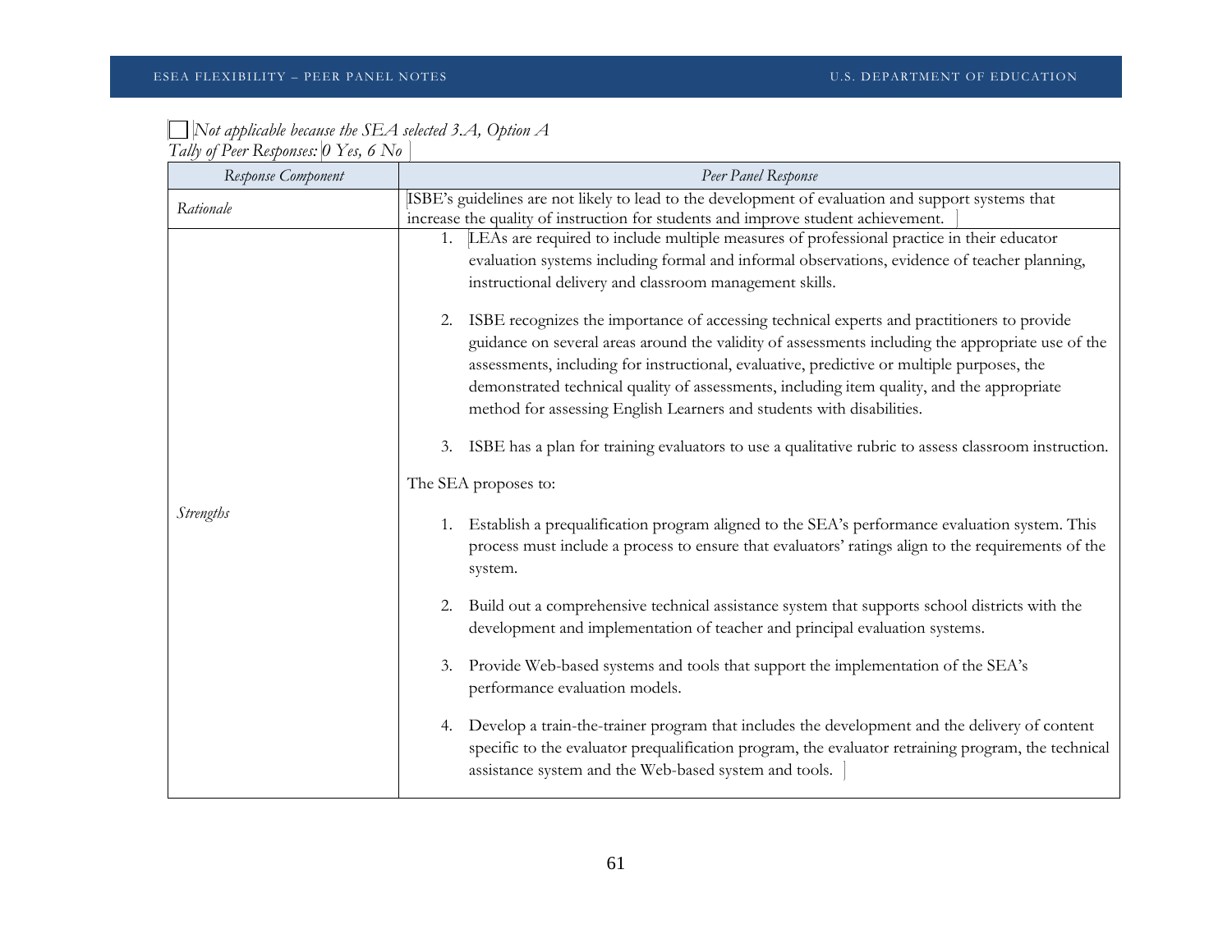☐ *Not applicable because the SEA selected 3.A, Option A*

*Tally of Peer Responses: 0 Yes, 6 No*

| *Response Component* | *Peer Panel Response* |
|---|---|
| *Rationale* | ISBE's guidelines are not likely to lead to the development of evaluation and support systems that increase the quality of instruction for students and improve student achievement. |
| *Strengths* | 1. LEAs are required to include multiple measures of professional practice in their educator evaluation systems including formal and informal observations, evidence of teacher planning, instructional delivery and classroom management skills.<br><br>2. ISBE recognizes the importance of accessing technical experts and practitioners to provide guidance on several areas around the validity of assessments including the appropriate use of the assessments, including for instructional, evaluative, predictive or multiple purposes, the demonstrated technical quality of assessments, including item quality, and the appropriate method for assessing English Learners and students with disabilities.<br><br>3. ISBE has a plan for training evaluators to use a qualitative rubric to assess classroom instruction.<br><br>The SEA proposes to:<br><br>1. Establish a prequalification program aligned to the SEA's performance evaluation system. This process must include a process to ensure that evaluators' ratings align to the requirements of the system.<br><br>2. Build out a comprehensive technical assistance system that supports school districts with the development and implementation of teacher and principal evaluation systems.<br><br>3. Provide Web-based systems and tools that support the implementation of the SEA's performance evaluation models.<br><br>4. Develop a train-the-trainer program that includes the development and the delivery of content specific to the evaluator prequalification program, the evaluator retraining program, the technical assistance system and the Web-based system and tools. |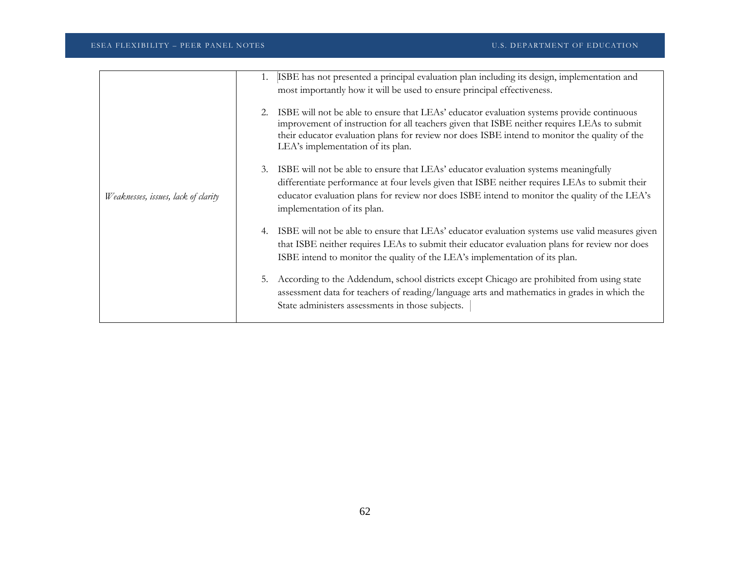| | |
|---|---|
| *Weaknesses, issues, lack of clarity* | 1. ISBE has not presented a principal evaluation plan including its design, implementation and most importantly how it will be used to ensure principal effectiveness.<br><br>2. ISBE will not be able to ensure that LEAs' educator evaluation systems provide continuous improvement of instruction for all teachers given that ISBE neither requires LEAs to submit their educator evaluation plans for review nor does ISBE intend to monitor the quality of the LEA's implementation of its plan.<br><br>3. ISBE will not be able to ensure that LEAs' educator evaluation systems meaningfully differentiate performance at four levels given that ISBE neither requires LEAs to submit their educator evaluation plans for review nor does ISBE intend to monitor the quality of the LEA's implementation of its plan.<br><br>4. ISBE will not be able to ensure that LEAs' educator evaluation systems use valid measures given that ISBE neither requires LEAs to submit their educator evaluation plans for review nor does ISBE intend to monitor the quality of the LEA's implementation of its plan.<br><br>5. According to the Addendum, school districts except Chicago are prohibited from using state assessment data for teachers of reading/language arts and mathematics in grades in which the State administers assessments in those subjects. |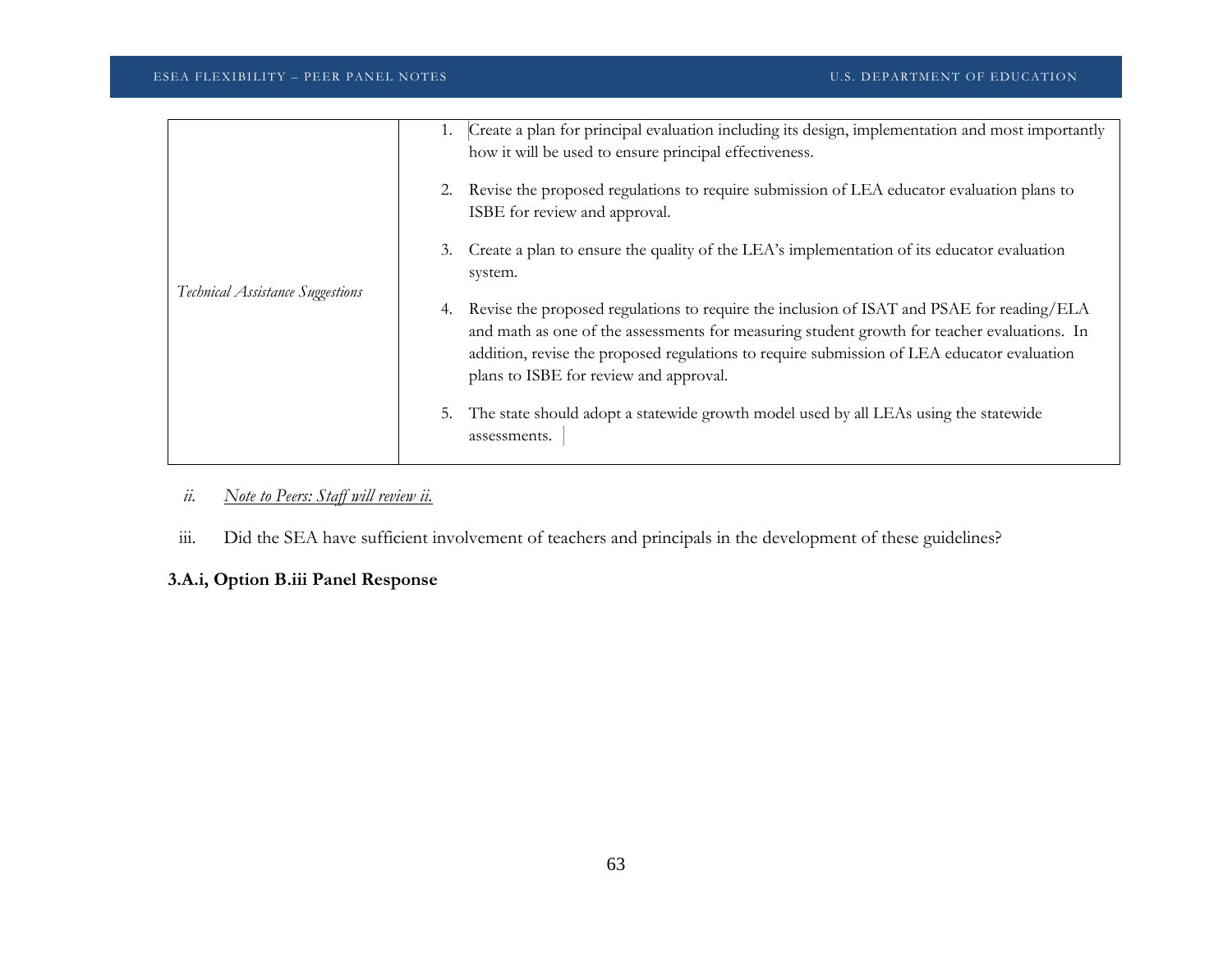| | |
|---|---|
| *Technical Assistance Suggestions* | 1. Create a plan for principal evaluation including its design, implementation and most importantly how it will be used to ensure principal effectiveness.<br><br>2. Revise the proposed regulations to require submission of LEA educator evaluation plans to ISBE for review and approval.<br><br>3. Create a plan to ensure the quality of the LEA's implementation of its educator evaluation system.<br><br>4. Revise the proposed regulations to require the inclusion of ISAT and PSAE for reading/ELA and math as one of the assessments for measuring student growth for teacher evaluations. In addition, revise the proposed regulations to require submission of LEA educator evaluation plans to ISBE for review and approval.<br><br>5. The state should adopt a statewide growth model used by all LEAs using the statewide assessments. |

*ii.* *Note to Peers: Staff will review ii.*

iii. Did the SEA have sufficient involvement of teachers and principals in the development of these guidelines?

**3.A.i, Option B.iii Panel Response**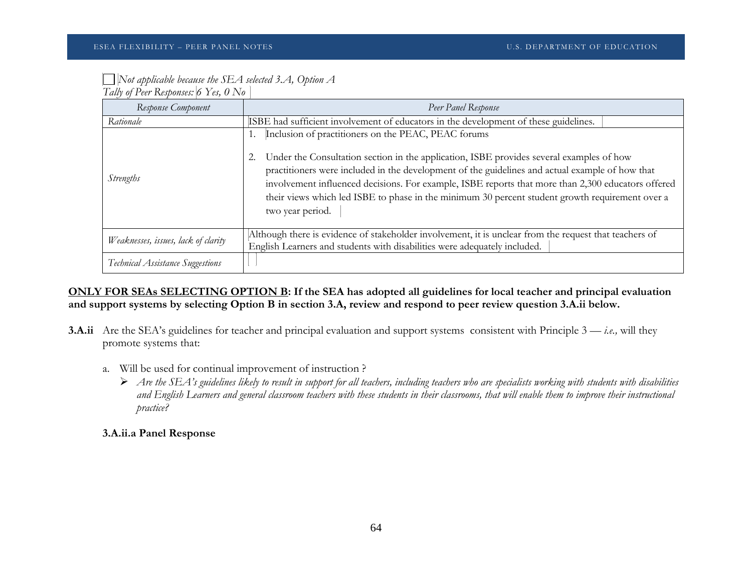☐ *Not applicable because the SEA selected 3.A, Option A*

*Tally of Peer Responses: 6 Yes, 0 No*

| *Response Component* | *Peer Panel Response* |
|---|---|
| *Rationale* | ISBE had sufficient involvement of educators in the development of these guidelines. |
| *Strengths* | 1. Inclusion of practitioners on the PEAC, PEAC forums<br><br>2. Under the Consultation section in the application, ISBE provides several examples of how practitioners were included in the development of the guidelines and actual example of how that involvement influenced decisions. For example, ISBE reports that more than 2,300 educators offered their views which led ISBE to phase in the minimum 30 percent student growth requirement over a two year period. |
| *Weaknesses, issues, lack of clarity* | Although there is evidence of stakeholder involvement, it is unclear from the request that teachers of English Learners and students with disabilities were adequately included. |
| *Technical Assistance Suggestions* | |

**ONLY FOR SEAs SELECTING OPTION B: If the SEA has adopted all guidelines for local teacher and principal evaluation and support systems by selecting Option B in section 3.A, review and respond to peer review question 3.A.ii below.**

**3.A.ii** Are the SEA's guidelines for teacher and principal evaluation and support systems consistent with Principle 3 — *i.e.,* will they promote systems that:

a. Will be used for continual improvement of instruction ?
   - *Are the SEA's guidelines likely to result in support for all teachers, including teachers who are specialists working with students with disabilities and English Learners and general classroom teachers with these students in their classrooms, that will enable them to improve their instructional practice?*

**3.A.ii.a Panel Response**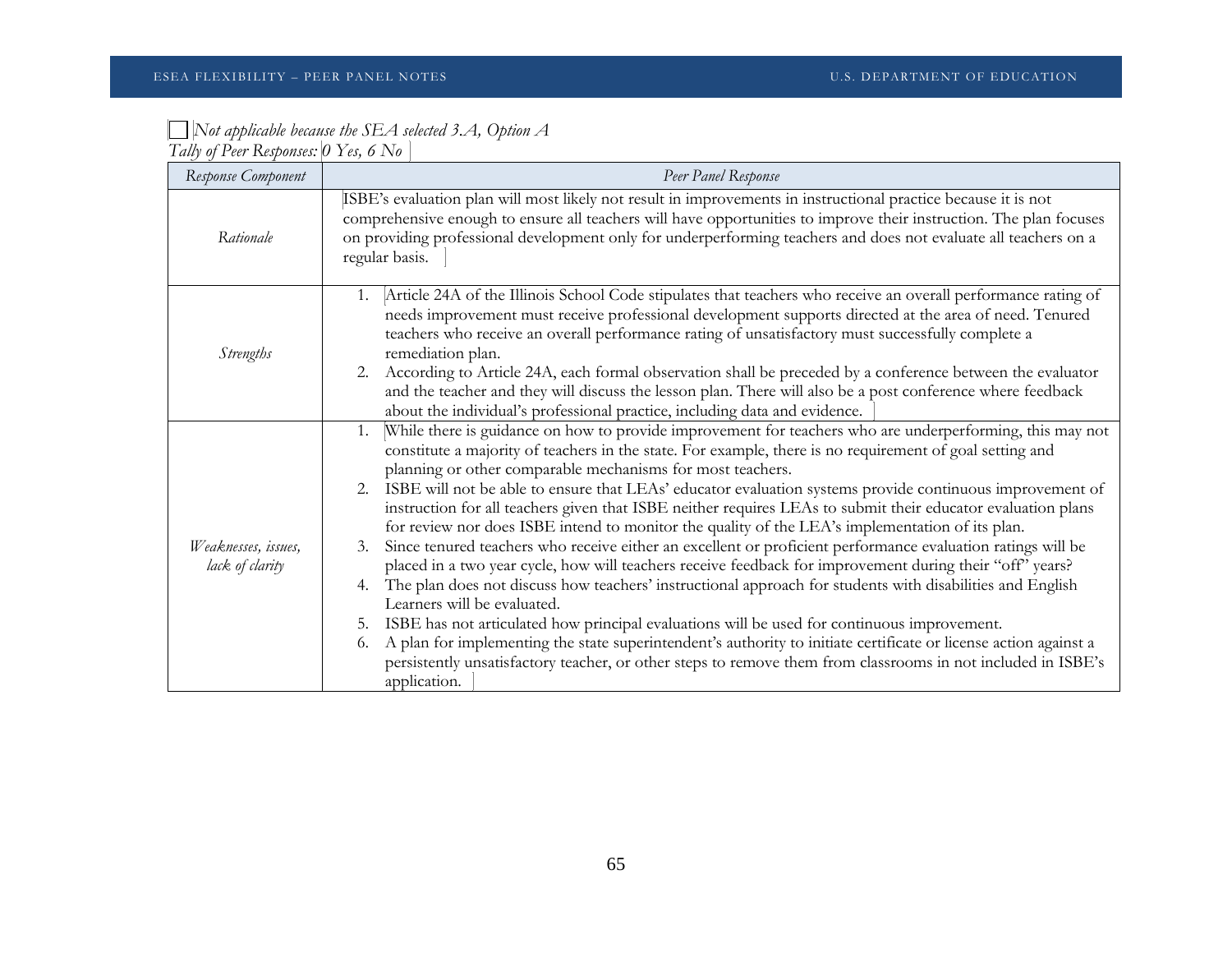☐ *Not applicable because the SEA selected 3.A, Option A*

*Tally of Peer Responses: 0 Yes, 6 No*

| *Response Component* | *Peer Panel Response* |
|---|---|
| *Rationale* | ISBE's evaluation plan will most likely not result in improvements in instructional practice because it is not comprehensive enough to ensure all teachers will have opportunities to improve their instruction. The plan focuses on providing professional development only for underperforming teachers and does not evaluate all teachers on a regular basis. |
| *Strengths* | 1. Article 24A of the Illinois School Code stipulates that teachers who receive an overall performance rating of needs improvement must receive professional development supports directed at the area of need. Tenured teachers who receive an overall performance rating of unsatisfactory must successfully complete a remediation plan.<br>2. According to Article 24A, each formal observation shall be preceded by a conference between the evaluator and the teacher and they will discuss the lesson plan. There will also be a post conference where feedback about the individual's professional practice, including data and evidence. |
| *Weaknesses, issues, lack of clarity* | 1. While there is guidance on how to provide improvement for teachers who are underperforming, this may not constitute a majority of teachers in the state. For example, there is no requirement of goal setting and planning or other comparable mechanisms for most teachers.<br>2. ISBE will not be able to ensure that LEAs' educator evaluation systems provide continuous improvement of instruction for all teachers given that ISBE neither requires LEAs to submit their educator evaluation plans for review nor does ISBE intend to monitor the quality of the LEA's implementation of its plan.<br>3. Since tenured teachers who receive either an excellent or proficient performance evaluation ratings will be placed in a two year cycle, how will teachers receive feedback for improvement during their "off" years?<br>4. The plan does not discuss how teachers' instructional approach for students with disabilities and English Learners will be evaluated.<br>5. ISBE has not articulated how principal evaluations will be used for continuous improvement.<br>6. A plan for implementing the state superintendent's authority to initiate certificate or license action against a persistently unsatisfactory teacher, or other steps to remove them from classrooms in not included in ISBE's application. |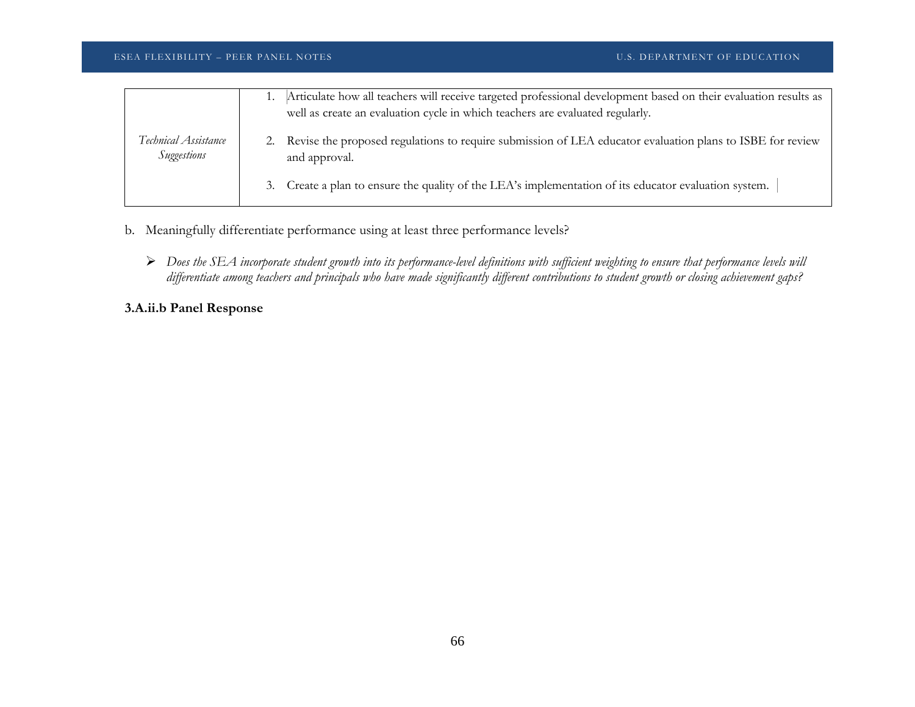| | |
|---|---|
| *Technical Assistance Suggestions* | 1. Articulate how all teachers will receive targeted professional development based on their evaluation results as well as create an evaluation cycle in which teachers are evaluated regularly.<br><br>2. Revise the proposed regulations to require submission of LEA educator evaluation plans to ISBE for review and approval.<br><br>3. Create a plan to ensure the quality of the LEA's implementation of its educator evaluation system. |

b. Meaningfully differentiate performance using at least three performance levels?

- *Does the SEA incorporate student growth into its performance-level definitions with sufficient weighting to ensure that performance levels will differentiate among teachers and principals who have made significantly different contributions to student growth or closing achievement gaps?*

**3.A.ii.b Panel Response**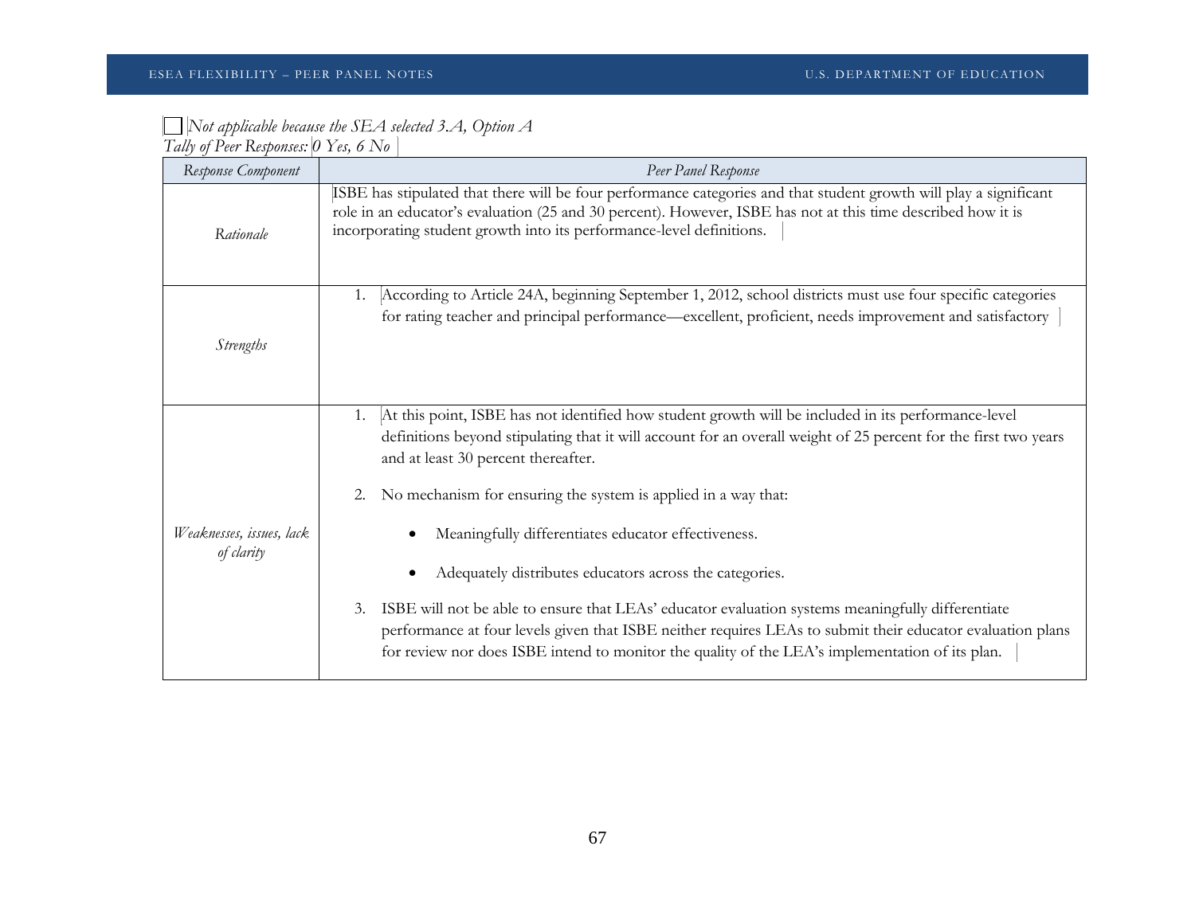☐ *Not applicable because the SEA selected 3.A, Option A*

*Tally of Peer Responses:* 0 Yes, 6 No

| *Response Component* | *Peer Panel Response* |
|---|---|
| *Rationale* | ISBE has stipulated that there will be four performance categories and that student growth will play a significant role in an educator's evaluation (25 and 30 percent). However, ISBE has not at this time described how it is incorporating student growth into its performance-level definitions. |
| *Strengths* | 1. According to Article 24A, beginning September 1, 2012, school districts must use four specific categories for rating teacher and principal performance—excellent, proficient, needs improvement and satisfactory |
| *Weaknesses, issues, lack of clarity* | 1. At this point, ISBE has not identified how student growth will be included in its performance-level definitions beyond stipulating that it will account for an overall weight of 25 percent for the first two years and at least 30 percent thereafter.<br>2. No mechanism for ensuring the system is applied in a way that:<br>• Meaningfully differentiates educator effectiveness.<br>• Adequately distributes educators across the categories.<br>3. ISBE will not be able to ensure that LEAs' educator evaluation systems meaningfully differentiate performance at four levels given that ISBE neither requires LEAs to submit their educator evaluation plans for review nor does ISBE intend to monitor the quality of the LEA's implementation of its plan. |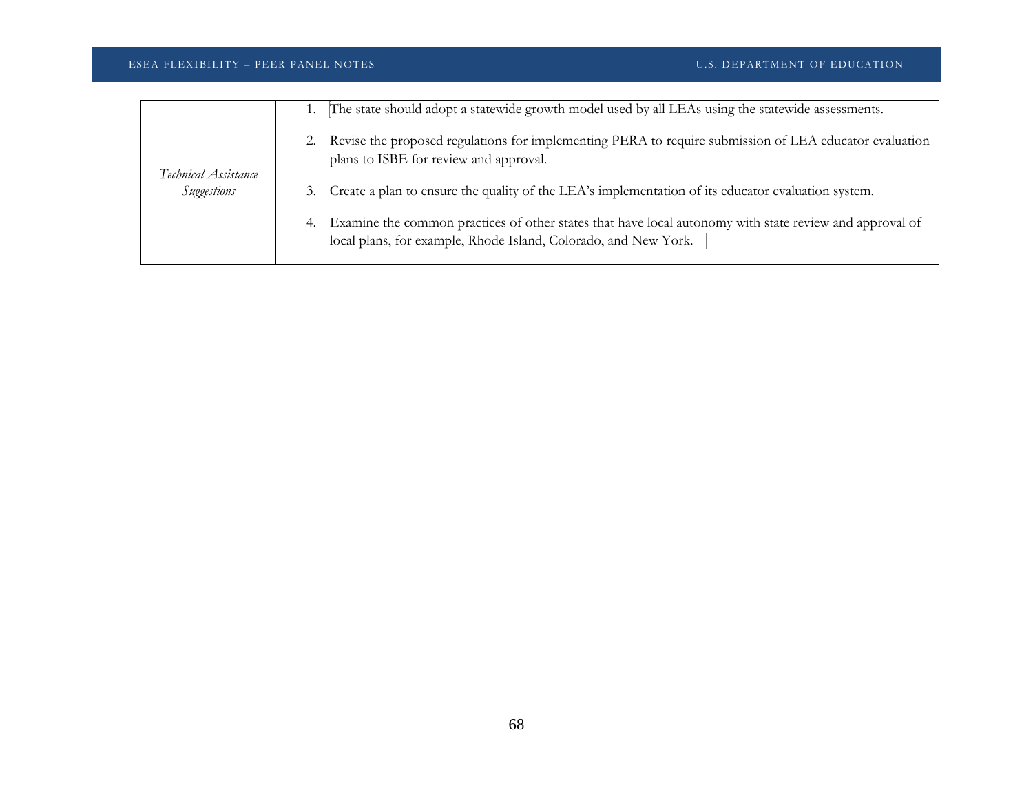| | |
|---|---|
| *Technical Assistance Suggestions* | 1. The state should adopt a statewide growth model used by all LEAs using the statewide assessments.<br><br>2. Revise the proposed regulations for implementing PERA to require submission of LEA educator evaluation plans to ISBE for review and approval.<br><br>3. Create a plan to ensure the quality of the LEA's implementation of its educator evaluation system.<br><br>4. Examine the common practices of other states that have local autonomy with state review and approval of local plans, for example, Rhode Island, Colorado, and New York. |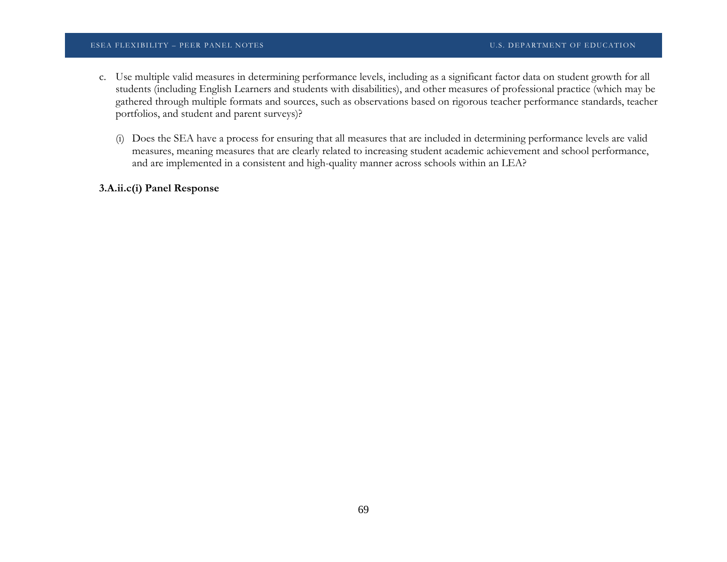c. Use multiple valid measures in determining performance levels, including as a significant factor data on student growth for all students (including English Learners and students with disabilities), and other measures of professional practice (which may be gathered through multiple formats and sources, such as observations based on rigorous teacher performance standards, teacher portfolios, and student and parent surveys)?

   (i) Does the SEA have a process for ensuring that all measures that are included in determining performance levels are valid measures, meaning measures that are clearly related to increasing student academic achievement and school performance, and are implemented in a consistent and high-quality manner across schools within an LEA?

**3.A.ii.c(i) Panel Response**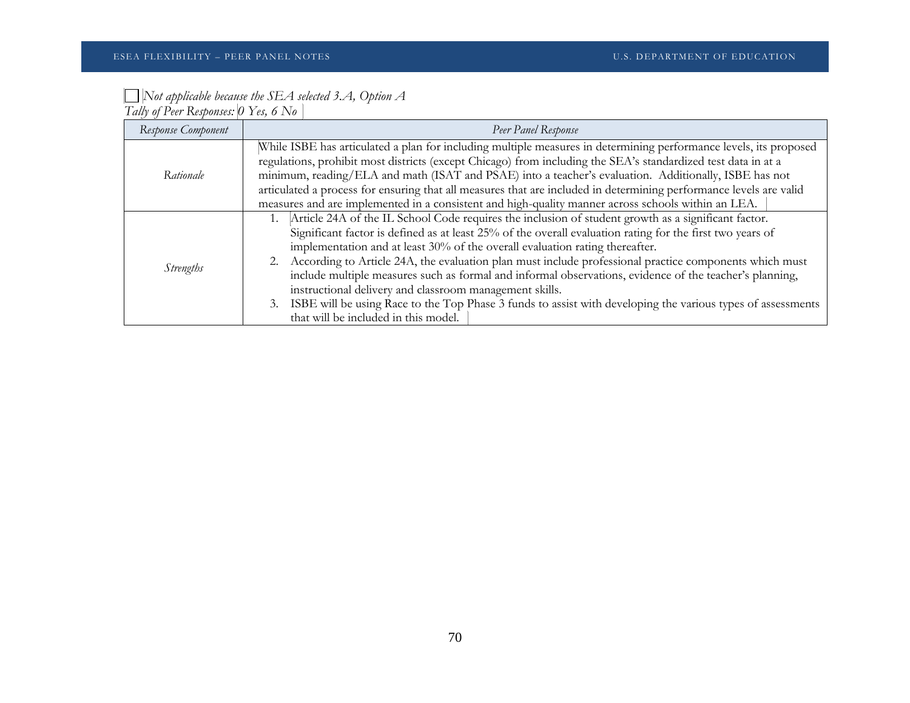☐ *Not applicable because the SEA selected 3.A, Option A*

*Tally of Peer Responses: 0 Yes, 6 No*

| *Response Component* | *Peer Panel Response* |
|---|---|
| *Rationale* | While ISBE has articulated a plan for including multiple measures in determining performance levels, its proposed regulations, prohibit most districts (except Chicago) from including the SEA's standardized test data in at a minimum, reading/ELA and math (ISAT and PSAE) into a teacher's evaluation. Additionally, ISBE has not articulated a process for ensuring that all measures that are included in determining performance levels are valid measures and are implemented in a consistent and high-quality manner across schools within an LEA. |
| *Strengths* | 1. Article 24A of the IL School Code requires the inclusion of student growth as a significant factor. Significant factor is defined as at least 25% of the overall evaluation rating for the first two years of implementation and at least 30% of the overall evaluation rating thereafter.<br>2. According to Article 24A, the evaluation plan must include professional practice components which must include multiple measures such as formal and informal observations, evidence of the teacher's planning, instructional delivery and classroom management skills.<br>3. ISBE will be using Race to the Top Phase 3 funds to assist with developing the various types of assessments that will be included in this model. |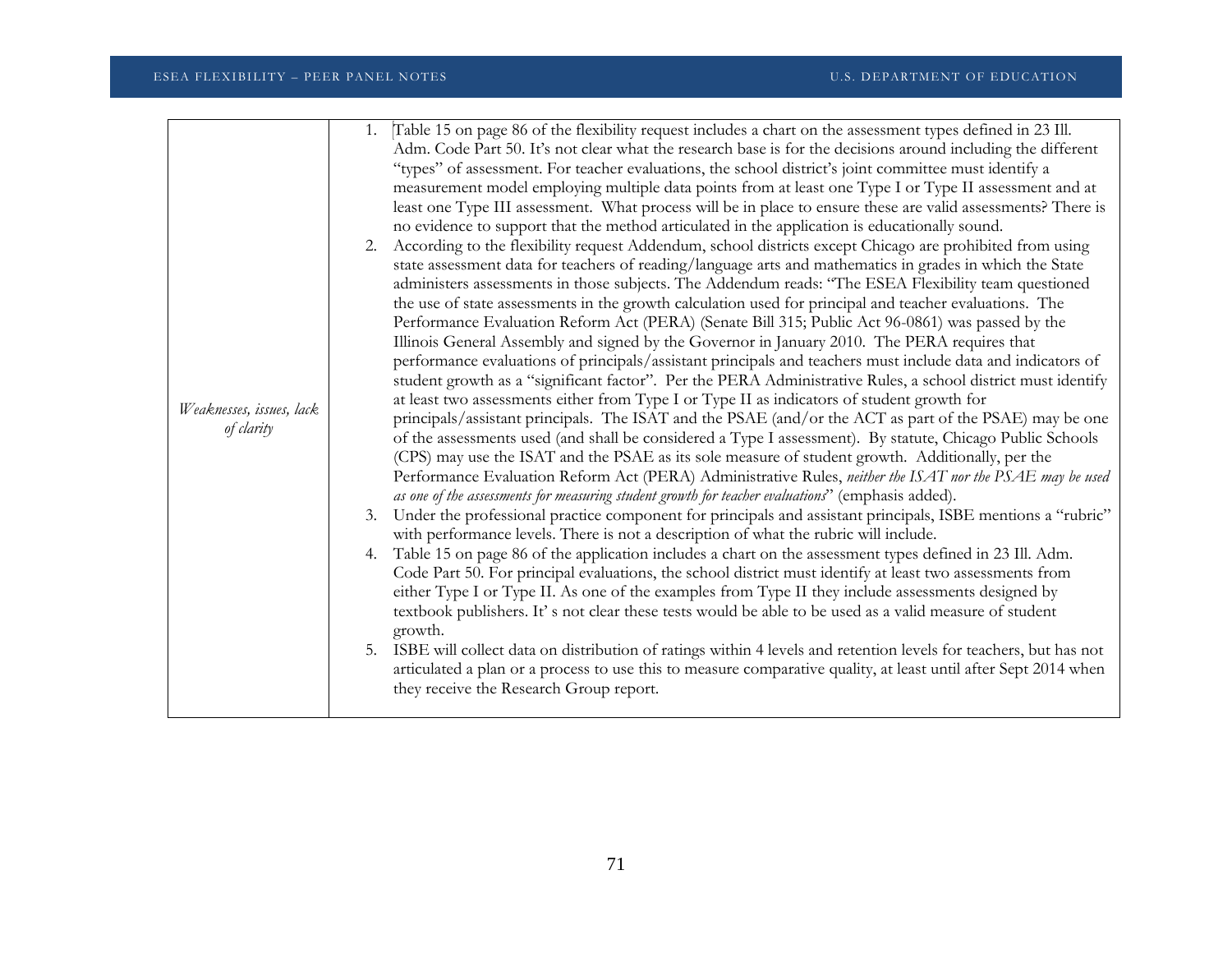| | |
|---|---|
| *Weaknesses, issues, lack of clarity* | 1. Table 15 on page 86 of the flexibility request includes a chart on the assessment types defined in 23 Ill. Adm. Code Part 50. It's not clear what the research base is for the decisions around including the different "types" of assessment. For teacher evaluations, the school district's joint committee must identify a measurement model employing multiple data points from at least one Type I or Type II assessment and at least one Type III assessment. What process will be in place to ensure these are valid assessments? There is no evidence to support that the method articulated in the application is educationally sound.<br>2. According to the flexibility request Addendum, school districts except Chicago are prohibited from using state assessment data for teachers of reading/language arts and mathematics in grades in which the State administers assessments in those subjects. The Addendum reads: "The ESEA Flexibility team questioned the use of state assessments in the growth calculation used for principal and teacher evaluations. The Performance Evaluation Reform Act (PERA) (Senate Bill 315; Public Act 96-0861) was passed by the Illinois General Assembly and signed by the Governor in January 2010. The PERA requires that performance evaluations of principals/assistant principals and teachers must include data and indicators of student growth as a "significant factor". Per the PERA Administrative Rules, a school district must identify at least two assessments either from Type I or Type II as indicators of student growth for principals/assistant principals. The ISAT and the PSAE (and/or the ACT as part of the PSAE) may be one of the assessments used (and shall be considered a Type I assessment). By statute, Chicago Public Schools (CPS) may use the ISAT and the PSAE as its sole measure of student growth. Additionally, per the Performance Evaluation Reform Act (PERA) Administrative Rules, *neither the ISAT nor the PSAE may be used as one of the assessments for measuring student growth for teacher evaluations*" (emphasis added).<br>3. Under the professional practice component for principals and assistant principals, ISBE mentions a "rubric" with performance levels. There is not a description of what the rubric will include.<br>4. Table 15 on page 86 of the application includes a chart on the assessment types defined in 23 Ill. Adm. Code Part 50. For principal evaluations, the school district must identify at least two assessments from either Type I or Type II. As one of the examples from Type II they include assessments designed by textbook publishers. It' s not clear these tests would be able to be used as a valid measure of student growth.<br>5. ISBE will collect data on distribution of ratings within 4 levels and retention levels for teachers, but has not articulated a plan or a process to use this to measure comparative quality, at least until after Sept 2014 when they receive the Research Group report. |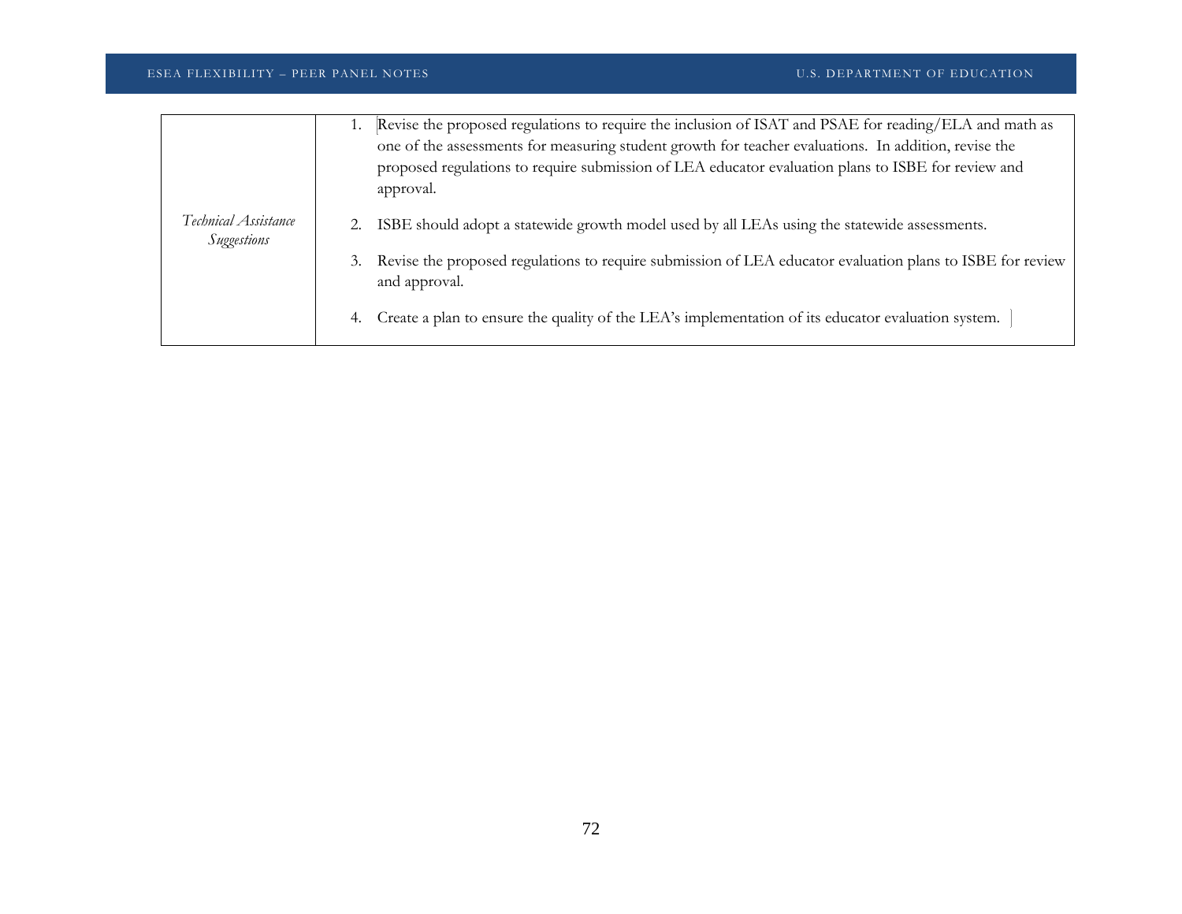| | |
| --- | --- |
| *Technical Assistance Suggestions* | 1. Revise the proposed regulations to require the inclusion of ISAT and PSAE for reading/ELA and math as one of the assessments for measuring student growth for teacher evaluations. In addition, revise the proposed regulations to require submission of LEA educator evaluation plans to ISBE for review and approval.<br><br>2. ISBE should adopt a statewide growth model used by all LEAs using the statewide assessments.<br><br>3. Revise the proposed regulations to require submission of LEA educator evaluation plans to ISBE for review and approval.<br><br>4. Create a plan to ensure the quality of the LEA's implementation of its educator evaluation system. |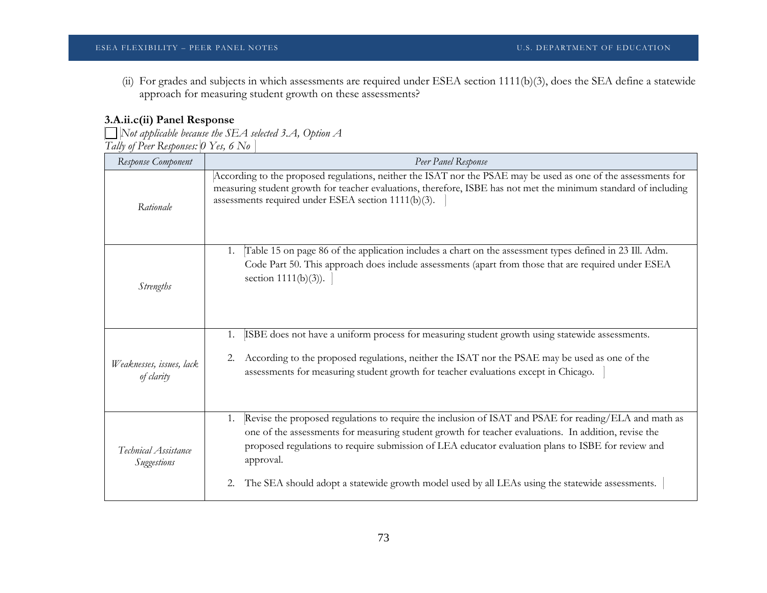(ii) For grades and subjects in which assessments are required under ESEA section 1111(b)(3), does the SEA define a statewide approach for measuring student growth on these assessments?

**3.A.ii.c(ii) Panel Response**

☐ *Not applicable because the SEA selected 3.A, Option A*

*Tally of Peer Responses: 0 Yes, 6 No*

| *Response Component* | *Peer Panel Response* |
|---|---|
| *Rationale* | According to the proposed regulations, neither the ISAT nor the PSAE may be used as one of the assessments for measuring student growth for teacher evaluations, therefore, ISBE has not met the minimum standard of including assessments required under ESEA section 1111(b)(3). |
| *Strengths* | 1. Table 15 on page 86 of the application includes a chart on the assessment types defined in 23 Ill. Adm. Code Part 50. This approach does include assessments (apart from those that are required under ESEA section 1111(b)(3)). |
| *Weaknesses, issues, lack of clarity* | 1. ISBE does not have a uniform process for measuring student growth using statewide assessments.<br><br>2. According to the proposed regulations, neither the ISAT nor the PSAE may be used as one of the assessments for measuring student growth for teacher evaluations except in Chicago. |
| *Technical Assistance Suggestions* | 1. Revise the proposed regulations to require the inclusion of ISAT and PSAE for reading/ELA and math as one of the assessments for measuring student growth for teacher evaluations. In addition, revise the proposed regulations to require submission of LEA educator evaluation plans to ISBE for review and approval.<br><br>2. The SEA should adopt a statewide growth model used by all LEAs using the statewide assessments. |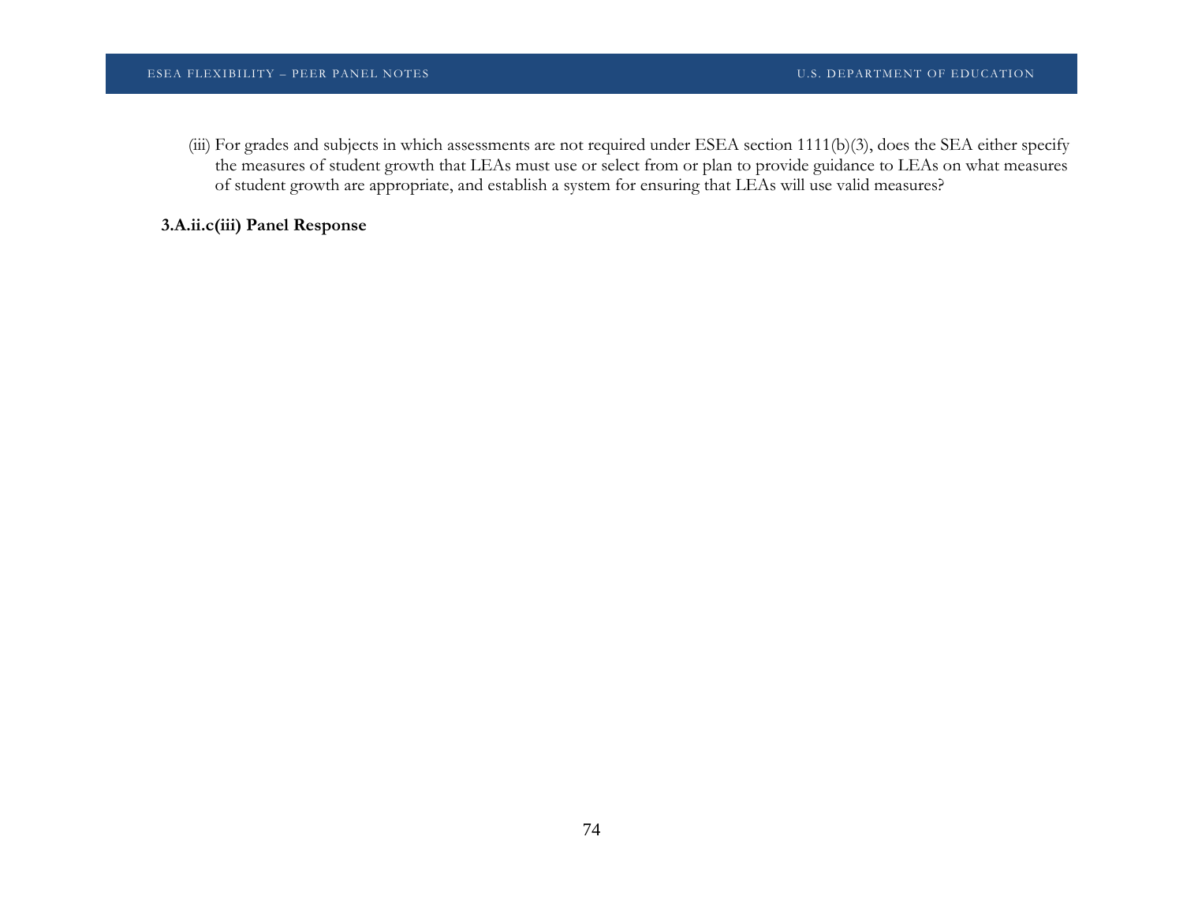(iii) For grades and subjects in which assessments are not required under ESEA section 1111(b)(3), does the SEA either specify the measures of student growth that LEAs must use or select from or plan to provide guidance to LEAs on what measures of student growth are appropriate, and establish a system for ensuring that LEAs will use valid measures?

**3.A.ii.c(iii) Panel Response**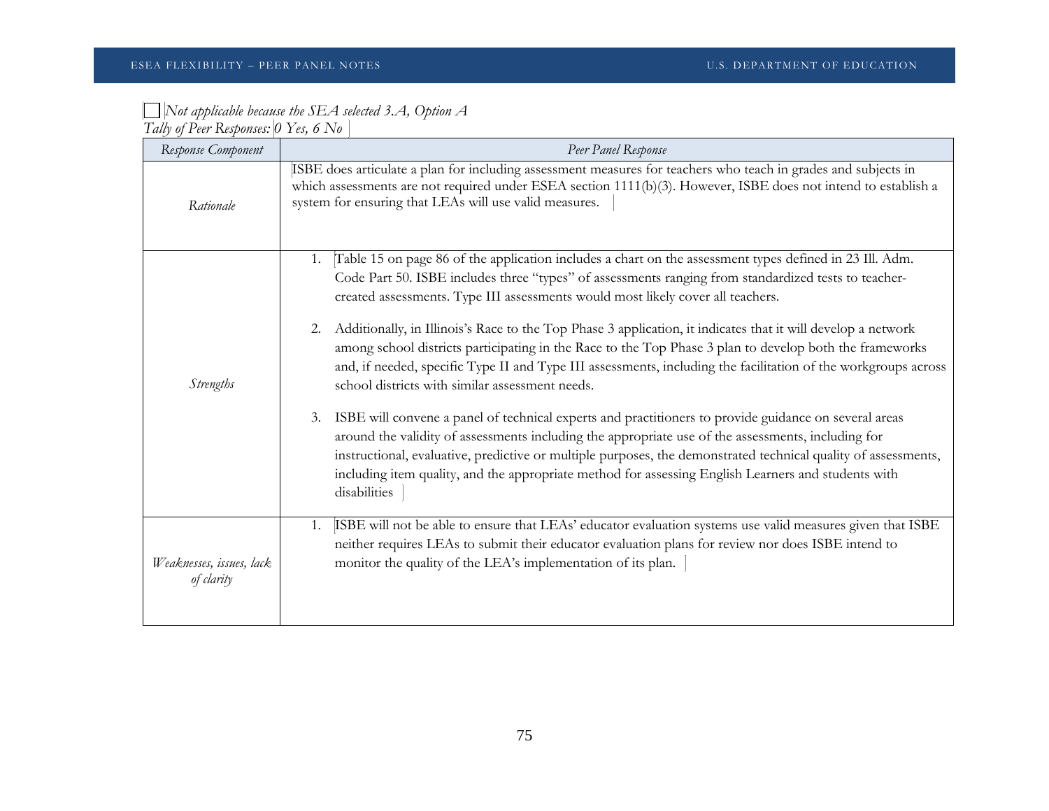☐ *Not applicable because the SEA selected 3.A, Option A*

*Tally of Peer Responses: 0 Yes, 6 No*

| *Response Component* | *Peer Panel Response* |
|---|---|
| *Rationale* | ISBE does articulate a plan for including assessment measures for teachers who teach in grades and subjects in which assessments are not required under ESEA section 1111(b)(3). However, ISBE does not intend to establish a system for ensuring that LEAs will use valid measures. |
| *Strengths* | 1. Table 15 on page 86 of the application includes a chart on the assessment types defined in 23 Ill. Adm. Code Part 50. ISBE includes three "types" of assessments ranging from standardized tests to teacher-created assessments. Type III assessments would most likely cover all teachers.<br><br>2. Additionally, in Illinois's Race to the Top Phase 3 application, it indicates that it will develop a network among school districts participating in the Race to the Top Phase 3 plan to develop both the frameworks and, if needed, specific Type II and Type III assessments, including the facilitation of the workgroups across school districts with similar assessment needs.<br><br>3. ISBE will convene a panel of technical experts and practitioners to provide guidance on several areas around the validity of assessments including the appropriate use of the assessments, including for instructional, evaluative, predictive or multiple purposes, the demonstrated technical quality of assessments, including item quality, and the appropriate method for assessing English Learners and students with disabilities |
| *Weaknesses, issues, lack of clarity* | 1. ISBE will not be able to ensure that LEAs' educator evaluation systems use valid measures given that ISBE neither requires LEAs to submit their educator evaluation plans for review nor does ISBE intend to monitor the quality of the LEA's implementation of its plan. |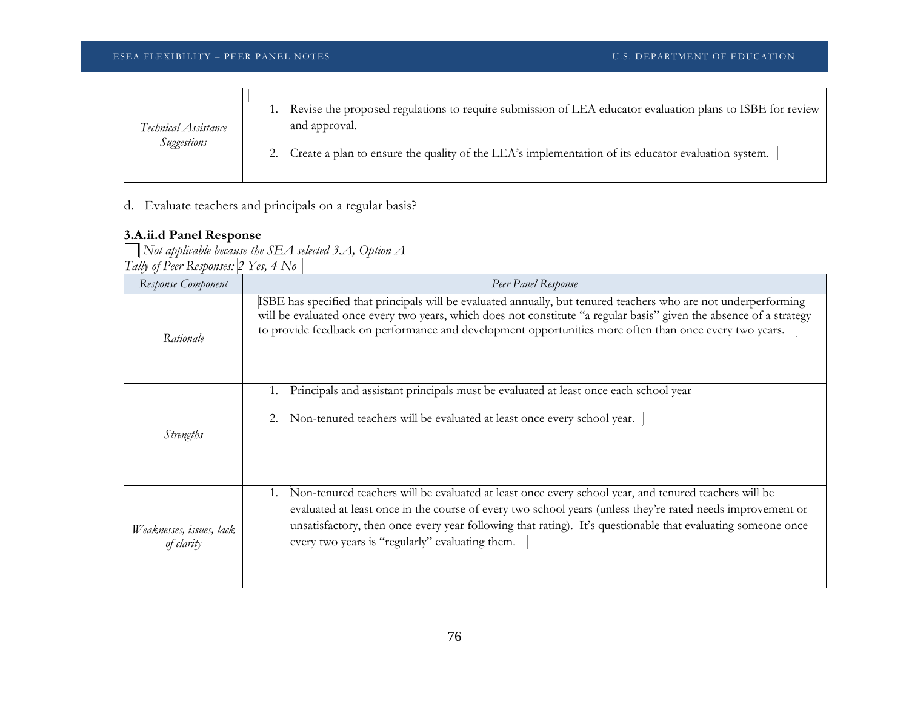| | |
|---|---|
| *Technical Assistance Suggestions* | 1. Revise the proposed regulations to require submission of LEA educator evaluation plans to ISBE for review and approval. <br><br> 2. Create a plan to ensure the quality of the LEA's implementation of its educator evaluation system. |

d. Evaluate teachers and principals on a regular basis?

**3.A.ii.d Panel Response**

☐ *Not applicable because the SEA selected 3.A, Option A*

*Tally of Peer Responses:* 2 Yes, 4 No

| *Response Component* | *Peer Panel Response* |
|---|---|
| *Rationale* | ISBE has specified that principals will be evaluated annually, but tenured teachers who are not underperforming will be evaluated once every two years, which does not constitute "a regular basis" given the absence of a strategy to provide feedback on performance and development opportunities more often than once every two years. |
| *Strengths* | 1. Principals and assistant principals must be evaluated at least once each school year <br><br> 2. Non-tenured teachers will be evaluated at least once every school year. |
| *Weaknesses, issues, lack of clarity* | 1. Non-tenured teachers will be evaluated at least once every school year, and tenured teachers will be evaluated at least once in the course of every two school years (unless they're rated needs improvement or unsatisfactory, then once every year following that rating). It's questionable that evaluating someone once every two years is "regularly" evaluating them. |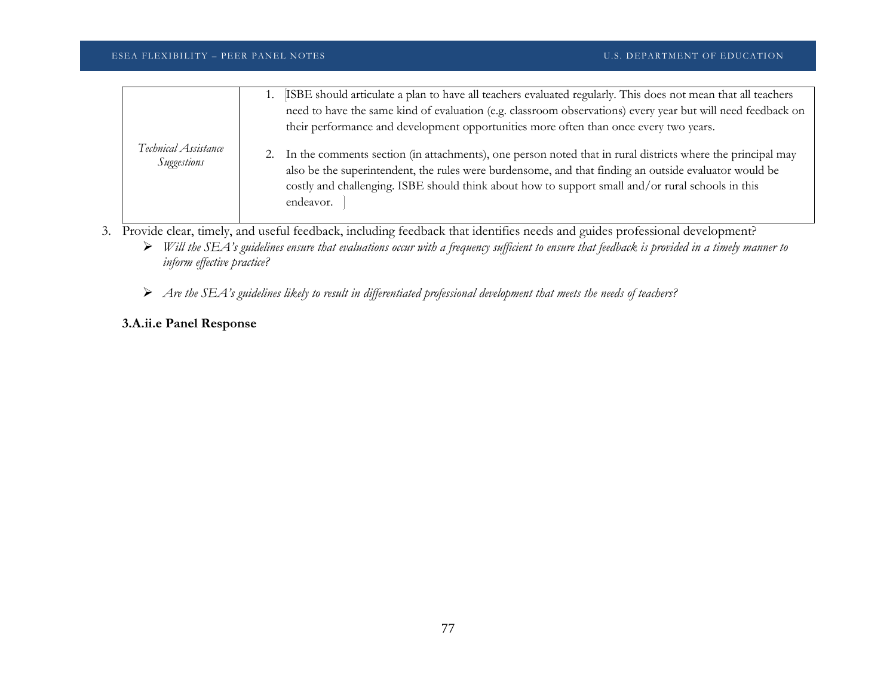| Technical Assistance Suggestions | 1. ISBE should articulate a plan to have all teachers evaluated regularly. This does not mean that all teachers need to have the same kind of evaluation (e.g. classroom observations) every year but will need feedback on their performance and development opportunities more often than once every two years.<br><br>2. In the comments section (in attachments), one person noted that in rural districts where the principal may also be the superintendent, the rules were burdensome, and that finding an outside evaluator would be costly and challenging. ISBE should think about how to support small and/or rural schools in this endeavor. |
|---|---|

3. Provide clear, timely, and useful feedback, including feedback that identifies needs and guides professional development?
   - *Will the SEA's guidelines ensure that evaluations occur with a frequency sufficient to ensure that feedback is provided in a timely manner to inform effective practice?*
   - *Are the SEA's guidelines likely to result in differentiated professional development that meets the needs of teachers?*

**3.A.ii.e Panel Response**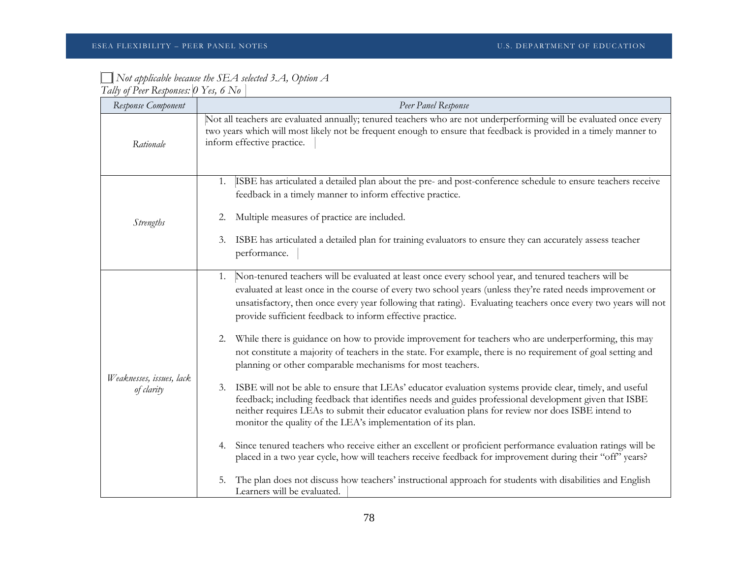☐ *Not applicable because the SEA selected 3.A, Option A*

*Tally of Peer Responses:* 0 Yes, 6 No

| *Response Component* | *Peer Panel Response* |
| --- | --- |
| *Rationale* | Not all teachers are evaluated annually; tenured teachers who are not underperforming will be evaluated once every two years which will most likely not be frequent enough to ensure that feedback is provided in a timely manner to inform effective practice. |
| *Strengths* | 1. ISBE has articulated a detailed plan about the pre- and post-conference schedule to ensure teachers receive feedback in a timely manner to inform effective practice.<br><br>2. Multiple measures of practice are included.<br><br>3. ISBE has articulated a detailed plan for training evaluators to ensure they can accurately assess teacher performance. |
| *Weaknesses, issues, lack of clarity* | 1. Non-tenured teachers will be evaluated at least once every school year, and tenured teachers will be evaluated at least once in the course of every two school years (unless they're rated needs improvement or unsatisfactory, then once every year following that rating). Evaluating teachers once every two years will not provide sufficient feedback to inform effective practice.<br><br>2. While there is guidance on how to provide improvement for teachers who are underperforming, this may not constitute a majority of teachers in the state. For example, there is no requirement of goal setting and planning or other comparable mechanisms for most teachers.<br><br>3. ISBE will not be able to ensure that LEAs' educator evaluation systems provide clear, timely, and useful feedback; including feedback that identifies needs and guides professional development given that ISBE neither requires LEAs to submit their educator evaluation plans for review nor does ISBE intend to monitor the quality of the LEA's implementation of its plan.<br><br>4. Since tenured teachers who receive either an excellent or proficient performance evaluation ratings will be placed in a two year cycle, how will teachers receive feedback for improvement during their "off" years?<br><br>5. The plan does not discuss how teachers' instructional approach for students with disabilities and English Learners will be evaluated. |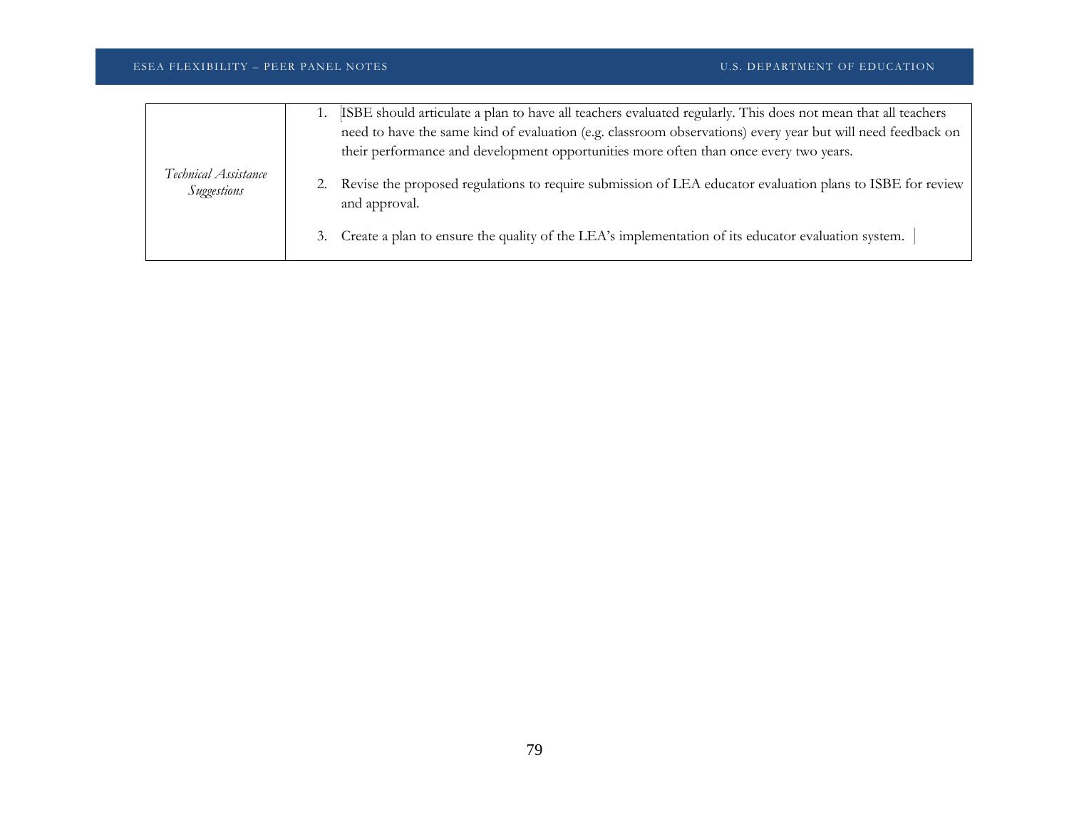| *Technical Assistance Suggestions* | 1. ISBE should articulate a plan to have all teachers evaluated regularly. This does not mean that all teachers need to have the same kind of evaluation (e.g. classroom observations) every year but will need feedback on their performance and development opportunities more often than once every two years.<br><br>2. Revise the proposed regulations to require submission of LEA educator evaluation plans to ISBE for review and approval.<br><br>3. Create a plan to ensure the quality of the LEA's implementation of its educator evaluation system. |
|---|---|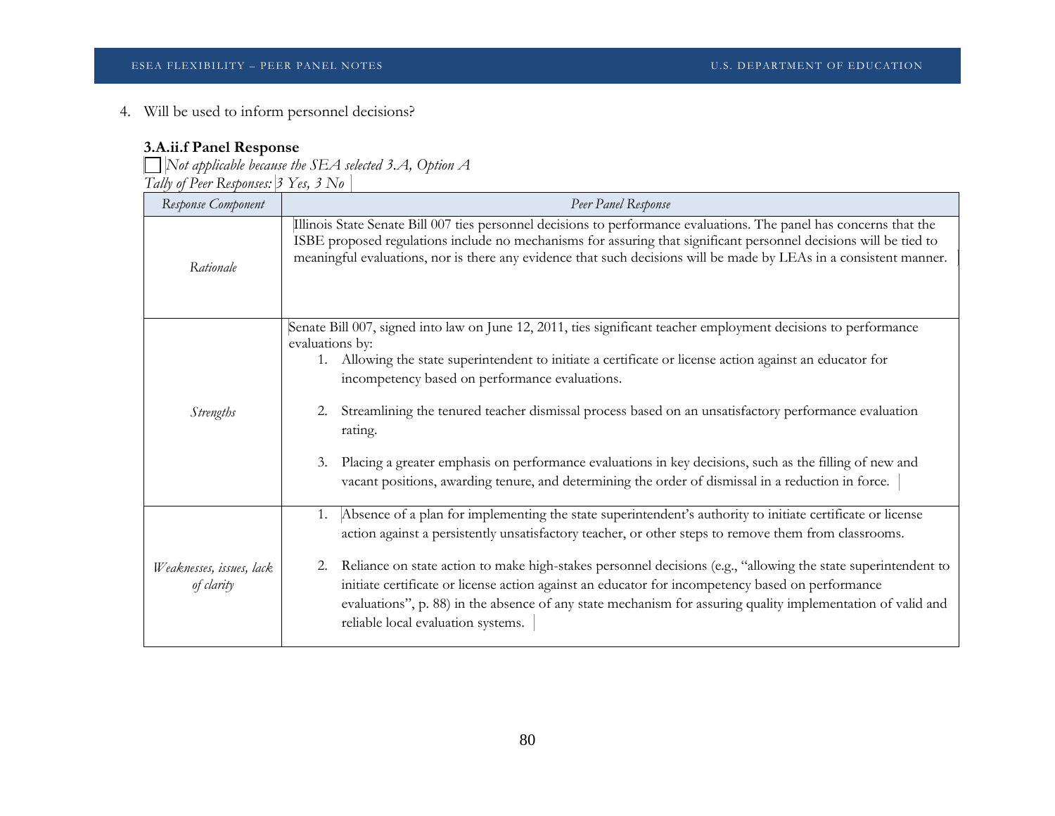4. Will be used to inform personnel decisions?

**3.A.ii.f Panel Response**

☐ *Not applicable because the SEA selected 3.A, Option A*

*Tally of Peer Responses:* *3 Yes, 3 No*

| *Response Component* | *Peer Panel Response* |
|---|---|
| *Rationale* | Illinois State Senate Bill 007 ties personnel decisions to performance evaluations. The panel has concerns that the ISBE proposed regulations include no mechanisms for assuring that significant personnel decisions will be tied to meaningful evaluations, nor is there any evidence that such decisions will be made by LEAs in a consistent manner. |
| *Strengths* | Senate Bill 007, signed into law on June 12, 2011, ties significant teacher employment decisions to performance evaluations by:<br>1. Allowing the state superintendent to initiate a certificate or license action against an educator for incompetency based on performance evaluations.<br>2. Streamlining the tenured teacher dismissal process based on an unsatisfactory performance evaluation rating.<br>3. Placing a greater emphasis on performance evaluations in key decisions, such as the filling of new and vacant positions, awarding tenure, and determining the order of dismissal in a reduction in force. |
| *Weaknesses, issues, lack of clarity* | 1. Absence of a plan for implementing the state superintendent's authority to initiate certificate or license action against a persistently unsatisfactory teacher, or other steps to remove them from classrooms.<br>2. Reliance on state action to make high-stakes personnel decisions (e.g., "allowing the state superintendent to initiate certificate or license action against an educator for incompetency based on performance evaluations", p. 88) in the absence of any state mechanism for assuring quality implementation of valid and reliable local evaluation systems. |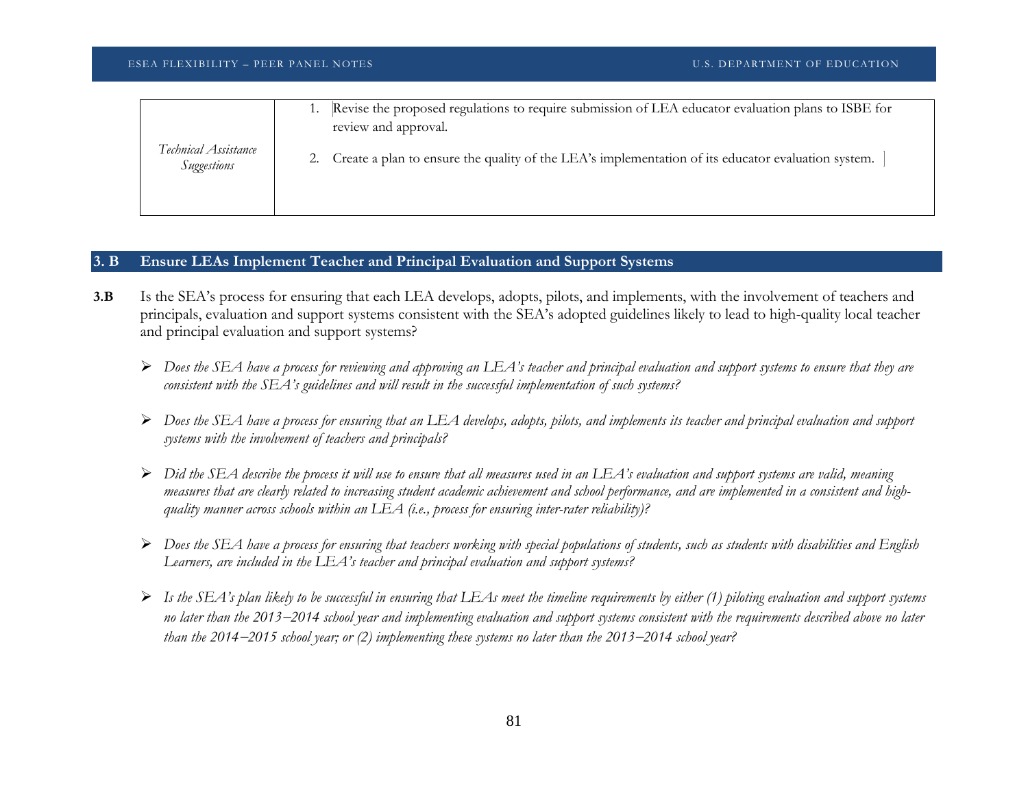| | |
|---|---|
| *Technical Assistance Suggestions* | 1. Revise the proposed regulations to require submission of LEA educator evaluation plans to ISBE for review and approval.<br><br>2. Create a plan to ensure the quality of the LEA's implementation of its educator evaluation system. |

## 3. B Ensure LEAs Implement Teacher and Principal Evaluation and Support Systems

**3.B** Is the SEA's process for ensuring that each LEA develops, adopts, pilots, and implements, with the involvement of teachers and principals, evaluation and support systems consistent with the SEA's adopted guidelines likely to lead to high-quality local teacher and principal evaluation and support systems?

- *Does the SEA have a process for reviewing and approving an LEA's teacher and principal evaluation and support systems to ensure that they are consistent with the SEA's guidelines and will result in the successful implementation of such systems?*
- *Does the SEA have a process for ensuring that an LEA develops, adopts, pilots, and implements its teacher and principal evaluation and support systems with the involvement of teachers and principals?*
- *Did the SEA describe the process it will use to ensure that all measures used in an LEA's evaluation and support systems are valid, meaning measures that are clearly related to increasing student academic achievement and school performance, and are implemented in a consistent and high-quality manner across schools within an LEA (i.e., process for ensuring inter-rater reliability)?*
- *Does the SEA have a process for ensuring that teachers working with special populations of students, such as students with disabilities and English Learners, are included in the LEA's teacher and principal evaluation and support systems?*
- *Is the SEA's plan likely to be successful in ensuring that LEAs meet the timeline requirements by either (1) piloting evaluation and support systems no later than the 2013–2014 school year and implementing evaluation and support systems consistent with the requirements described above no later than the 2014–2015 school year; or (2) implementing these systems no later than the 2013–2014 school year?*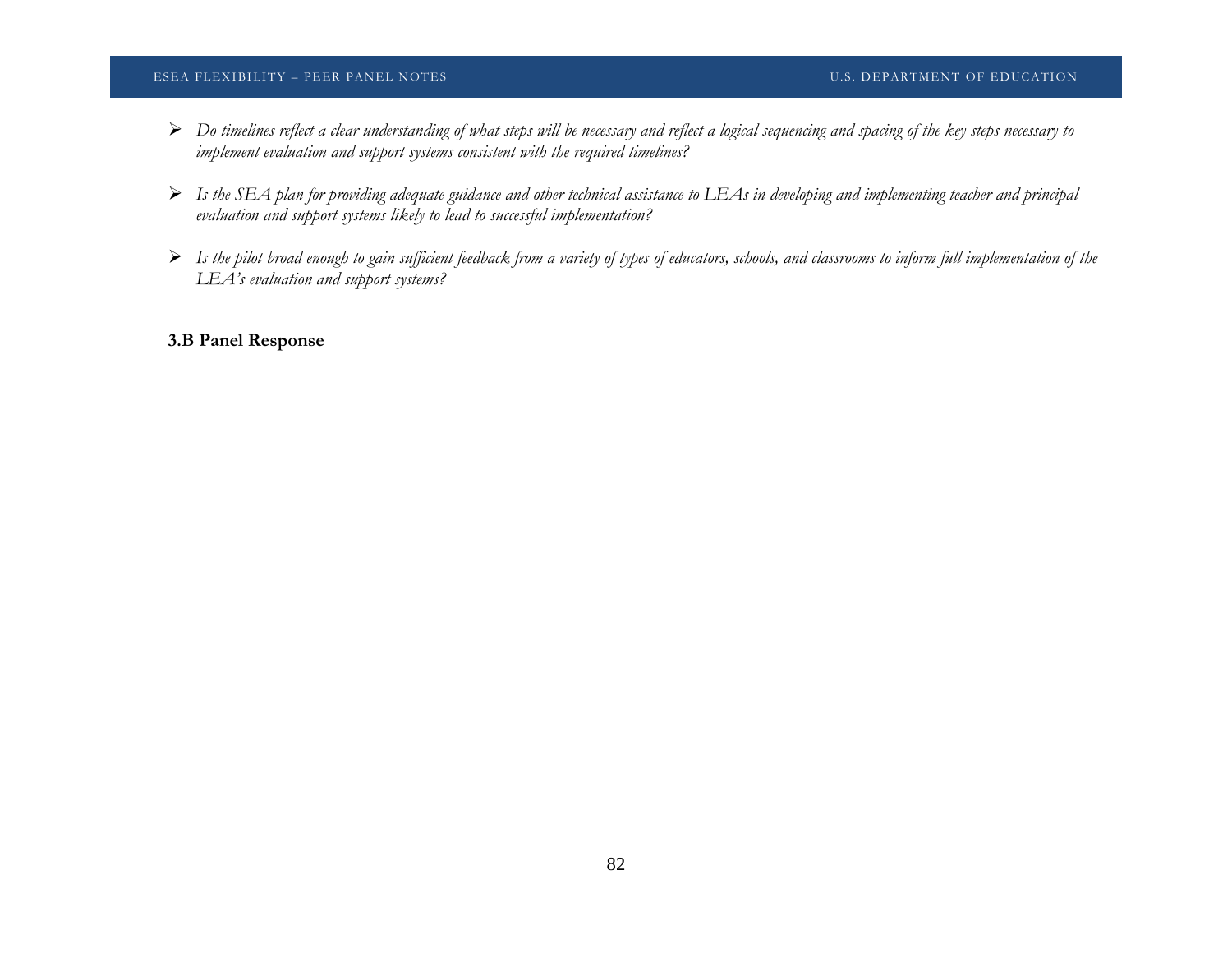- *Do timelines reflect a clear understanding of what steps will be necessary and reflect a logical sequencing and spacing of the key steps necessary to implement evaluation and support systems consistent with the required timelines?*
- *Is the SEA plan for providing adequate guidance and other technical assistance to LEAs in developing and implementing teacher and principal evaluation and support systems likely to lead to successful implementation?*
- *Is the pilot broad enough to gain sufficient feedback from a variety of types of educators, schools, and classrooms to inform full implementation of the LEA's evaluation and support systems?*

**3.B Panel Response**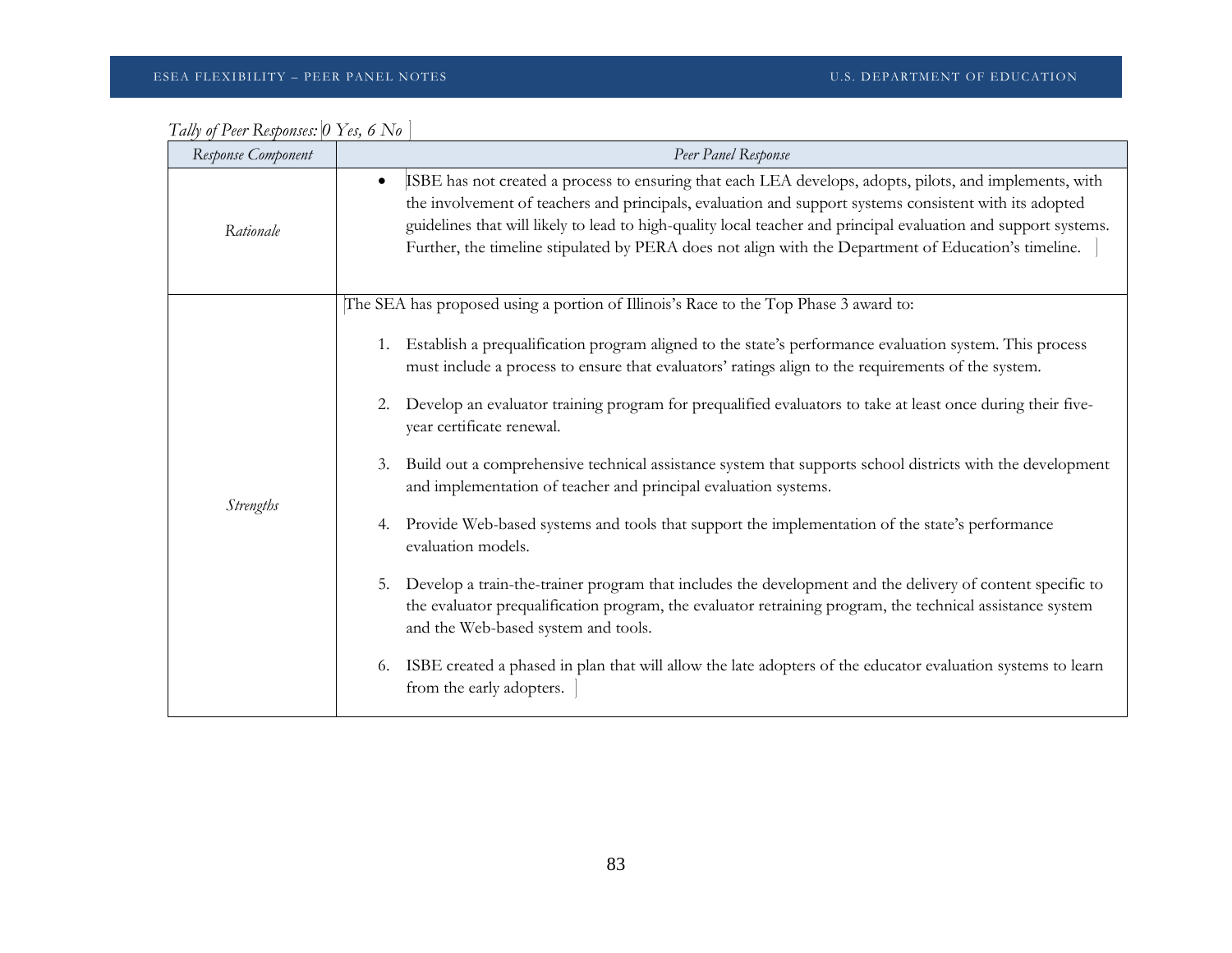*Tally of Peer Responses: 0 Yes, 6 No*

| *Response Component* | *Peer Panel Response* |
|---|---|
| *Rationale* | • ISBE has not created a process to ensuring that each LEA develops, adopts, pilots, and implements, with the involvement of teachers and principals, evaluation and support systems consistent with its adopted guidelines that will likely to lead to high-quality local teacher and principal evaluation and support systems. Further, the timeline stipulated by PERA does not align with the Department of Education's timeline. |
| *Strengths* | The SEA has proposed using a portion of Illinois's Race to the Top Phase 3 award to:<br><br>1. Establish a prequalification program aligned to the state's performance evaluation system. This process must include a process to ensure that evaluators' ratings align to the requirements of the system.<br>2. Develop an evaluator training program for prequalified evaluators to take at least once during their five-year certificate renewal.<br>3. Build out a comprehensive technical assistance system that supports school districts with the development and implementation of teacher and principal evaluation systems.<br>4. Provide Web-based systems and tools that support the implementation of the state's performance evaluation models.<br>5. Develop a train-the-trainer program that includes the development and the delivery of content specific to the evaluator prequalification program, the evaluator retraining program, the technical assistance system and the Web-based system and tools.<br>6. ISBE created a phased in plan that will allow the late adopters of the educator evaluation systems to learn from the early adopters. |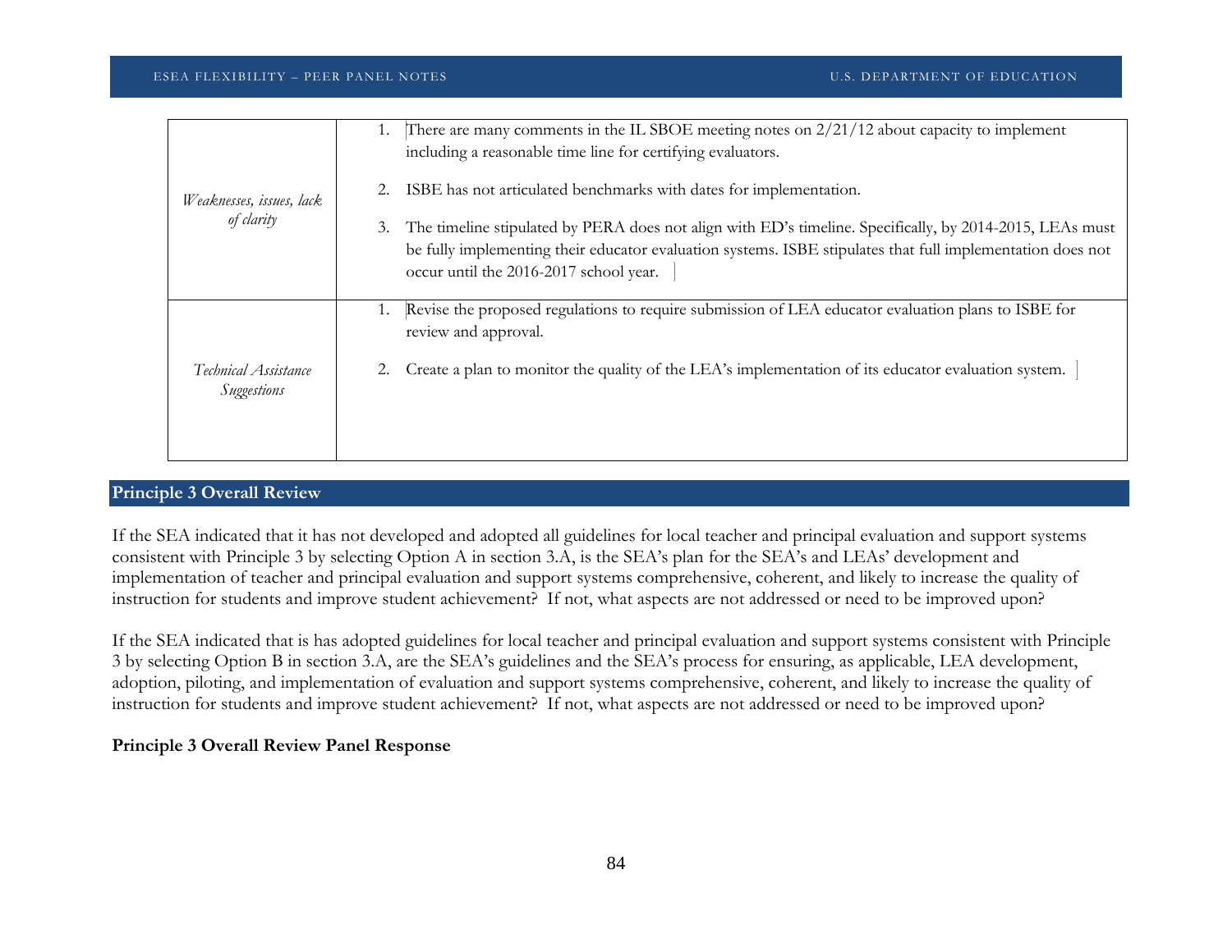| | |
|---|---|
| *Weaknesses, issues, lack of clarity* | 1. There are many comments in the IL SBOE meeting notes on 2/21/12 about capacity to implement including a reasonable time line for certifying evaluators.<br><br>2. ISBE has not articulated benchmarks with dates for implementation.<br><br>3. The timeline stipulated by PERA does not align with ED's timeline. Specifically, by 2014-2015, LEAs must be fully implementing their educator evaluation systems. ISBE stipulates that full implementation does not occur until the 2016-2017 school year. |
| *Technical Assistance Suggestions* | 1. Revise the proposed regulations to require submission of LEA educator evaluation plans to ISBE for review and approval.<br><br>2. Create a plan to monitor the quality of the LEA's implementation of its educator evaluation system. |

## Principle 3 Overall Review

If the SEA indicated that it has not developed and adopted all guidelines for local teacher and principal evaluation and support systems consistent with Principle 3 by selecting Option A in section 3.A, is the SEA's plan for the SEA's and LEAs' development and implementation of teacher and principal evaluation and support systems comprehensive, coherent, and likely to increase the quality of instruction for students and improve student achievement? If not, what aspects are not addressed or need to be improved upon?

If the SEA indicated that is has adopted guidelines for local teacher and principal evaluation and support systems consistent with Principle 3 by selecting Option B in section 3.A, are the SEA's guidelines and the SEA's process for ensuring, as applicable, LEA development, adoption, piloting, and implementation of evaluation and support systems comprehensive, coherent, and likely to increase the quality of instruction for students and improve student achievement? If not, what aspects are not addressed or need to be improved upon?

**Principle 3 Overall Review Panel Response**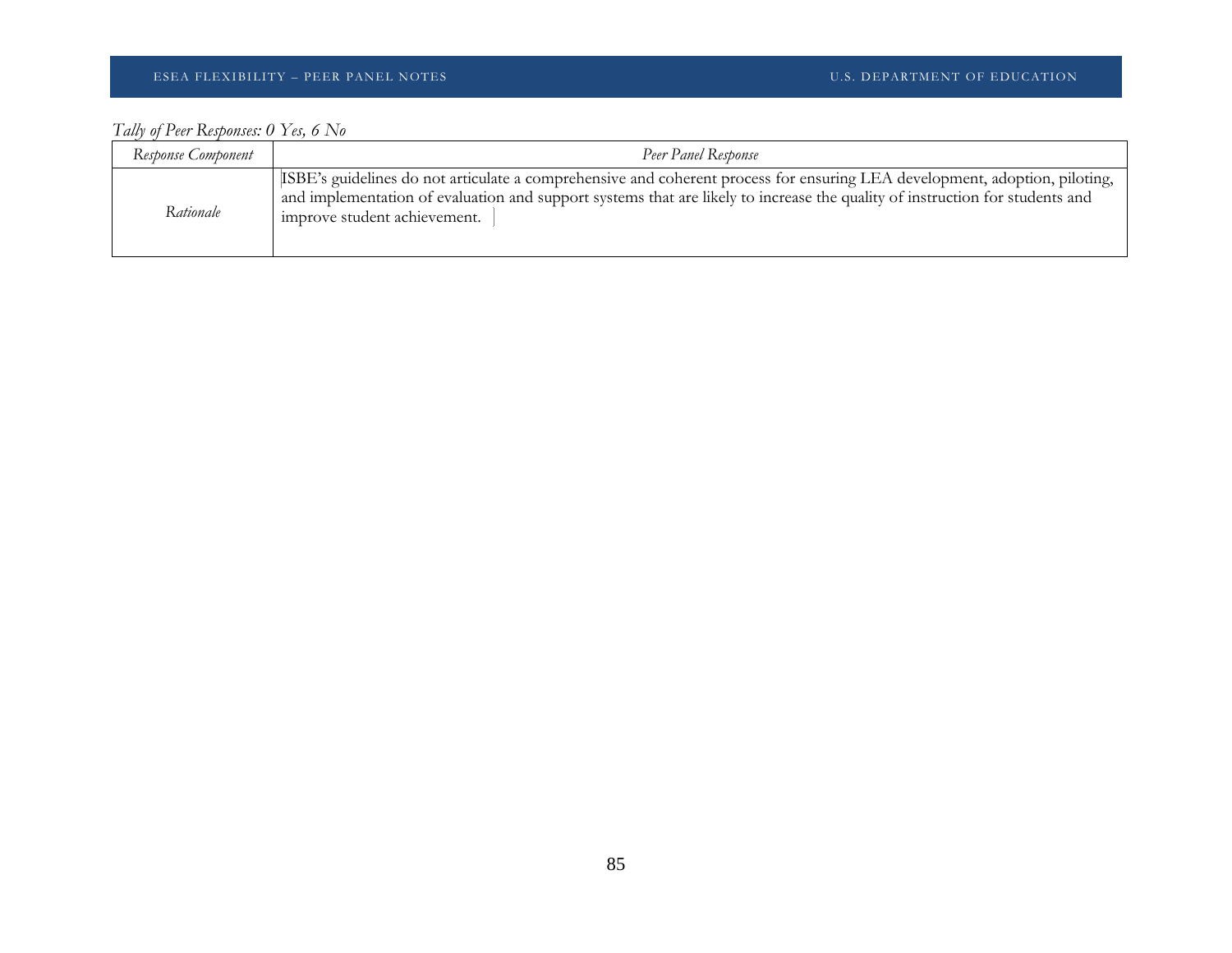*Tally of Peer Responses: 0 Yes, 6 No*

| *Response Component* | *Peer Panel Response* |
| --- | --- |
| *Rationale* | ISBE's guidelines do not articulate a comprehensive and coherent process for ensuring LEA development, adoption, piloting, and implementation of evaluation and support systems that are likely to increase the quality of instruction for students and improve student achievement. |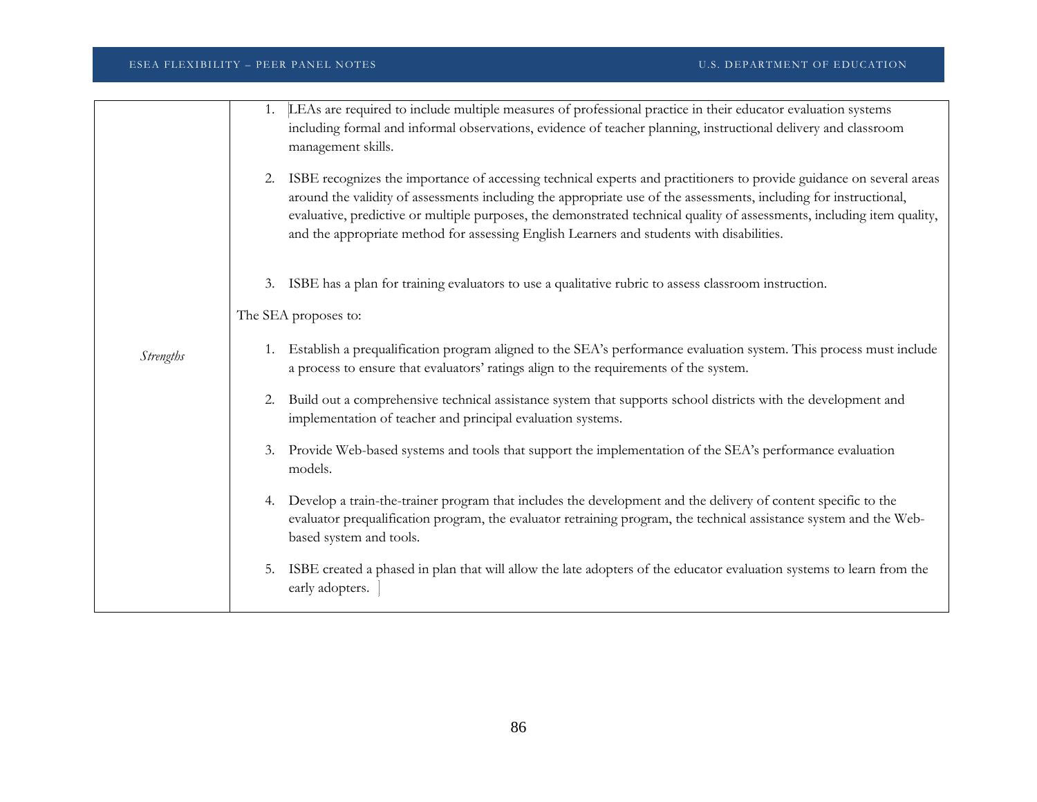| | |
|---|---|
| *Strengths* | 1. LEAs are required to include multiple measures of professional practice in their educator evaluation systems including formal and informal observations, evidence of teacher planning, instructional delivery and classroom management skills.<br><br>2. ISBE recognizes the importance of accessing technical experts and practitioners to provide guidance on several areas around the validity of assessments including the appropriate use of the assessments, including for instructional, evaluative, predictive or multiple purposes, the demonstrated technical quality of assessments, including item quality, and the appropriate method for assessing English Learners and students with disabilities.<br><br>3. ISBE has a plan for training evaluators to use a qualitative rubric to assess classroom instruction.<br><br>The SEA proposes to:<br><br>1. Establish a prequalification program aligned to the SEA's performance evaluation system. This process must include a process to ensure that evaluators' ratings align to the requirements of the system.<br><br>2. Build out a comprehensive technical assistance system that supports school districts with the development and implementation of teacher and principal evaluation systems.<br><br>3. Provide Web-based systems and tools that support the implementation of the SEA's performance evaluation models.<br><br>4. Develop a train-the-trainer program that includes the development and the delivery of content specific to the evaluator prequalification program, the evaluator retraining program, the technical assistance system and the Web-based system and tools.<br><br>5. ISBE created a phased in plan that will allow the late adopters of the educator evaluation systems to learn from the early adopters. |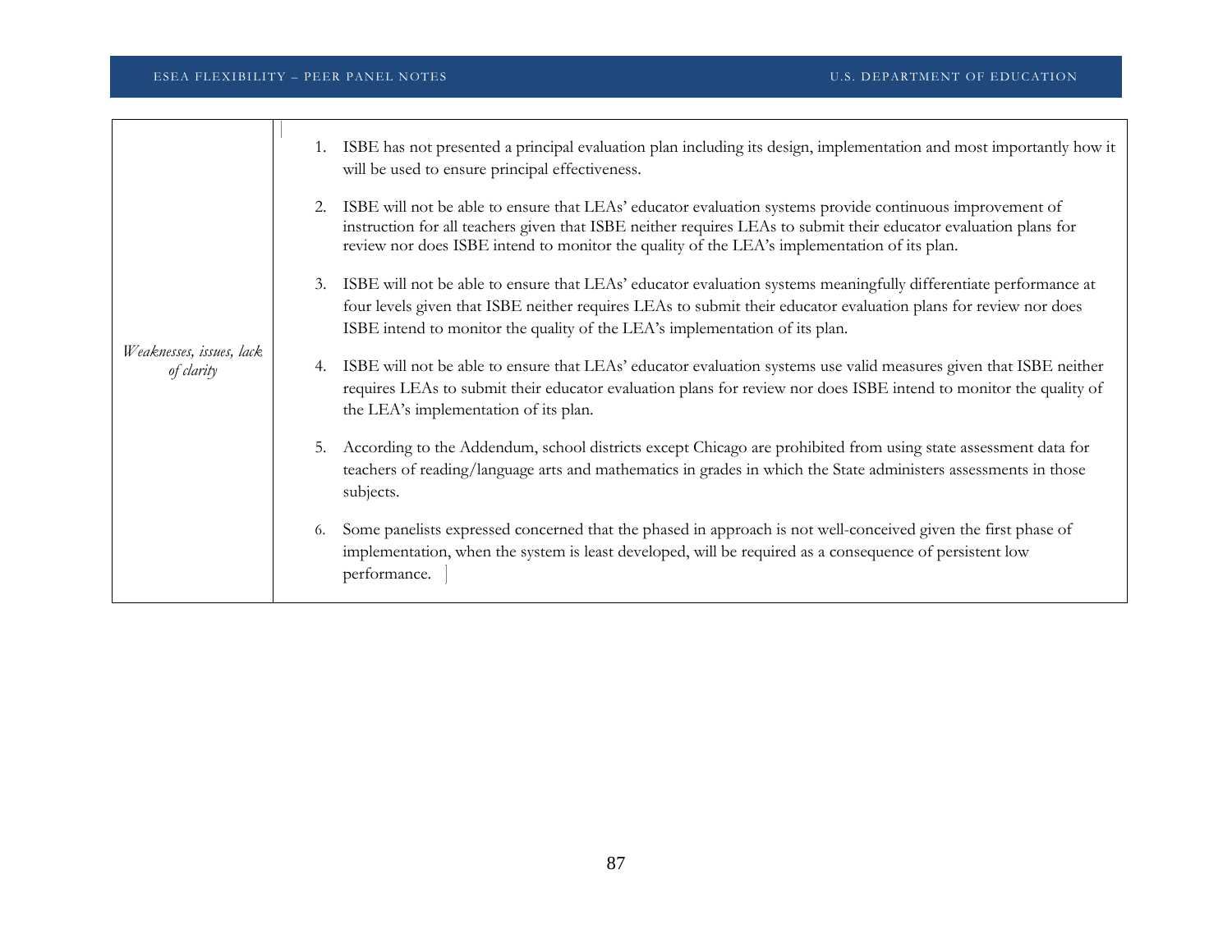| | |
|---|---|
| *Weaknesses, issues, lack of clarity* | 1. ISBE has not presented a principal evaluation plan including its design, implementation and most importantly how it will be used to ensure principal effectiveness.<br><br>2. ISBE will not be able to ensure that LEAs' educator evaluation systems provide continuous improvement of instruction for all teachers given that ISBE neither requires LEAs to submit their educator evaluation plans for review nor does ISBE intend to monitor the quality of the LEA's implementation of its plan.<br><br>3. ISBE will not be able to ensure that LEAs' educator evaluation systems meaningfully differentiate performance at four levels given that ISBE neither requires LEAs to submit their educator evaluation plans for review nor does ISBE intend to monitor the quality of the LEA's implementation of its plan.<br><br>4. ISBE will not be able to ensure that LEAs' educator evaluation systems use valid measures given that ISBE neither requires LEAs to submit their educator evaluation plans for review nor does ISBE intend to monitor the quality of the LEA's implementation of its plan.<br><br>5. According to the Addendum, school districts except Chicago are prohibited from using state assessment data for teachers of reading/language arts and mathematics in grades in which the State administers assessments in those subjects.<br><br>6. Some panelists expressed concerned that the phased in approach is not well-conceived given the first phase of implementation, when the system is least developed, will be required as a consequence of persistent low performance. |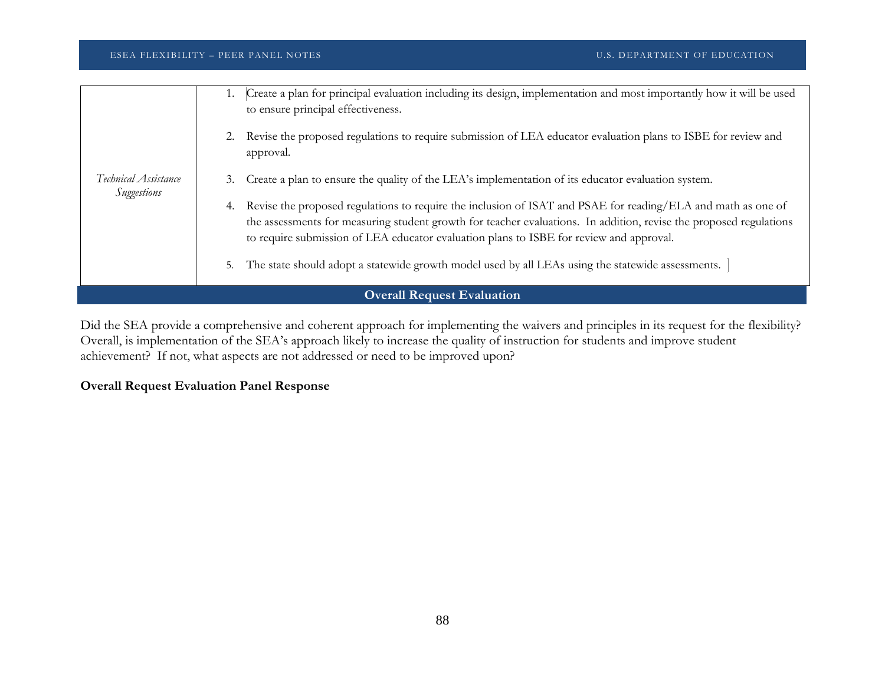| | |
|---|---|
| *Technical Assistance Suggestions* | 1. Create a plan for principal evaluation including its design, implementation and most importantly how it will be used to ensure principal effectiveness.<br><br>2. Revise the proposed regulations to require submission of LEA educator evaluation plans to ISBE for review and approval.<br><br>3. Create a plan to ensure the quality of the LEA's implementation of its educator evaluation system.<br><br>4. Revise the proposed regulations to require the inclusion of ISAT and PSAE for reading/ELA and math as one of the assessments for measuring student growth for teacher evaluations. In addition, revise the proposed regulations to require submission of LEA educator evaluation plans to ISBE for review and approval.<br><br>5. The state should adopt a statewide growth model used by all LEAs using the statewide assessments. |

## Overall Request Evaluation

Did the SEA provide a comprehensive and coherent approach for implementing the waivers and principles in its request for the flexibility? Overall, is implementation of the SEA's approach likely to increase the quality of instruction for students and improve student achievement? If not, what aspects are not addressed or need to be improved upon?

**Overall Request Evaluation Panel Response**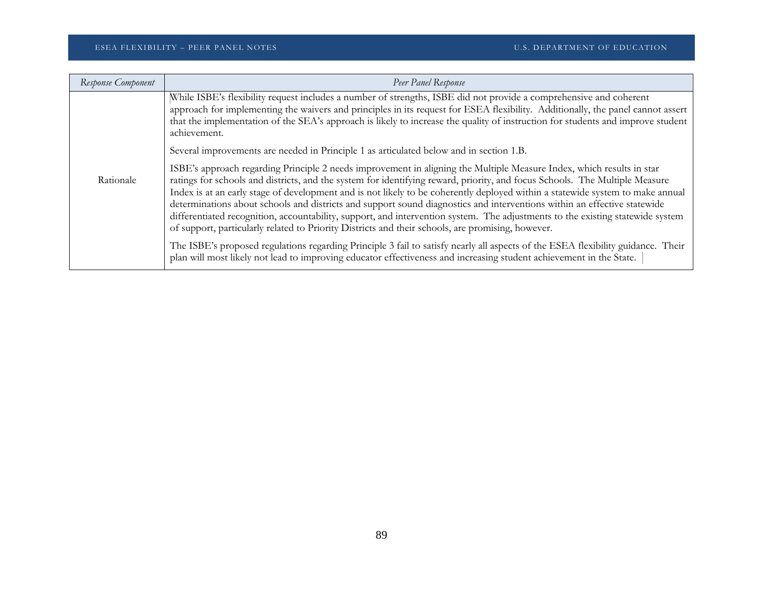| *Response Component* | *Peer Panel Response* |
|---|---|
| Rationale | While ISBE's flexibility request includes a number of strengths, ISBE did not provide a comprehensive and coherent approach for implementing the waivers and principles in its request for ESEA flexibility. Additionally, the panel cannot assert that the implementation of the SEA's approach is likely to increase the quality of instruction for students and improve student achievement.<br><br>Several improvements are needed in Principle 1 as articulated below and in section 1.B.<br><br>ISBE's approach regarding Principle 2 needs improvement in aligning the Multiple Measure Index, which results in star ratings for schools and districts, and the system for identifying reward, priority, and focus Schools. The Multiple Measure Index is at an early stage of development and is not likely to be coherently deployed within a statewide system to make annual determinations about schools and districts and support sound diagnostics and interventions within an effective statewide differentiated recognition, accountability, support, and intervention system. The adjustments to the existing statewide system of support, particularly related to Priority Districts and their schools, are promising, however.<br><br>The ISBE's proposed regulations regarding Principle 3 fail to satisfy nearly all aspects of the ESEA flexibility guidance. Their plan will most likely not lead to improving educator effectiveness and increasing student achievement in the State. |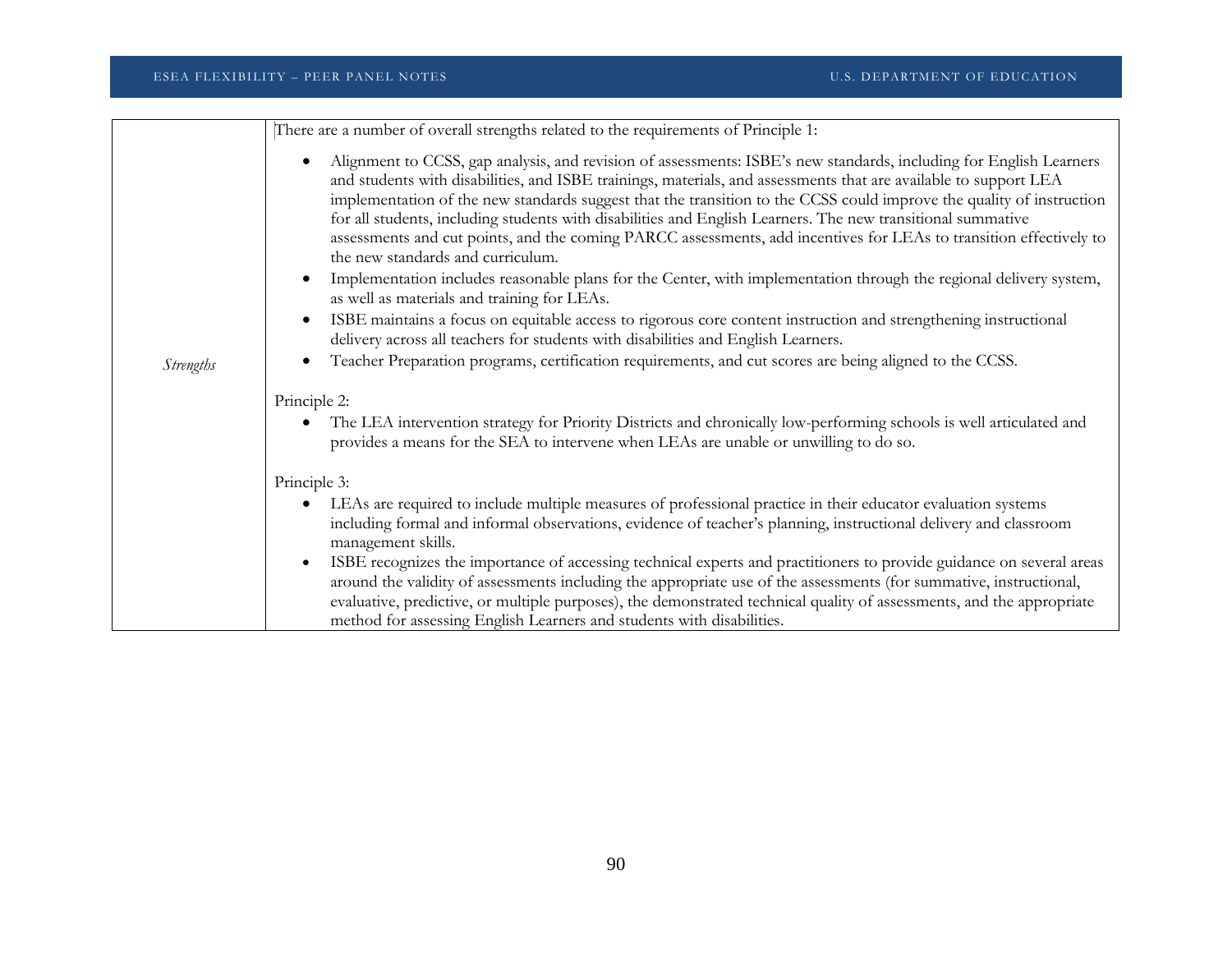| | |
|---|---|
| *Strengths* | There are a number of overall strengths related to the requirements of Principle 1:<br><br>• Alignment to CCSS, gap analysis, and revision of assessments: ISBE's new standards, including for English Learners and students with disabilities, and ISBE trainings, materials, and assessments that are available to support LEA implementation of the new standards suggest that the transition to the CCSS could improve the quality of instruction for all students, including students with disabilities and English Learners. The new transitional summative assessments and cut points, and the coming PARCC assessments, add incentives for LEAs to transition effectively to the new standards and curriculum.<br>• Implementation includes reasonable plans for the Center, with implementation through the regional delivery system, as well as materials and training for LEAs.<br>• ISBE maintains a focus on equitable access to rigorous core content instruction and strengthening instructional delivery across all teachers for students with disabilities and English Learners.<br>• Teacher Preparation programs, certification requirements, and cut scores are being aligned to the CCSS.<br><br>Principle 2:<br><br>• The LEA intervention strategy for Priority Districts and chronically low-performing schools is well articulated and provides a means for the SEA to intervene when LEAs are unable or unwilling to do so.<br><br>Principle 3:<br><br>• LEAs are required to include multiple measures of professional practice in their educator evaluation systems including formal and informal observations, evidence of teacher's planning, instructional delivery and classroom management skills.<br>• ISBE recognizes the importance of accessing technical experts and practitioners to provide guidance on several areas around the validity of assessments including the appropriate use of the assessments (for summative, instructional, evaluative, predictive, or multiple purposes), the demonstrated technical quality of assessments, and the appropriate method for assessing English Learners and students with disabilities. |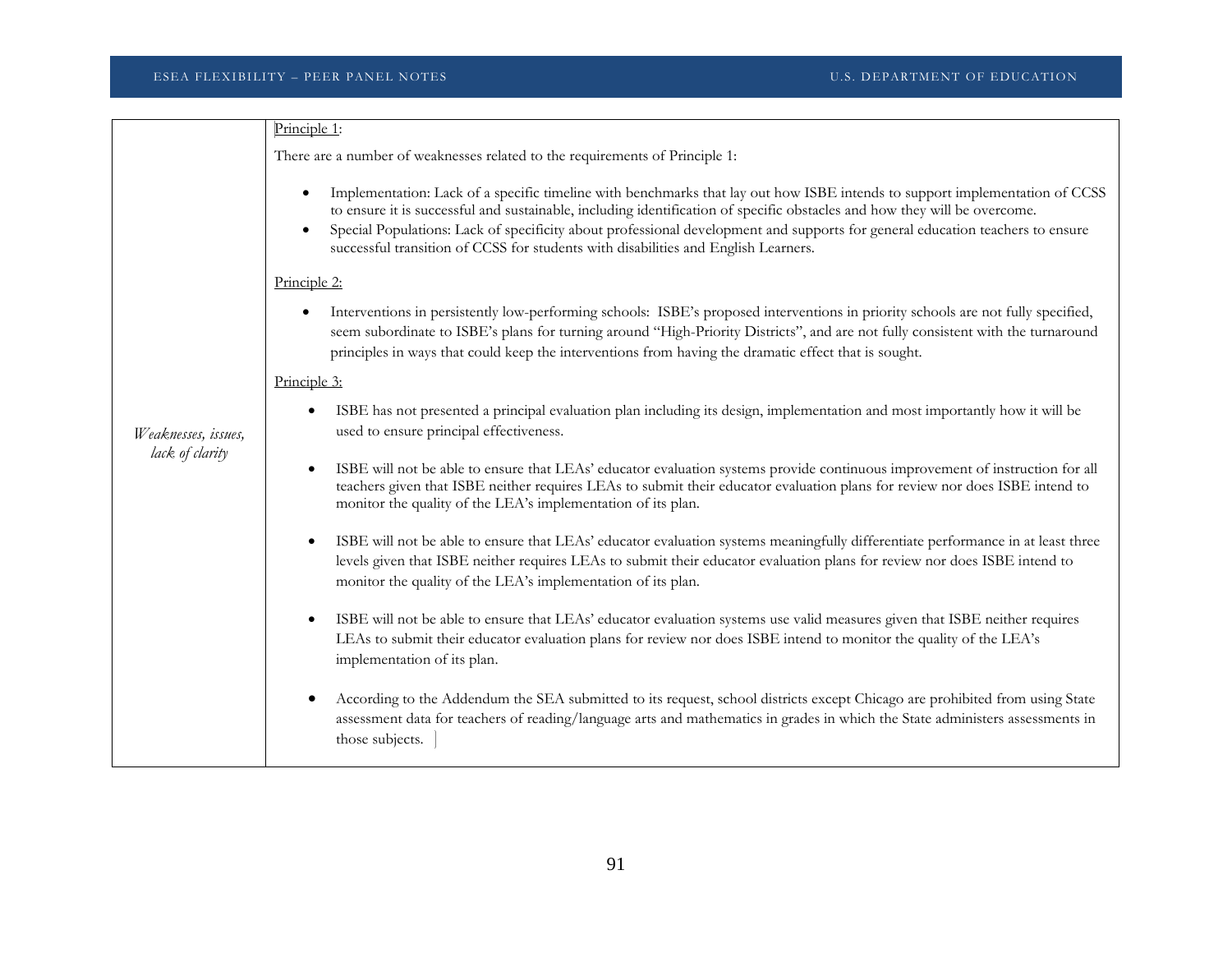| | |
|---|---|
| *Weaknesses, issues, lack of clarity* | Principle 1:<br><br>There are a number of weaknesses related to the requirements of Principle 1:<br><br>• Implementation: Lack of a specific timeline with benchmarks that lay out how ISBE intends to support implementation of CCSS to ensure it is successful and sustainable, including identification of specific obstacles and how they will be overcome.<br>• Special Populations: Lack of specificity about professional development and supports for general education teachers to ensure successful transition of CCSS for students with disabilities and English Learners.<br><br>Principle 2:<br><br>• Interventions in persistently low-performing schools: ISBE's proposed interventions in priority schools are not fully specified, seem subordinate to ISBE's plans for turning around "High-Priority Districts", and are not fully consistent with the turnaround principles in ways that could keep the interventions from having the dramatic effect that is sought.<br><br>Principle 3:<br><br>• ISBE has not presented a principal evaluation plan including its design, implementation and most importantly how it will be used to ensure principal effectiveness.<br>• ISBE will not be able to ensure that LEAs' educator evaluation systems provide continuous improvement of instruction for all teachers given that ISBE neither requires LEAs to submit their educator evaluation plans for review nor does ISBE intend to monitor the quality of the LEA's implementation of its plan.<br>• ISBE will not be able to ensure that LEAs' educator evaluation systems meaningfully differentiate performance in at least three levels given that ISBE neither requires LEAs to submit their educator evaluation plans for review nor does ISBE intend to monitor the quality of the LEA's implementation of its plan.<br>• ISBE will not be able to ensure that LEAs' educator evaluation systems use valid measures given that ISBE neither requires LEAs to submit their educator evaluation plans for review nor does ISBE intend to monitor the quality of the LEA's implementation of its plan.<br>• According to the Addendum the SEA submitted to its request, school districts except Chicago are prohibited from using State assessment data for teachers of reading/language arts and mathematics in grades in which the State administers assessments in those subjects. |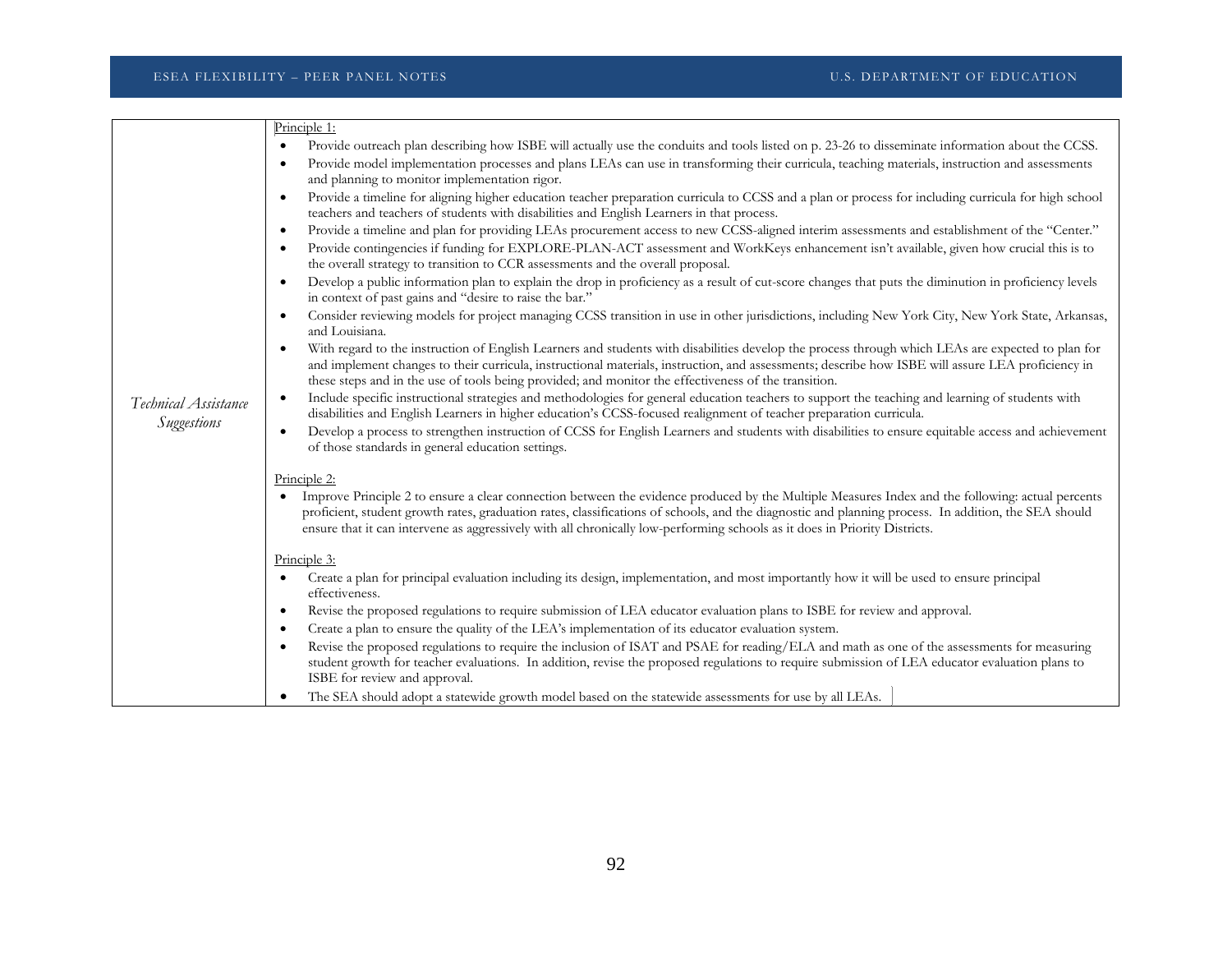| | |
|---|---|
| *Technical Assistance Suggestions* | Principle 1:<br>• Provide outreach plan describing how ISBE will actually use the conduits and tools listed on p. 23-26 to disseminate information about the CCSS.<br>• Provide model implementation processes and plans LEAs can use in transforming their curricula, teaching materials, instruction and assessments and planning to monitor implementation rigor.<br>• Provide a timeline for aligning higher education teacher preparation curricula to CCSS and a plan or process for including curricula for high school teachers and teachers of students with disabilities and English Learners in that process.<br>• Provide a timeline and plan for providing LEAs procurement access to new CCSS-aligned interim assessments and establishment of the "Center."<br>• Provide contingencies if funding for EXPLORE-PLAN-ACT assessment and WorkKeys enhancement isn't available, given how crucial this is to the overall strategy to transition to CCR assessments and the overall proposal.<br>• Develop a public information plan to explain the drop in proficiency as a result of cut-score changes that puts the diminution in proficiency levels in context of past gains and "desire to raise the bar."<br>• Consider reviewing models for project managing CCSS transition in use in other jurisdictions, including New York City, New York State, Arkansas, and Louisiana.<br>• With regard to the instruction of English Learners and students with disabilities develop the process through which LEAs are expected to plan for and implement changes to their curricula, instructional materials, instruction, and assessments; describe how ISBE will assure LEA proficiency in these steps and in the use of tools being provided; and monitor the effectiveness of the transition.<br>• Include specific instructional strategies and methodologies for general education teachers to support the teaching and learning of students with disabilities and English Learners in higher education's CCSS-focused realignment of teacher preparation curricula.<br>• Develop a process to strengthen instruction of CCSS for English Learners and students with disabilities to ensure equitable access and achievement of those standards in general education settings.<br><br>Principle 2:<br>• Improve Principle 2 to ensure a clear connection between the evidence produced by the Multiple Measures Index and the following: actual percents proficient, student growth rates, graduation rates, classifications of schools, and the diagnostic and planning process. In addition, the SEA should ensure that it can intervene as aggressively with all chronically low-performing schools as it does in Priority Districts.<br><br>Principle 3:<br>• Create a plan for principal evaluation including its design, implementation, and most importantly how it will be used to ensure principal effectiveness.<br>• Revise the proposed regulations to require submission of LEA educator evaluation plans to ISBE for review and approval.<br>• Create a plan to ensure the quality of the LEA's implementation of its educator evaluation system.<br>• Revise the proposed regulations to require the inclusion of ISAT and PSAE for reading/ELA and math as one of the assessments for measuring student growth for teacher evaluations. In addition, revise the proposed regulations to require submission of LEA educator evaluation plans to ISBE for review and approval.<br>• The SEA should adopt a statewide growth model based on the statewide assessments for use by all LEAs. |